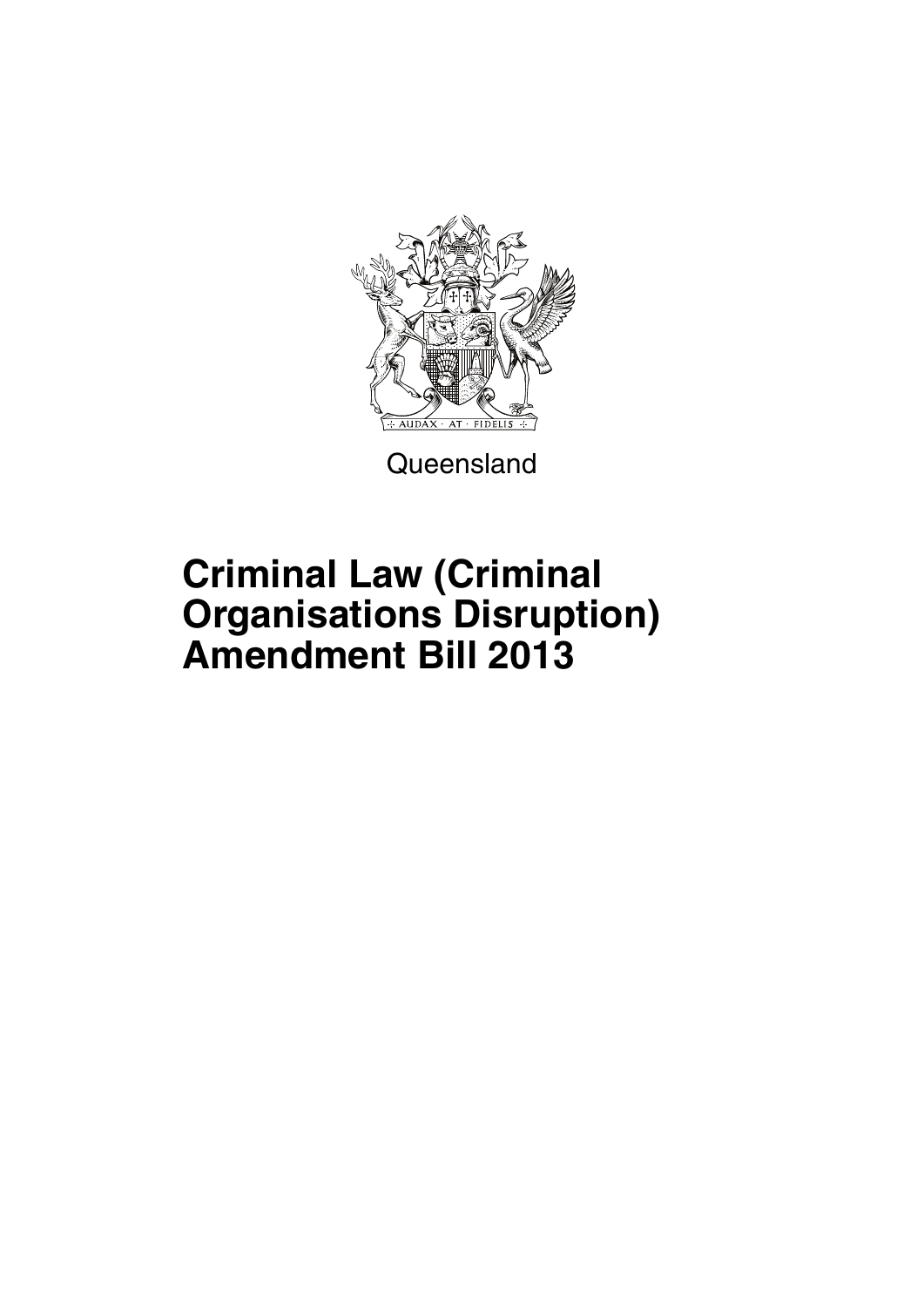Queensland

# Criminal Law (Criminal Organisations Disruption) Amendment Bill 2013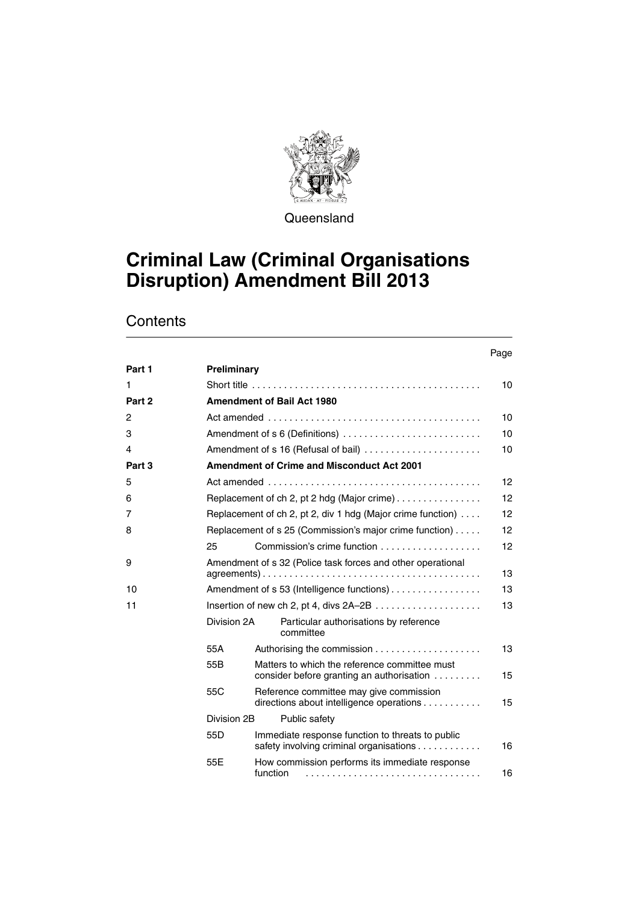Queensland

# Criminal Law (Criminal Organisations Disruption) Amendment Bill 2013

## Contents

| | | Page |
|---|---|---|
| **Part 1** | **Preliminary** | |
| 1 | Short title | 10 |
| **Part 2** | **Amendment of Bail Act 1980** | |
| 2 | Act amended | 10 |
| 3 | Amendment of s 6 (Definitions) | 10 |
| 4 | Amendment of s 16 (Refusal of bail) | 10 |
| **Part 3** | **Amendment of Crime and Misconduct Act 2001** | |
| 5 | Act amended | 12 |
| 6 | Replacement of ch 2, pt 2 hdg (Major crime) | 12 |
| 7 | Replacement of ch 2, pt 2, div 1 hdg (Major crime function) | 12 |
| 8 | Replacement of s 25 (Commission's major crime function) | 12 |
| | 25 Commission's crime function | 12 |
| 9 | Amendment of s 32 (Police task forces and other operational agreements) | 13 |
| 10 | Amendment of s 53 (Intelligence functions) | 13 |
| 11 | Insertion of new ch 2, pt 4, divs 2A–2B | 13 |
| | Division 2A Particular authorisations by reference committee | |
| | 55A Authorising the commission | 13 |
| | 55B Matters to which the reference committee must consider before granting an authorisation | 15 |
| | 55C Reference committee may give commission directions about intelligence operations | 15 |
| | Division 2B Public safety | |
| | 55D Immediate response function to threats to public safety involving criminal organisations | 16 |
| | 55E How commission performs its immediate response function | 16 |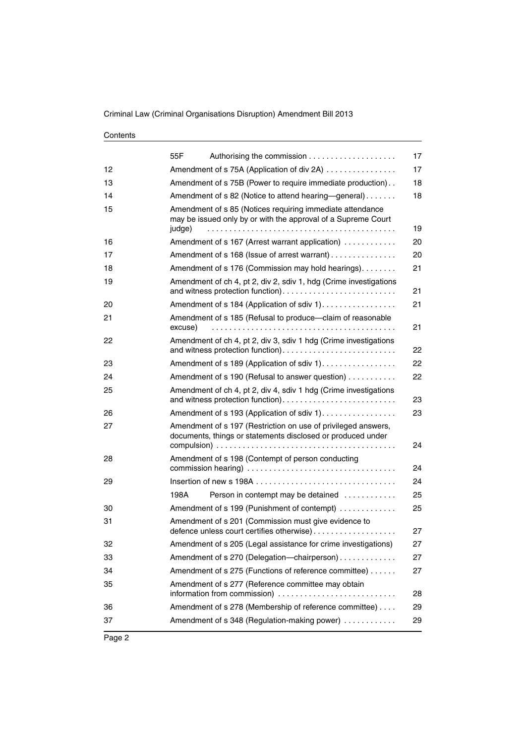| | | |
|---|---|---|
| | 55F Authorising the commission | 17 |
| 12 | Amendment of s 75A (Application of div 2A) | 17 |
| 13 | Amendment of s 75B (Power to require immediate production) | 18 |
| 14 | Amendment of s 82 (Notice to attend hearing—general) | 18 |
| 15 | Amendment of s 85 (Notices requiring immediate attendance may be issued only by or with the approval of a Supreme Court judge) | 19 |
| 16 | Amendment of s 167 (Arrest warrant application) | 20 |
| 17 | Amendment of s 168 (Issue of arrest warrant) | 20 |
| 18 | Amendment of s 176 (Commission may hold hearings) | 21 |
| 19 | Amendment of ch 4, pt 2, div 2, sdiv 1, hdg (Crime investigations and witness protection function) | 21 |
| 20 | Amendment of s 184 (Application of sdiv 1) | 21 |
| 21 | Amendment of s 185 (Refusal to produce—claim of reasonable excuse) | 21 |
| 22 | Amendment of ch 4, pt 2, div 3, sdiv 1 hdg (Crime investigations and witness protection function) | 22 |
| 23 | Amendment of s 189 (Application of sdiv 1) | 22 |
| 24 | Amendment of s 190 (Refusal to answer question) | 22 |
| 25 | Amendment of ch 4, pt 2, div 4, sdiv 1 hdg (Crime investigations and witness protection function) | 23 |
| 26 | Amendment of s 193 (Application of sdiv 1) | 23 |
| 27 | Amendment of s 197 (Restriction on use of privileged answers, documents, things or statements disclosed or produced under compulsion) | 24 |
| 28 | Amendment of s 198 (Contempt of person conducting commission hearing) | 24 |
| 29 | Insertion of new s 198A | 24 |
| | 198A Person in contempt may be detained | 25 |
| 30 | Amendment of s 199 (Punishment of contempt) | 25 |
| 31 | Amendment of s 201 (Commission must give evidence to defence unless court certifies otherwise) | 27 |
| 32 | Amendment of s 205 (Legal assistance for crime investigations) | 27 |
| 33 | Amendment of s 270 (Delegation—chairperson) | 27 |
| 34 | Amendment of s 275 (Functions of reference committee) | 27 |
| 35 | Amendment of s 277 (Reference committee may obtain information from commission) | 28 |
| 36 | Amendment of s 278 (Membership of reference committee) | 29 |
| 37 | Amendment of s 348 (Regulation-making power) | 29 |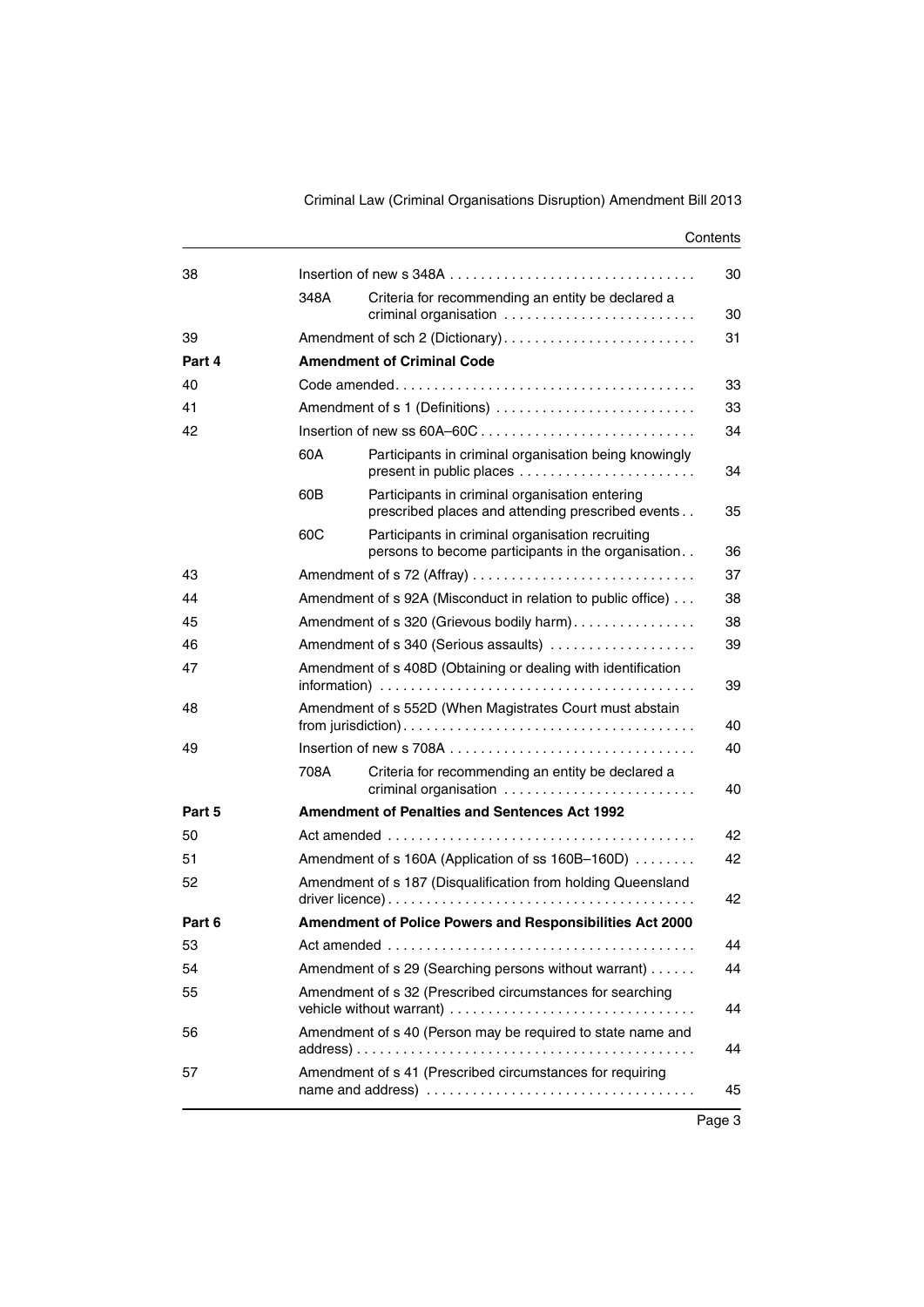| | | | |
|---|---|---|---|
| 38 | | Insertion of new s 348A | 30 |
| | 348A | Criteria for recommending an entity be declared a criminal organisation | 30 |
| 39 | | Amendment of sch 2 (Dictionary) | 31 |
| **Part 4** | | **Amendment of Criminal Code** | |
| 40 | | Code amended | 33 |
| 41 | | Amendment of s 1 (Definitions) | 33 |
| 42 | | Insertion of new ss 60A–60C | 34 |
| | 60A | Participants in criminal organisation being knowingly present in public places | 34 |
| | 60B | Participants in criminal organisation entering prescribed places and attending prescribed events | 35 |
| | 60C | Participants in criminal organisation recruiting persons to become participants in the organisation | 36 |
| 43 | | Amendment of s 72 (Affray) | 37 |
| 44 | | Amendment of s 92A (Misconduct in relation to public office) | 38 |
| 45 | | Amendment of s 320 (Grievous bodily harm) | 38 |
| 46 | | Amendment of s 340 (Serious assaults) | 39 |
| 47 | | Amendment of s 408D (Obtaining or dealing with identification information) | 39 |
| 48 | | Amendment of s 552D (When Magistrates Court must abstain from jurisdiction) | 40 |
| 49 | | Insertion of new s 708A | 40 |
| | 708A | Criteria for recommending an entity be declared a criminal organisation | 40 |
| **Part 5** | | **Amendment of Penalties and Sentences Act 1992** | |
| 50 | | Act amended | 42 |
| 51 | | Amendment of s 160A (Application of ss 160B–160D) | 42 |
| 52 | | Amendment of s 187 (Disqualification from holding Queensland driver licence) | 42 |
| **Part 6** | | **Amendment of Police Powers and Responsibilities Act 2000** | |
| 53 | | Act amended | 44 |
| 54 | | Amendment of s 29 (Searching persons without warrant) | 44 |
| 55 | | Amendment of s 32 (Prescribed circumstances for searching vehicle without warrant) | 44 |
| 56 | | Amendment of s 40 (Person may be required to state name and address) | 44 |
| 57 | | Amendment of s 41 (Prescribed circumstances for requiring name and address) | 45 |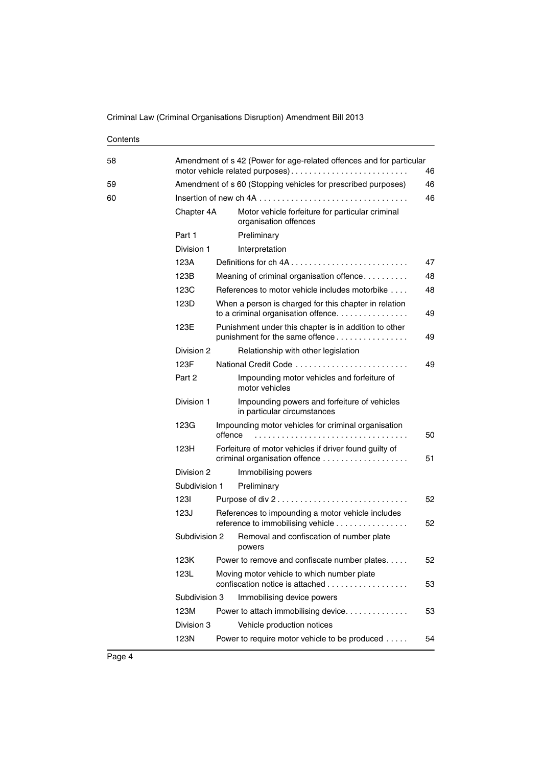| | | | |
|---|---|---|---|
| 58 | Amendment of s 42 (Power for age-related offences and for particular motor vehicle related purposes) | | 46 |
| 59 | Amendment of s 60 (Stopping vehicles for prescribed purposes) | | 46 |
| 60 | Insertion of new ch 4A | | 46 |
| | Chapter 4A | Motor vehicle forfeiture for particular criminal organisation offences | |
| | Part 1 | Preliminary | |
| | Division 1 | Interpretation | |
| | 123A | Definitions for ch 4A | 47 |
| | 123B | Meaning of criminal organisation offence | 48 |
| | 123C | References to motor vehicle includes motorbike | 48 |
| | 123D | When a person is charged for this chapter in relation to a criminal organisation offence | 49 |
| | 123E | Punishment under this chapter is in addition to other punishment for the same offence | 49 |
| | Division 2 | Relationship with other legislation | |
| | 123F | National Credit Code | 49 |
| | Part 2 | Impounding motor vehicles and forfeiture of motor vehicles | |
| | Division 1 | Impounding powers and forfeiture of vehicles in particular circumstances | |
| | 123G | Impounding motor vehicles for criminal organisation offence | 50 |
| | 123H | Forfeiture of motor vehicles if driver found guilty of criminal organisation offence | 51 |
| | Division 2 | Immobilising powers | |
| | Subdivision 1 | Preliminary | |
| | 123I | Purpose of div 2 | 52 |
| | 123J | References to impounding a motor vehicle includes reference to immobilising vehicle | 52 |
| | Subdivision 2 | Removal and confiscation of number plate powers | |
| | 123K | Power to remove and confiscate number plates | 52 |
| | 123L | Moving motor vehicle to which number plate confiscation notice is attached | 53 |
| | Subdivision 3 | Immobilising device powers | |
| | 123M | Power to attach immobilising device | 53 |
| | Division 3 | Vehicle production notices | |
| | 123N | Power to require motor vehicle to be produced | 54 |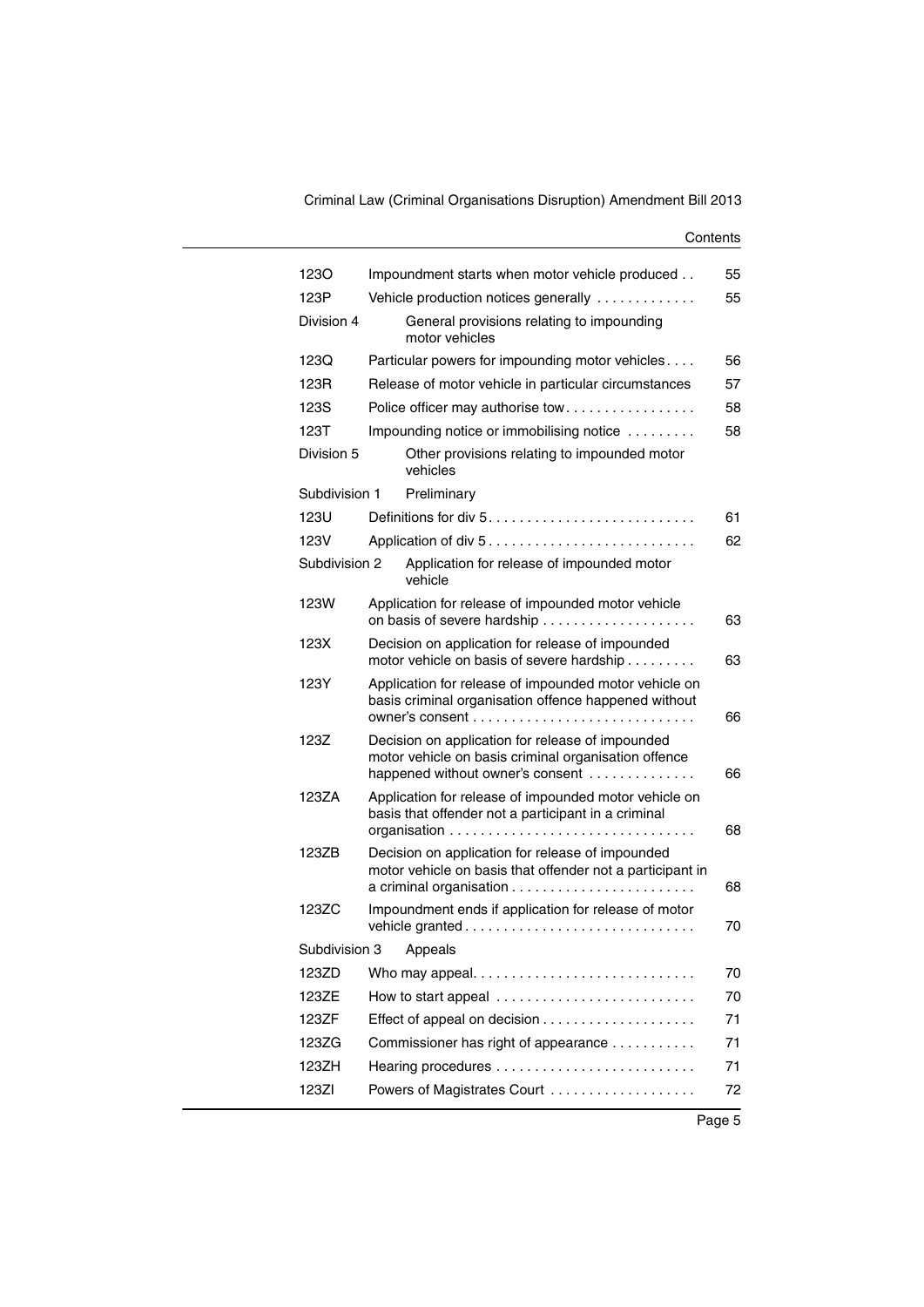| | | |
|---|---|---|
| 123O | Impoundment starts when motor vehicle produced | 55 |
| 123P | Vehicle production notices generally | 55 |
| Division 4 | General provisions relating to impounding motor vehicles | |
| 123Q | Particular powers for impounding motor vehicles | 56 |
| 123R | Release of motor vehicle in particular circumstances | 57 |
| 123S | Police officer may authorise tow | 58 |
| 123T | Impounding notice or immobilising notice | 58 |
| Division 5 | Other provisions relating to impounded motor vehicles | |
| Subdivision 1 | Preliminary | |
| 123U | Definitions for div 5 | 61 |
| 123V | Application of div 5 | 62 |
| Subdivision 2 | Application for release of impounded motor vehicle | |
| 123W | Application for release of impounded motor vehicle on basis of severe hardship | 63 |
| 123X | Decision on application for release of impounded motor vehicle on basis of severe hardship | 63 |
| 123Y | Application for release of impounded motor vehicle on basis criminal organisation offence happened without owner's consent | 66 |
| 123Z | Decision on application for release of impounded motor vehicle on basis criminal organisation offence happened without owner's consent | 66 |
| 123ZA | Application for release of impounded motor vehicle on basis that offender not a participant in a criminal organisation | 68 |
| 123ZB | Decision on application for release of impounded motor vehicle on basis that offender not a participant in a criminal organisation | 68 |
| 123ZC | Impoundment ends if application for release of motor vehicle granted | 70 |
| Subdivision 3 | Appeals | |
| 123ZD | Who may appeal | 70 |
| 123ZE | How to start appeal | 70 |
| 123ZF | Effect of appeal on decision | 71 |
| 123ZG | Commissioner has right of appearance | 71 |
| 123ZH | Hearing procedures | 71 |
| 123ZI | Powers of Magistrates Court | 72 |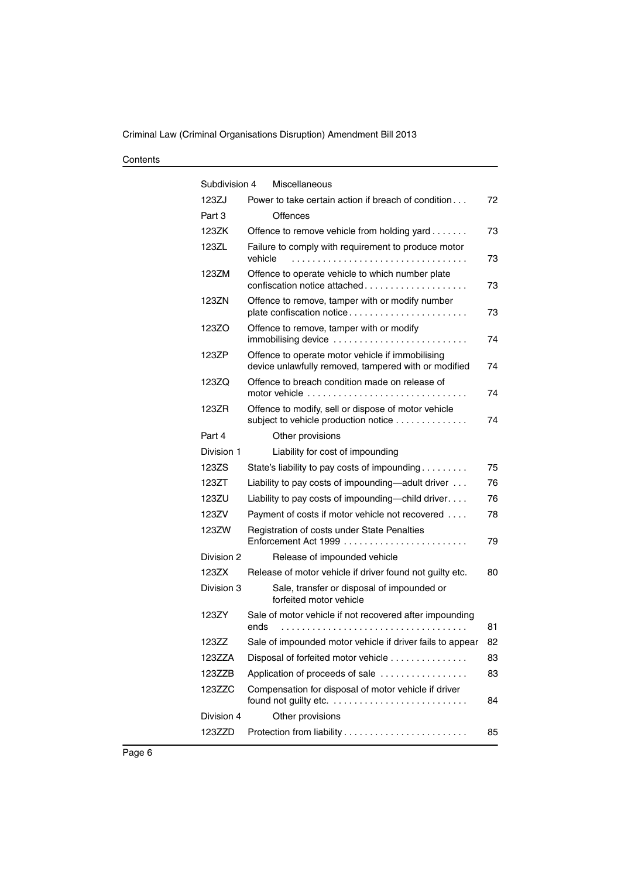| | | |
|---|---|---|
| Subdivision 4 | Miscellaneous | |
| 123ZJ | Power to take certain action if breach of condition | 72 |
| Part 3 | Offences | |
| 123ZK | Offence to remove vehicle from holding yard | 73 |
| 123ZL | Failure to comply with requirement to produce motor vehicle | 73 |
| 123ZM | Offence to operate vehicle to which number plate confiscation notice attached | 73 |
| 123ZN | Offence to remove, tamper with or modify number plate confiscation notice | 73 |
| 123ZO | Offence to remove, tamper with or modify immobilising device | 74 |
| 123ZP | Offence to operate motor vehicle if immobilising device unlawfully removed, tampered with or modified | 74 |
| 123ZQ | Offence to breach condition made on release of motor vehicle | 74 |
| 123ZR | Offence to modify, sell or dispose of motor vehicle subject to vehicle production notice | 74 |
| Part 4 | Other provisions | |
| Division 1 | Liability for cost of impounding | |
| 123ZS | State's liability to pay costs of impounding | 75 |
| 123ZT | Liability to pay costs of impounding—adult driver | 76 |
| 123ZU | Liability to pay costs of impounding—child driver | 76 |
| 123ZV | Payment of costs if motor vehicle not recovered | 78 |
| 123ZW | Registration of costs under State Penalties Enforcement Act 1999 | 79 |
| Division 2 | Release of impounded vehicle | |
| 123ZX | Release of motor vehicle if driver found not guilty etc. | 80 |
| Division 3 | Sale, transfer or disposal of impounded or forfeited motor vehicle | |
| 123ZY | Sale of motor vehicle if not recovered after impounding ends | 81 |
| 123ZZ | Sale of impounded motor vehicle if driver fails to appear | 82 |
| 123ZZA | Disposal of forfeited motor vehicle | 83 |
| 123ZZB | Application of proceeds of sale | 83 |
| 123ZZC | Compensation for disposal of motor vehicle if driver found not guilty etc. | 84 |
| Division 4 | Other provisions | |
| 123ZZD | Protection from liability | 85 |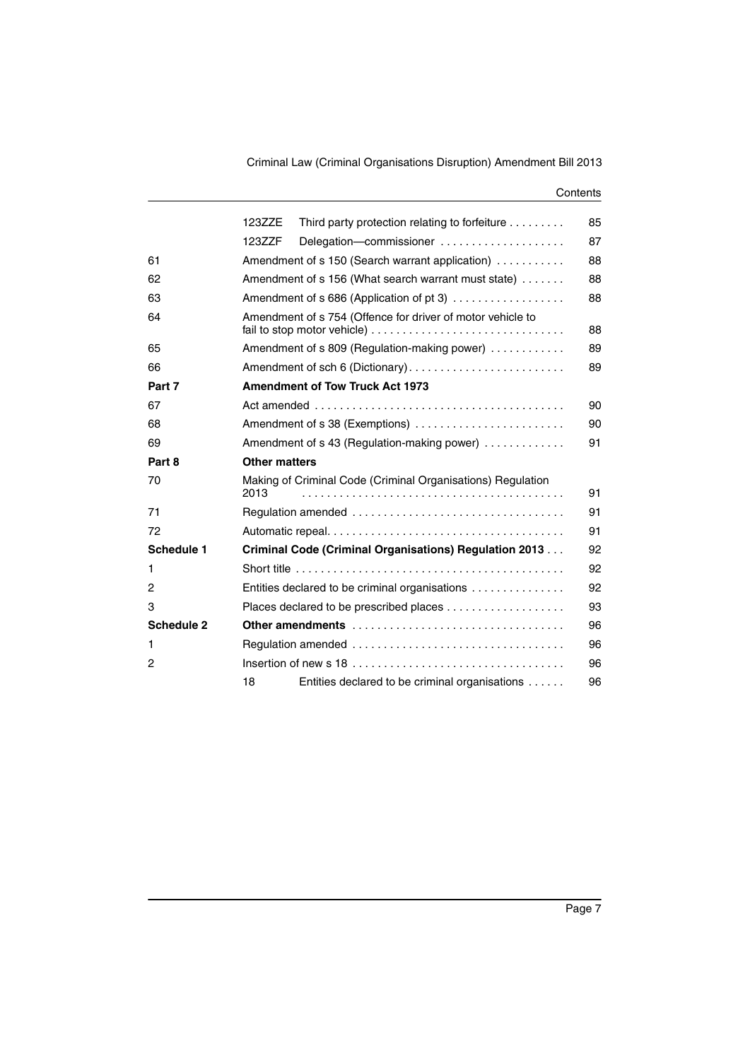| | | | |
|---|---|---|---|
| | 123ZZE | Third party protection relating to forfeiture | 85 |
| | 123ZZF | Delegation—commissioner | 87 |
| 61 | Amendment of s 150 (Search warrant application) | | 88 |
| 62 | Amendment of s 156 (What search warrant must state) | | 88 |
| 63 | Amendment of s 686 (Application of pt 3) | | 88 |
| 64 | Amendment of s 754 (Offence for driver of motor vehicle to fail to stop motor vehicle) | | 88 |
| 65 | Amendment of s 809 (Regulation-making power) | | 89 |
| 66 | Amendment of sch 6 (Dictionary) | | 89 |
| **Part 7** | **Amendment of Tow Truck Act 1973** | | |
| 67 | Act amended | | 90 |
| 68 | Amendment of s 38 (Exemptions) | | 90 |
| 69 | Amendment of s 43 (Regulation-making power) | | 91 |
| **Part 8** | **Other matters** | | |
| 70 | Making of Criminal Code (Criminal Organisations) Regulation 2013 | | 91 |
| 71 | Regulation amended | | 91 |
| 72 | Automatic repeal | | 91 |
| **Schedule 1** | **Criminal Code (Criminal Organisations) Regulation 2013** | | 92 |
| 1 | Short title | | 92 |
| 2 | Entities declared to be criminal organisations | | 92 |
| 3 | Places declared to be prescribed places | | 93 |
| **Schedule 2** | **Other amendments** | | 96 |
| 1 | Regulation amended | | 96 |
| 2 | Insertion of new s 18 | | 96 |
| | 18 | Entities declared to be criminal organisations | 96 |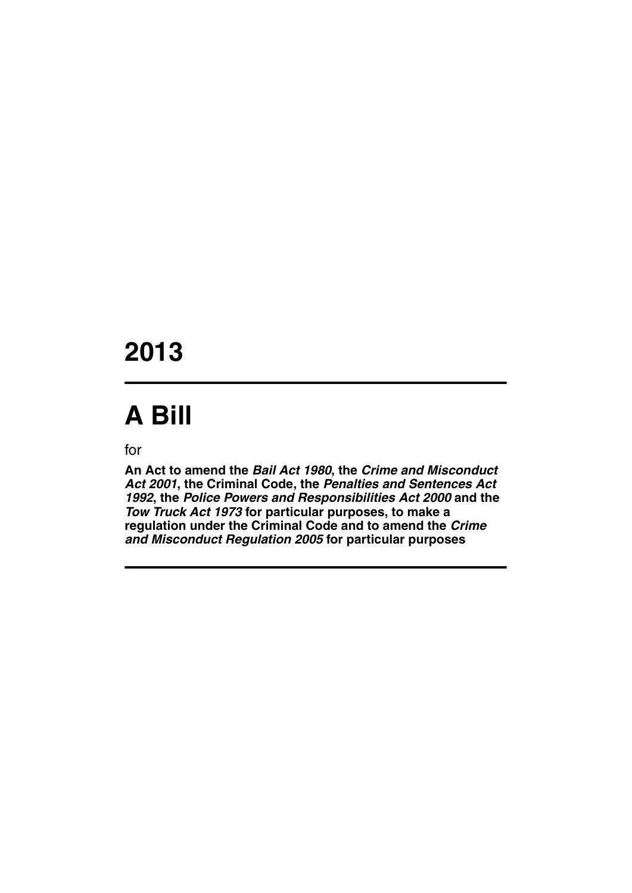# 2013

---

# A Bill

for

**An Act to amend the *Bail Act 1980*, the *Crime and Misconduct Act 2001*, the Criminal Code, the *Penalties and Sentences Act 1992*, the *Police Powers and Responsibilities Act 2000* and the *Tow Truck Act 1973* for particular purposes, to make a regulation under the Criminal Code and to amend the *Crime and Misconduct Regulation 2005* for particular purposes**

---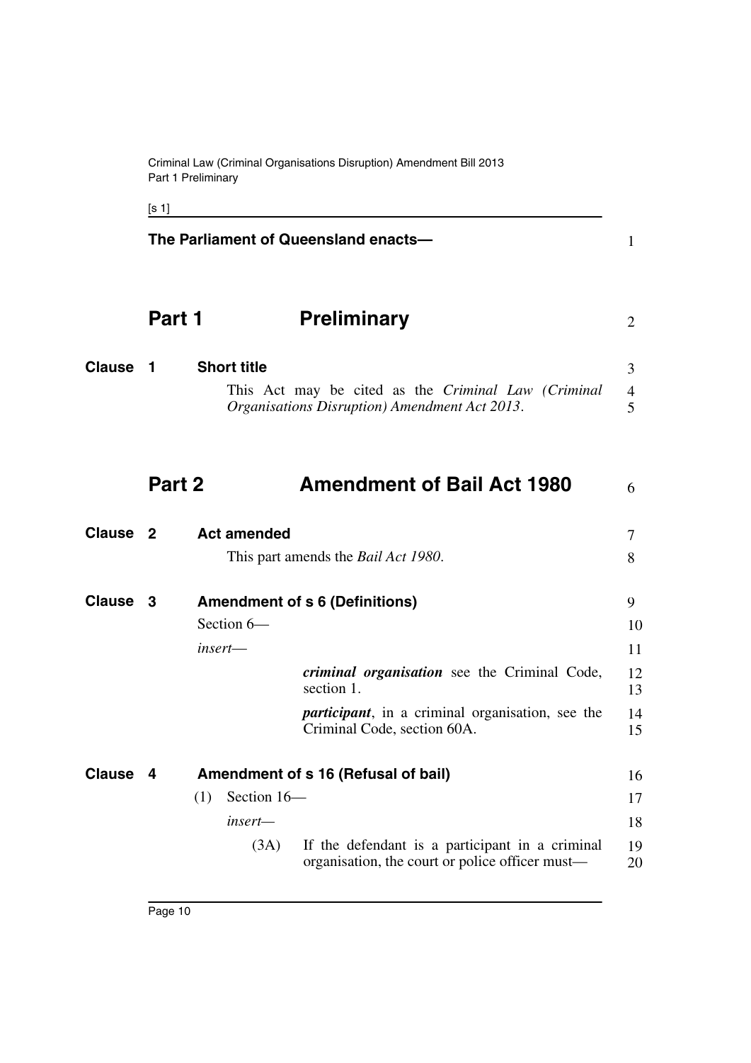**The Parliament of Queensland enacts—**

# Part 1 Preliminary

## Clause 1 Short title

This Act may be cited as the *Criminal Law (Criminal Organisations Disruption) Amendment Act 2013*.

# Part 2 Amendment of Bail Act 1980

## Clause 2 Act amended

This part amends the *Bail Act 1980*.

## Clause 3 Amendment of s 6 (Definitions)

Section 6—

*insert*—

***criminal organisation*** see the Criminal Code, section 1.

***participant***, in a criminal organisation, see the Criminal Code, section 60A.

## Clause 4 Amendment of s 16 (Refusal of bail)

(1) Section 16—

*insert*—

(3A) If the defendant is a participant in a criminal organisation, the court or police officer must—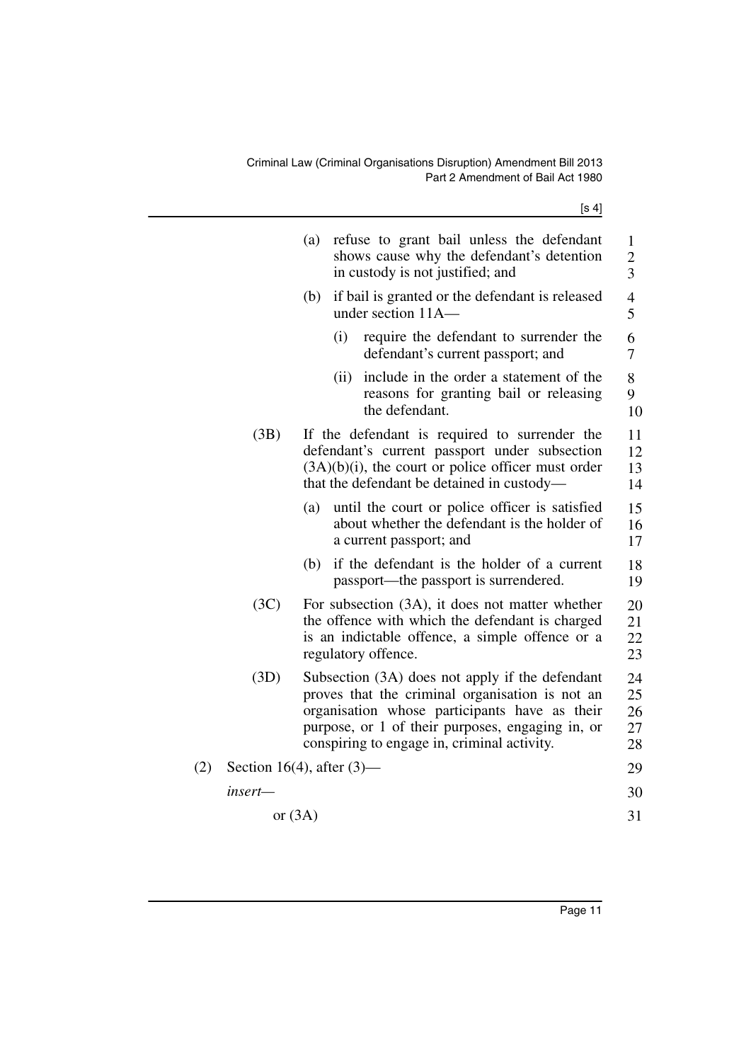(a) refuse to grant bail unless the defendant shows cause why the defendant's detention in custody is not justified; and

(b) if bail is granted or the defendant is released under section 11A—

(i) require the defendant to surrender the defendant's current passport; and

(ii) include in the order a statement of the reasons for granting bail or releasing the defendant.

(3B) If the defendant is required to surrender the defendant's current passport under subsection (3A)(b)(i), the court or police officer must order that the defendant be detained in custody—

(a) until the court or police officer is satisfied about whether the defendant is the holder of a current passport; and

(b) if the defendant is the holder of a current passport—the passport is surrendered.

(3C) For subsection (3A), it does not matter whether the offence with which the defendant is charged is an indictable offence, a simple offence or a regulatory offence.

(3D) Subsection (3A) does not apply if the defendant proves that the criminal organisation is not an organisation whose participants have as their purpose, or 1 of their purposes, engaging in, or conspiring to engage in, criminal activity.

(2) Section 16(4), after (3)—

*insert*—

or (3A)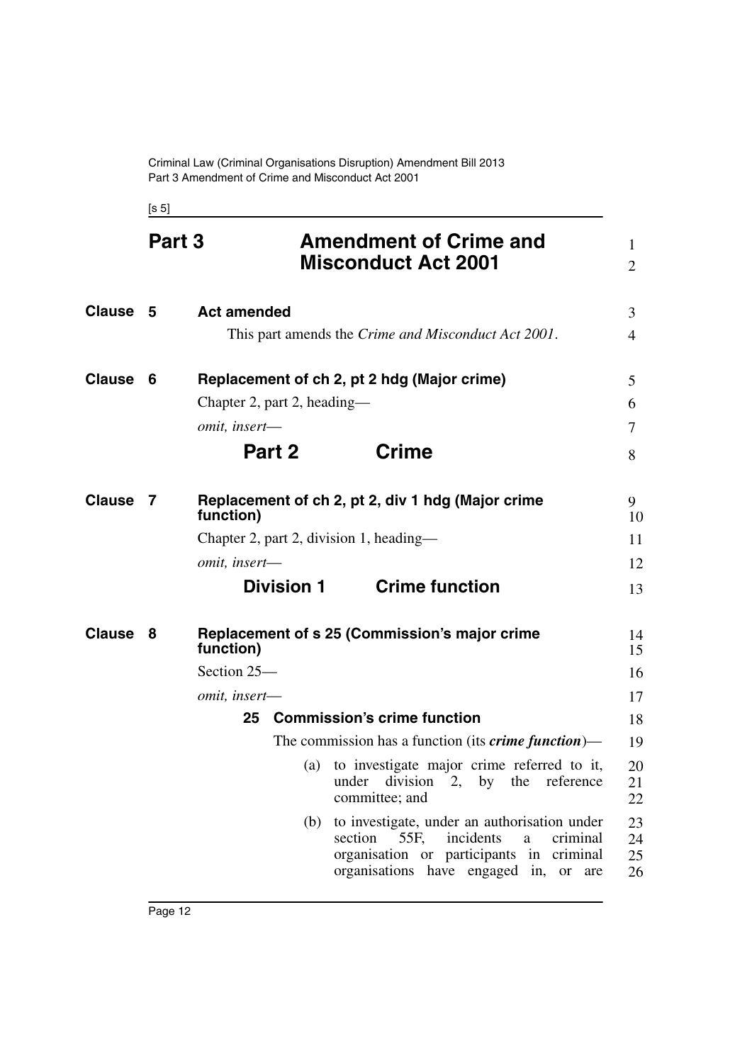# Part 3 Amendment of Crime and Misconduct Act 2001

## Clause 5 Act amended

This part amends the *Crime and Misconduct Act 2001*.

## Clause 6 Replacement of ch 2, pt 2 hdg (Major crime)

Chapter 2, part 2, heading—

*omit, insert*—

### Part 2 Crime

## Clause 7 Replacement of ch 2, pt 2, div 1 hdg (Major crime function)

Chapter 2, part 2, division 1, heading—

*omit, insert*—

### Division 1 Crime function

## Clause 8 Replacement of s 25 (Commission's major crime function)

Section 25—

*omit, insert*—

**25 Commission's crime function**

The commission has a function (its ***crime function***)—

(a) to investigate major crime referred to it, under division 2, by the reference committee; and

(b) to investigate, under an authorisation under section 55F, incidents a criminal organisation or participants in criminal organisations have engaged in, or are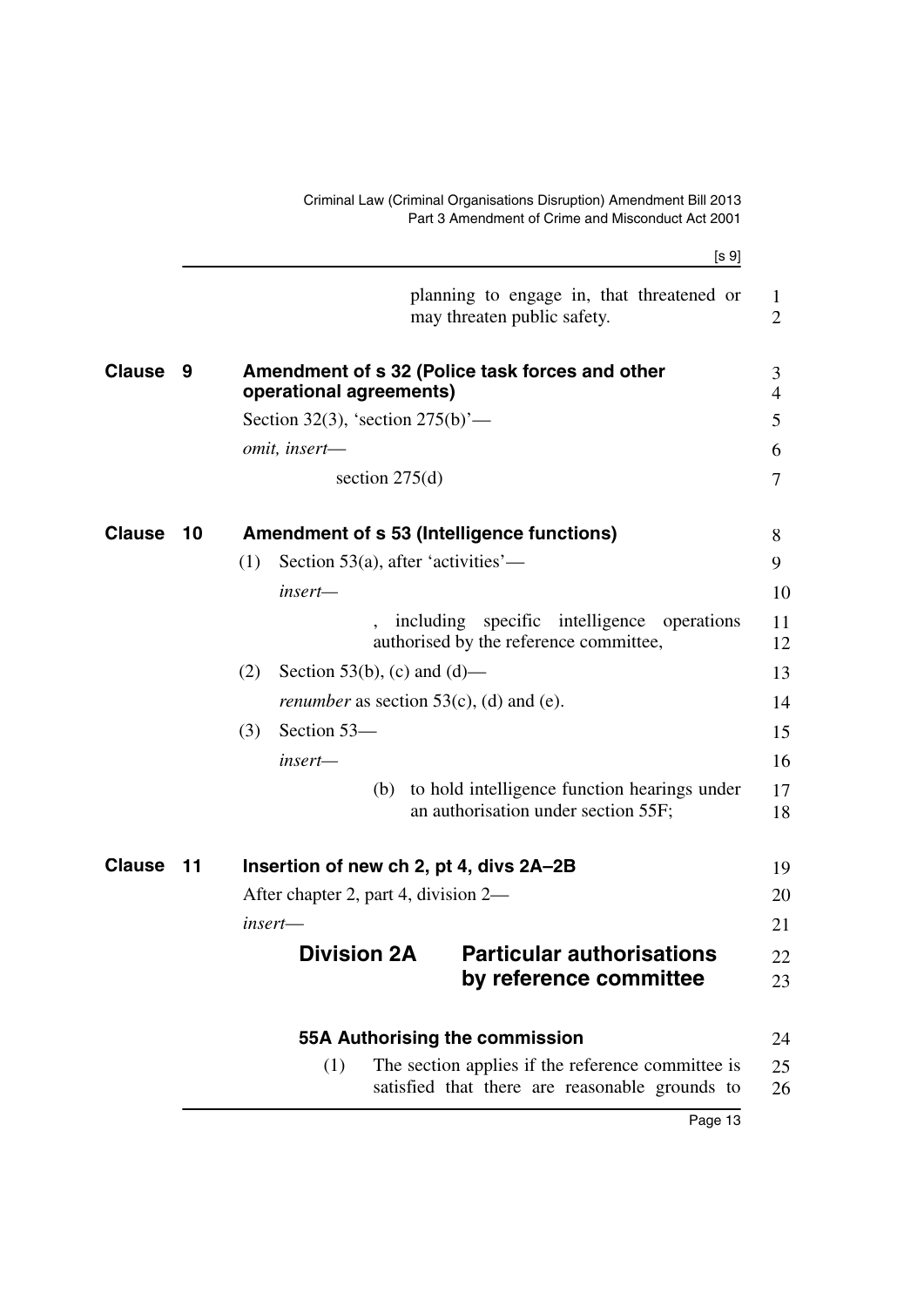planning to engage in, that threatened or may threaten public safety.

## Clause 9 Amendment of s 32 (Police task forces and other operational agreements)

Section 32(3), 'section 275(b)'—

*omit, insert—*

section 275(d)

## Clause 10 Amendment of s 53 (Intelligence functions)

(1) Section 53(a), after 'activities'—

*insert—*

, including specific intelligence operations authorised by the reference committee,

(2) Section 53(b), (c) and (d)—

*renumber* as section 53(c), (d) and (e).

(3) Section 53—

*insert—*

(b) to hold intelligence function hearings under an authorisation under section 55F;

## Clause 11 Insertion of new ch 2, pt 4, divs 2A–2B

After chapter 2, part 4, division 2—

*insert—*

### Division 2A Particular authorisations by reference committee

#### 55A Authorising the commission

(1) The section applies if the reference committee is satisfied that there are reasonable grounds to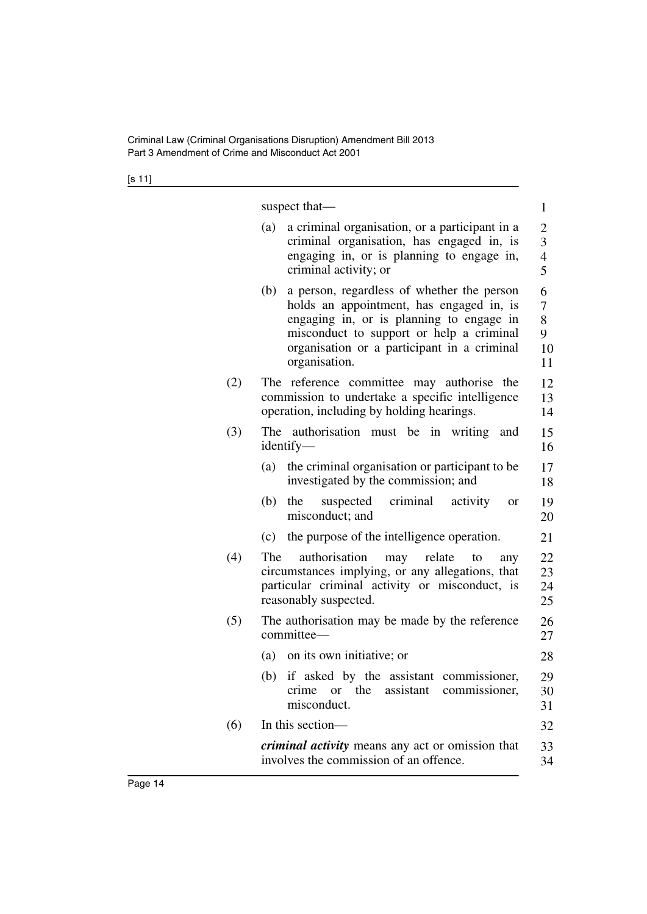suspect that—

(a) a criminal organisation, or a participant in a criminal organisation, has engaged in, is engaging in, or is planning to engage in, criminal activity; or

(b) a person, regardless of whether the person holds an appointment, has engaged in, is engaging in, or is planning to engage in misconduct to support or help a criminal organisation or a participant in a criminal organisation.

(2) The reference committee may authorise the commission to undertake a specific intelligence operation, including by holding hearings.

(3) The authorisation must be in writing and identify—

(a) the criminal organisation or participant to be investigated by the commission; and

(b) the suspected criminal activity or misconduct; and

(c) the purpose of the intelligence operation.

(4) The authorisation may relate to any circumstances implying, or any allegations, that particular criminal activity or misconduct, is reasonably suspected.

(5) The authorisation may be made by the reference committee—

(a) on its own initiative; or

(b) if asked by the assistant commissioner, crime or the assistant commissioner, misconduct.

(6) In this section—

***criminal activity*** means any act or omission that involves the commission of an offence.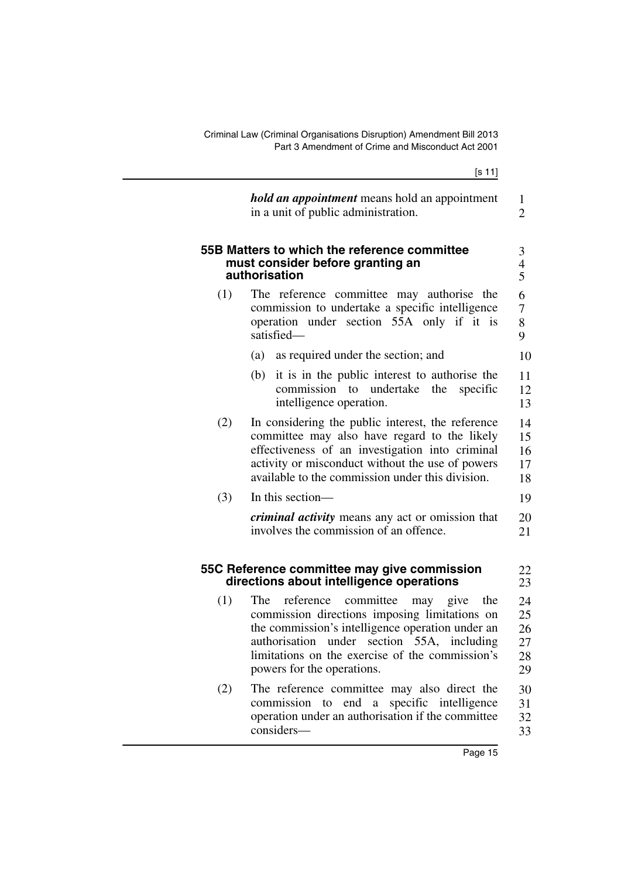***hold an appointment*** means hold an appointment in a unit of public administration.

### 55B Matters to which the reference committee must consider before granting an authorisation

(1) The reference committee may authorise the commission to undertake a specific intelligence operation under section 55A only if it is satisfied—

(a) as required under the section; and

(b) it is in the public interest to authorise the commission to undertake the specific intelligence operation.

(2) In considering the public interest, the reference committee may also have regard to the likely effectiveness of an investigation into criminal activity or misconduct without the use of powers available to the commission under this division.

(3) In this section—

***criminal activity*** means any act or omission that involves the commission of an offence.

### 55C Reference committee may give commission directions about intelligence operations

(1) The reference committee may give the commission directions imposing limitations on the commission's intelligence operation under an authorisation under section 55A, including limitations on the exercise of the commission's powers for the operations.

(2) The reference committee may also direct the commission to end a specific intelligence operation under an authorisation if the committee considers—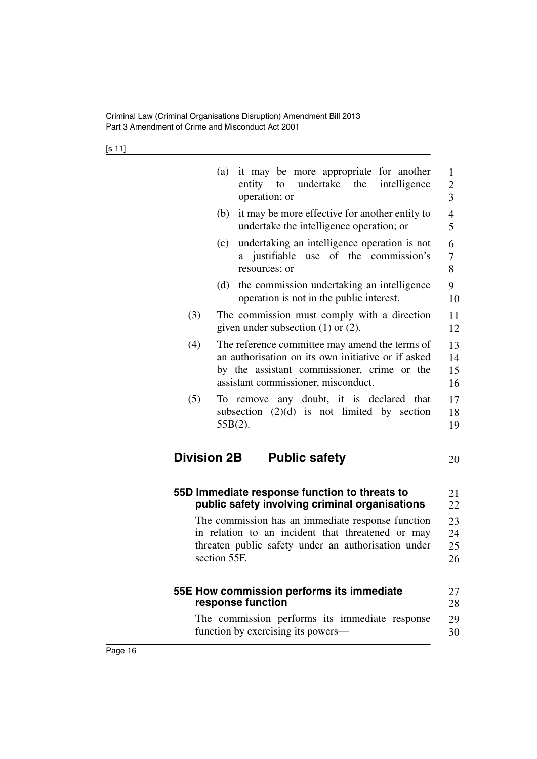(a) it may be more appropriate for another entity to undertake the intelligence operation; or

(b) it may be more effective for another entity to undertake the intelligence operation; or

(c) undertaking an intelligence operation is not a justifiable use of the commission's resources; or

(d) the commission undertaking an intelligence operation is not in the public interest.

(3) The commission must comply with a direction given under subsection (1) or (2).

(4) The reference committee may amend the terms of an authorisation on its own initiative or if asked by the assistant commissioner, crime or the assistant commissioner, misconduct.

(5) To remove any doubt, it is declared that subsection (2)(d) is not limited by section 55B(2).

## Division 2B Public safety

### 55D Immediate response function to threats to public safety involving criminal organisations

The commission has an immediate response function in relation to an incident that threatened or may threaten public safety under an authorisation under section 55F.

### 55E How commission performs its immediate response function

The commission performs its immediate response function by exercising its powers—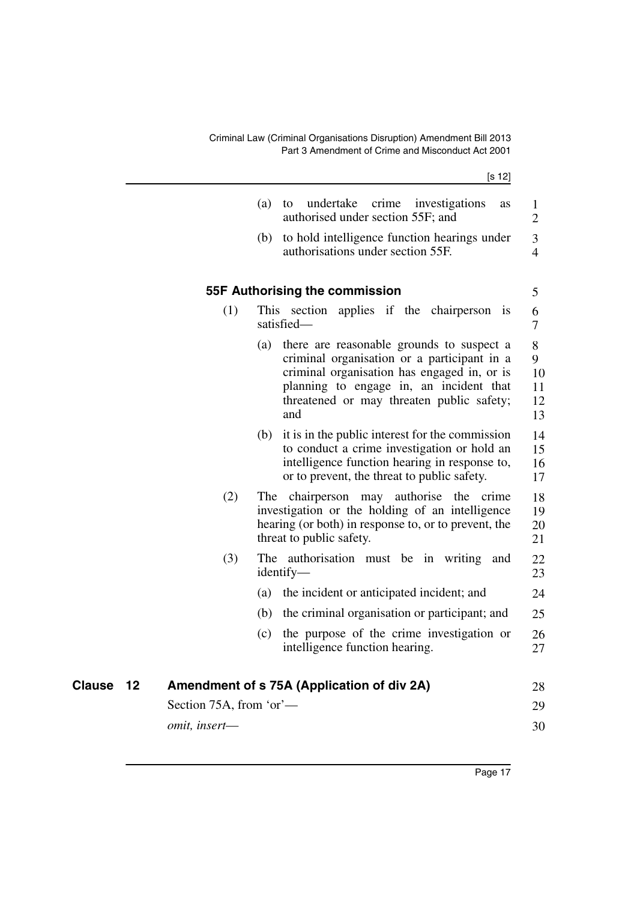(a) to undertake crime investigations as authorised under section 55F; and

(b) to hold intelligence function hearings under authorisations under section 55F.

### 55F Authorising the commission

(1) This section applies if the chairperson is satisfied—

(a) there are reasonable grounds to suspect a criminal organisation or a participant in a criminal organisation has engaged in, or is planning to engage in, an incident that threatened or may threaten public safety; and

(b) it is in the public interest for the commission to conduct a crime investigation or hold an intelligence function hearing in response to, or to prevent, the threat to public safety.

(2) The chairperson may authorise the crime investigation or the holding of an intelligence hearing (or both) in response to, or to prevent, the threat to public safety.

(3) The authorisation must be in writing and identify—

(a) the incident or anticipated incident; and

(b) the criminal organisation or participant; and

(c) the purpose of the crime investigation or intelligence function hearing.

## Clause 12 Amendment of s 75A (Application of div 2A)

Section 75A, from 'or'—

*omit, insert*—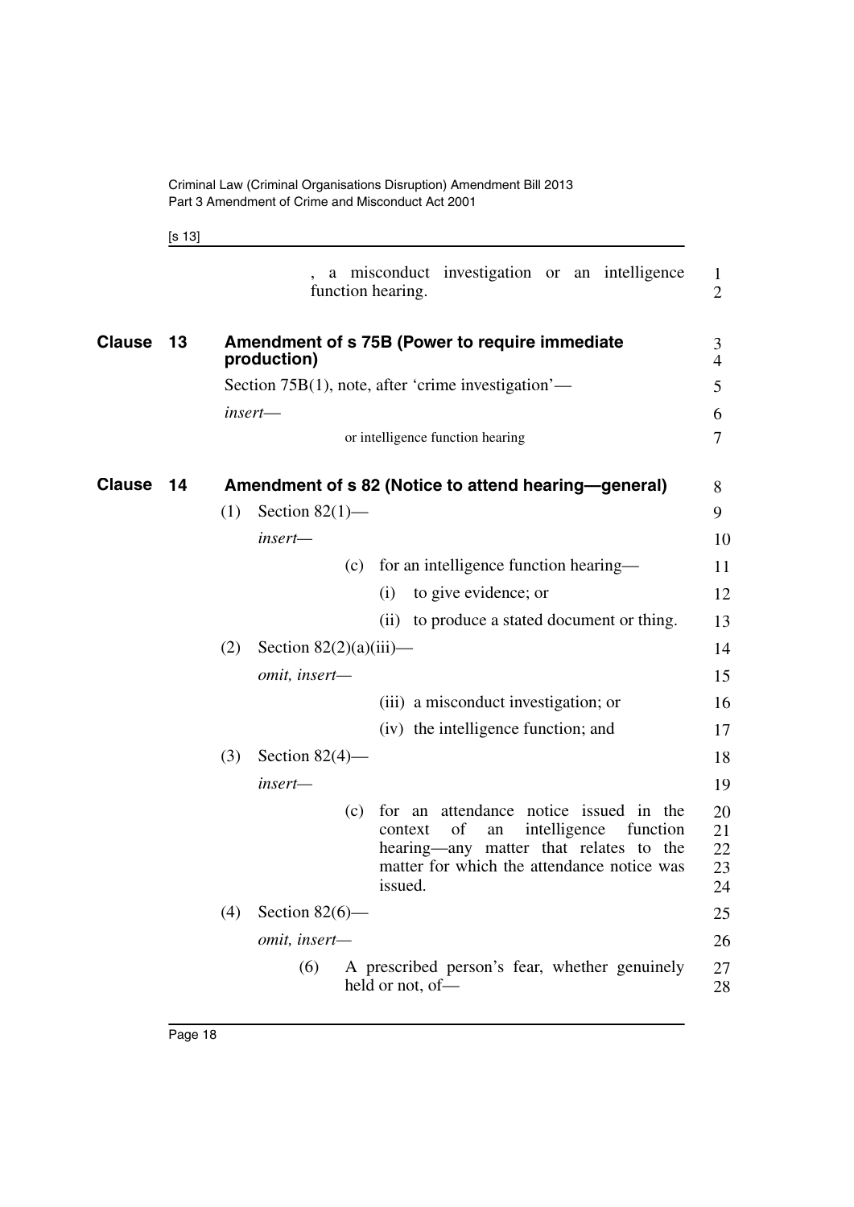, a misconduct investigation or an intelligence function hearing.

## Clause 13 Amendment of s 75B (Power to require immediate production)

Section 75B(1), note, after 'crime investigation'—

*insert*—

or intelligence function hearing

## Clause 14 Amendment of s 82 (Notice to attend hearing—general)

(1) Section 82(1)—

*insert*—

(c) for an intelligence function hearing—

(i) to give evidence; or

(ii) to produce a stated document or thing.

(2) Section 82(2)(a)(iii)—

*omit, insert*—

(iii) a misconduct investigation; or

(iv) the intelligence function; and

(3) Section 82(4)—

*insert*—

(c) for an attendance notice issued in the context of an intelligence function hearing—any matter that relates to the matter for which the attendance notice was issued.

(4) Section 82(6)—

*omit, insert*—

(6) A prescribed person's fear, whether genuinely held or not, of—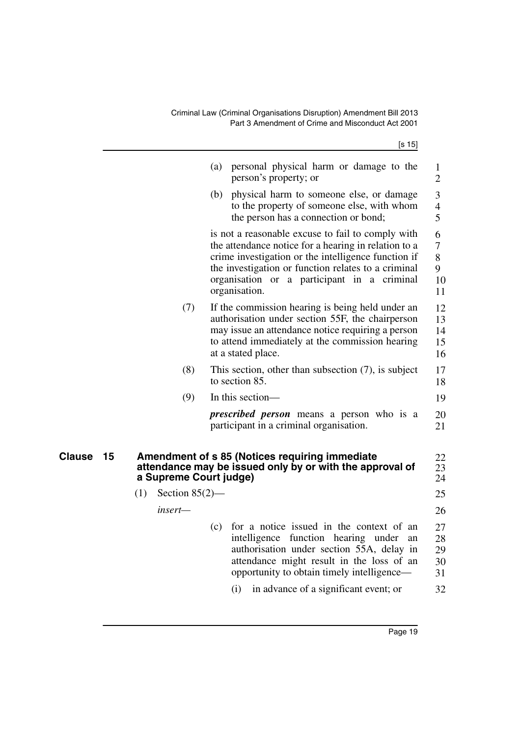(a) personal physical harm or damage to the person's property; or

(b) physical harm to someone else, or damage to the property of someone else, with whom the person has a connection or bond;

is not a reasonable excuse to fail to comply with the attendance notice for a hearing in relation to a crime investigation or the intelligence function if the investigation or function relates to a criminal organisation or a participant in a criminal organisation.

(7) If the commission hearing is being held under an authorisation under section 55F, the chairperson may issue an attendance notice requiring a person to attend immediately at the commission hearing at a stated place.

(8) This section, other than subsection (7), is subject to section 85.

(9) In this section—

***prescribed person*** means a person who is a participant in a criminal organisation.

## Clause 15 Amendment of s 85 (Notices requiring immediate attendance may be issued only by or with the approval of a Supreme Court judge)

(1) Section 85(2)—

*insert—*

(c) for a notice issued in the context of an intelligence function hearing under an authorisation under section 55A, delay in attendance might result in the loss of an opportunity to obtain timely intelligence—

(i) in advance of a significant event; or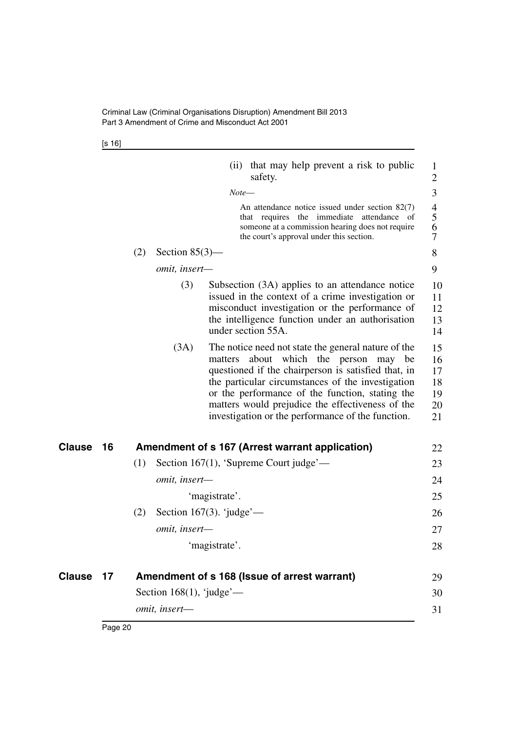(ii) that may help prevent a risk to public safety.

*Note—*

An attendance notice issued under section 82(7) that requires the immediate attendance of someone at a commission hearing does not require the court's approval under this section.

(2) Section 85(3)—

*omit, insert—*

(3) Subsection (3A) applies to an attendance notice issued in the context of a crime investigation or misconduct investigation or the performance of the intelligence function under an authorisation under section 55A.

(3A) The notice need not state the general nature of the matters about which the person may be questioned if the chairperson is satisfied that, in the particular circumstances of the investigation or the performance of the function, stating the matters would prejudice the effectiveness of the investigation or the performance of the function.

## Clause 16 Amendment of s 167 (Arrest warrant application)

(1) Section 167(1), 'Supreme Court judge'—

*omit, insert—*

'magistrate'.

(2) Section 167(3). 'judge'—

*omit, insert—*

'magistrate'.

## Clause 17 Amendment of s 168 (Issue of arrest warrant)

Section 168(1), 'judge'—

*omit, insert—*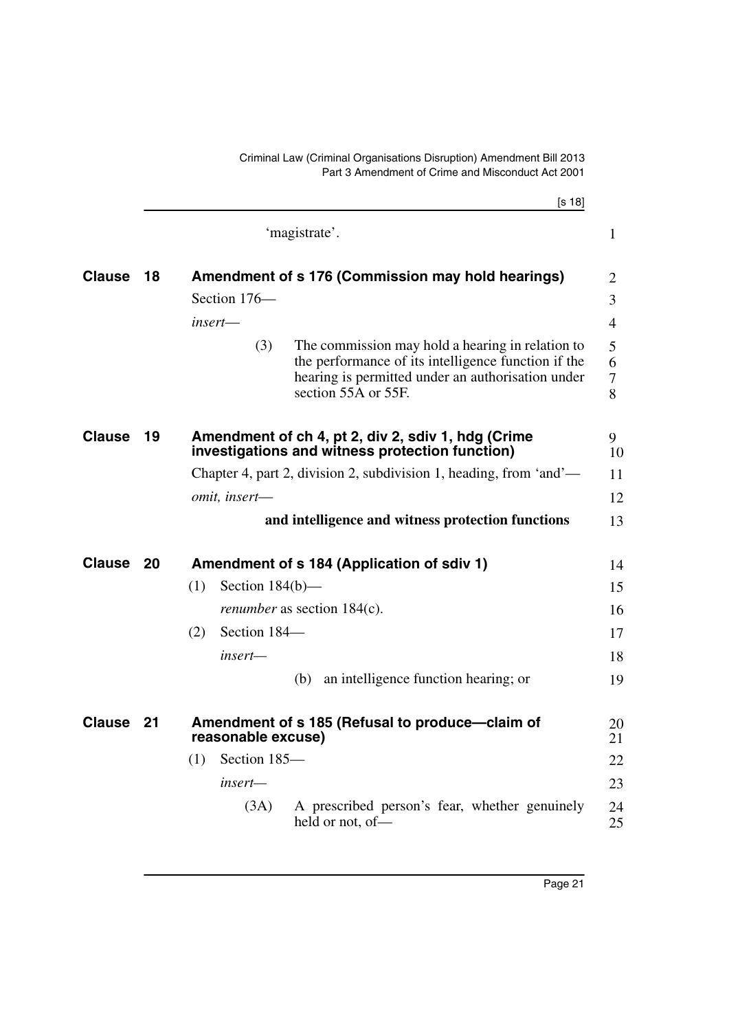'magistrate'.

## Clause 18 Amendment of s 176 (Commission may hold hearings)

Section 176—

*insert*—

(3) The commission may hold a hearing in relation to the performance of its intelligence function if the hearing is permitted under an authorisation under section 55A or 55F.

## Clause 19 Amendment of ch 4, pt 2, div 2, sdiv 1, hdg (Crime investigations and witness protection function)

Chapter 4, part 2, division 2, subdivision 1, heading, from 'and'—

*omit, insert*—

**and intelligence and witness protection functions**

## Clause 20 Amendment of s 184 (Application of sdiv 1)

(1) Section 184(b)—

*renumber* as section 184(c).

(2) Section 184—

*insert*—

(b) an intelligence function hearing; or

## Clause 21 Amendment of s 185 (Refusal to produce—claim of reasonable excuse)

(1) Section 185—

*insert*—

(3A) A prescribed person's fear, whether genuinely held or not, of—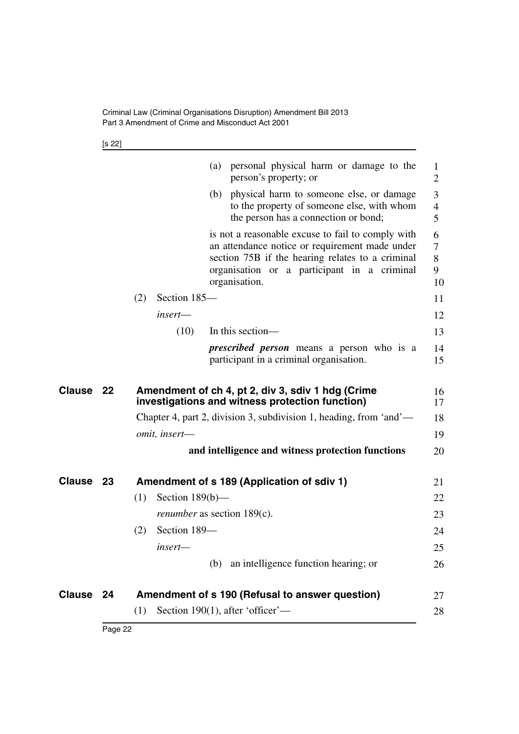(a) personal physical harm or damage to the person's property; or

(b) physical harm to someone else, or damage to the property of someone else, with whom the person has a connection or bond;

is not a reasonable excuse to fail to comply with an attendance notice or requirement made under section 75B if the hearing relates to a criminal organisation or a participant in a criminal organisation.

(2) Section 185—

*insert*—

(10) In this section—

***prescribed person*** means a person who is a participant in a criminal organisation.

**Clause 22 Amendment of ch 4, pt 2, div 3, sdiv 1 hdg (Crime investigations and witness protection function)**

Chapter 4, part 2, division 3, subdivision 1, heading, from 'and'—

*omit, insert*—

**and intelligence and witness protection functions**

**Clause 23 Amendment of s 189 (Application of sdiv 1)**

(1) Section 189(b)—

*renumber* as section 189(c).

(2) Section 189—

*insert*—

(b) an intelligence function hearing; or

**Clause 24 Amendment of s 190 (Refusal to answer question)**

(1) Section 190(1), after 'officer'—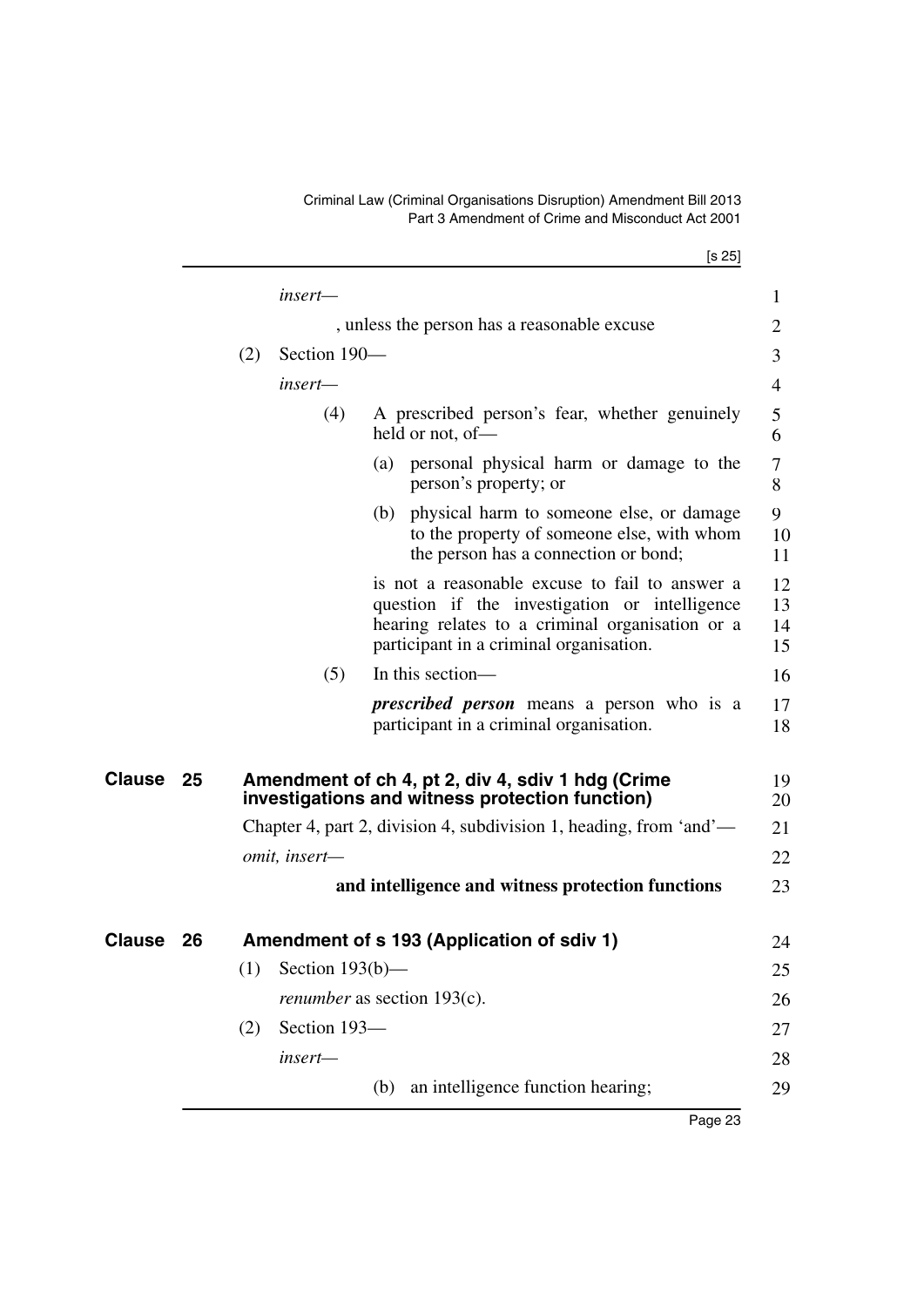*insert—*

, unless the person has a reasonable excuse

(2) Section 190—

*insert—*

(4) A prescribed person's fear, whether genuinely held or not, of—

(a) personal physical harm or damage to the person's property; or

(b) physical harm to someone else, or damage to the property of someone else, with whom the person has a connection or bond;

is not a reasonable excuse to fail to answer a question if the investigation or intelligence hearing relates to a criminal organisation or a participant in a criminal organisation.

(5) In this section—

***prescribed person*** means a person who is a participant in a criminal organisation.

## Clause 25 Amendment of ch 4, pt 2, div 4, sdiv 1 hdg (Crime investigations and witness protection function)

Chapter 4, part 2, division 4, subdivision 1, heading, from 'and'—

*omit, insert—*

**and intelligence and witness protection functions**

## Clause 26 Amendment of s 193 (Application of sdiv 1)

(1) Section 193(b)—

*renumber* as section 193(c).

(2) Section 193—

*insert—*

(b) an intelligence function hearing;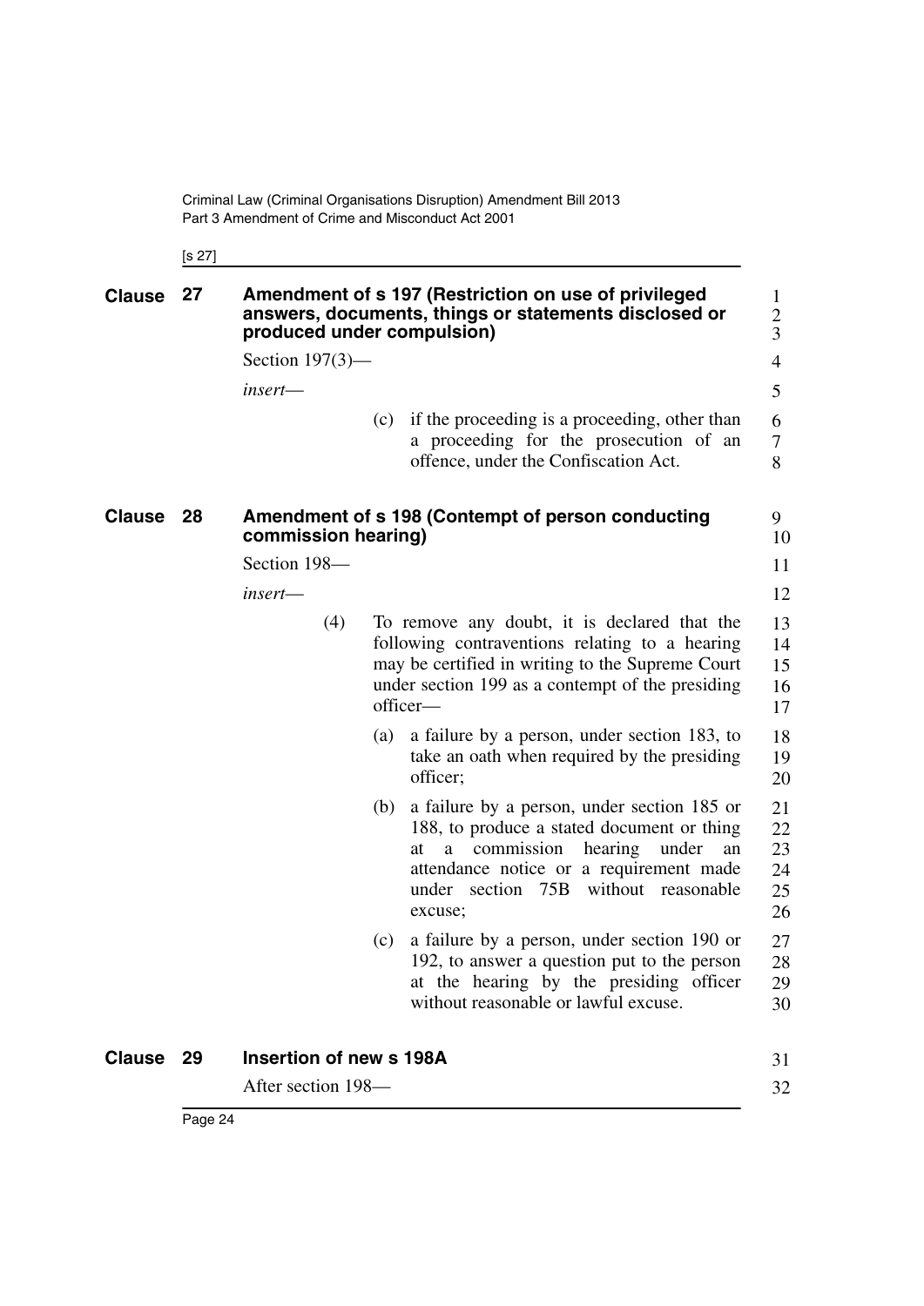## Clause 27 Amendment of s 197 (Restriction on use of privileged answers, documents, things or statements disclosed or produced under compulsion)

Section 197(3)—

*insert*—

(c) if the proceeding is a proceeding, other than a proceeding for the prosecution of an offence, under the Confiscation Act.

## Clause 28 Amendment of s 198 (Contempt of person conducting commission hearing)

Section 198—

*insert*—

(4) To remove any doubt, it is declared that the following contraventions relating to a hearing may be certified in writing to the Supreme Court under section 199 as a contempt of the presiding officer—

(a) a failure by a person, under section 183, to take an oath when required by the presiding officer;

(b) a failure by a person, under section 185 or 188, to produce a stated document or thing at a commission hearing under an attendance notice or a requirement made under section 75B without reasonable excuse;

(c) a failure by a person, under section 190 or 192, to answer a question put to the person at the hearing by the presiding officer without reasonable or lawful excuse.

## Clause 29 Insertion of new s 198A

After section 198—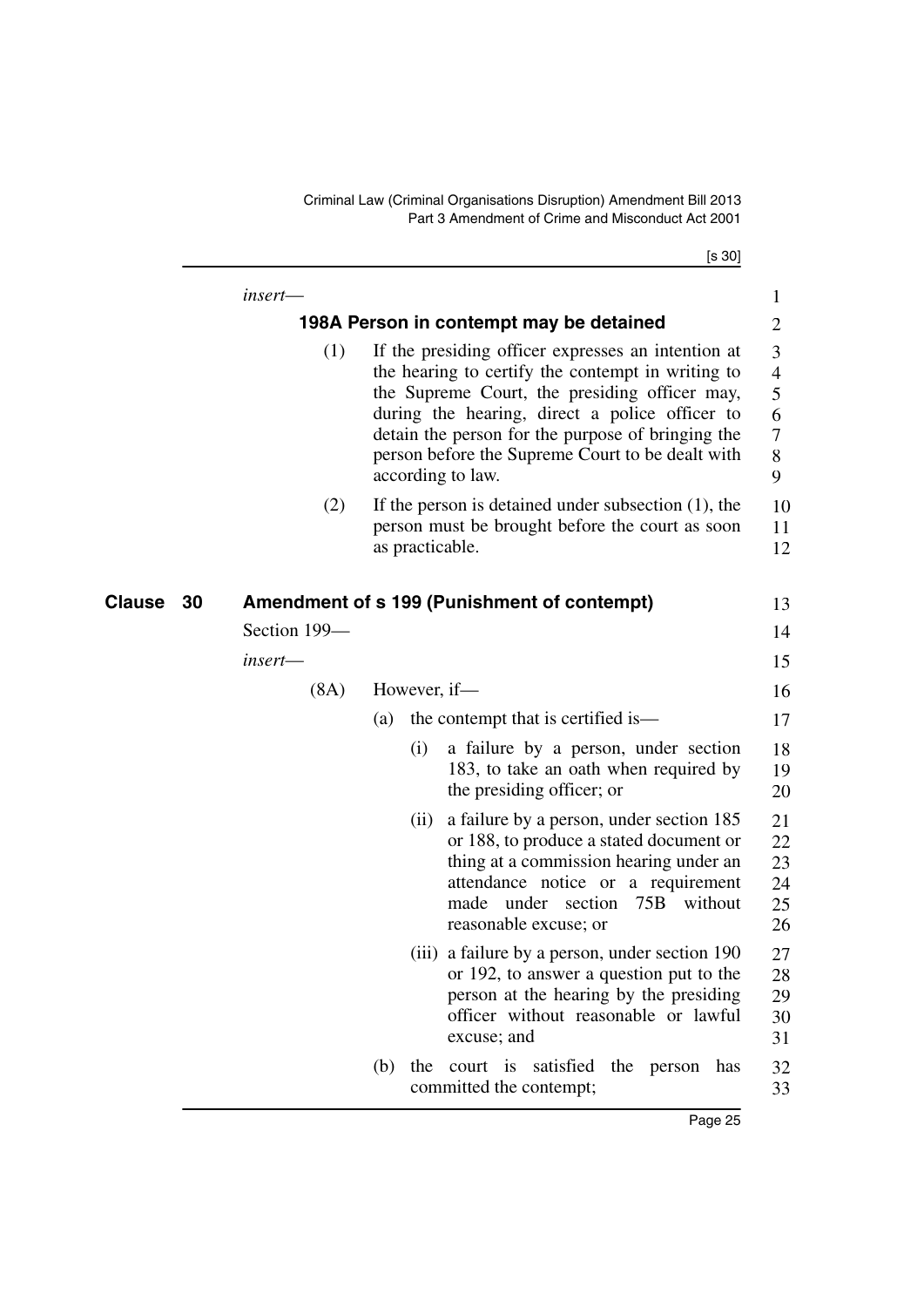*insert*—

### 198A Person in contempt may be detained

(1) If the presiding officer expresses an intention at the hearing to certify the contempt in writing to the Supreme Court, the presiding officer may, during the hearing, direct a police officer to detain the person for the purpose of bringing the person before the Supreme Court to be dealt with according to law.

(2) If the person is detained under subsection (1), the person must be brought before the court as soon as practicable.

## Clause 30 Amendment of s 199 (Punishment of contempt)

Section 199—

*insert*—

(8A) However, if—

(a) the contempt that is certified is—

(i) a failure by a person, under section 183, to take an oath when required by the presiding officer; or

(ii) a failure by a person, under section 185 or 188, to produce a stated document or thing at a commission hearing under an attendance notice or a requirement made under section 75B without reasonable excuse; or

(iii) a failure by a person, under section 190 or 192, to answer a question put to the person at the hearing by the presiding officer without reasonable or lawful excuse; and

(b) the court is satisfied the person has committed the contempt;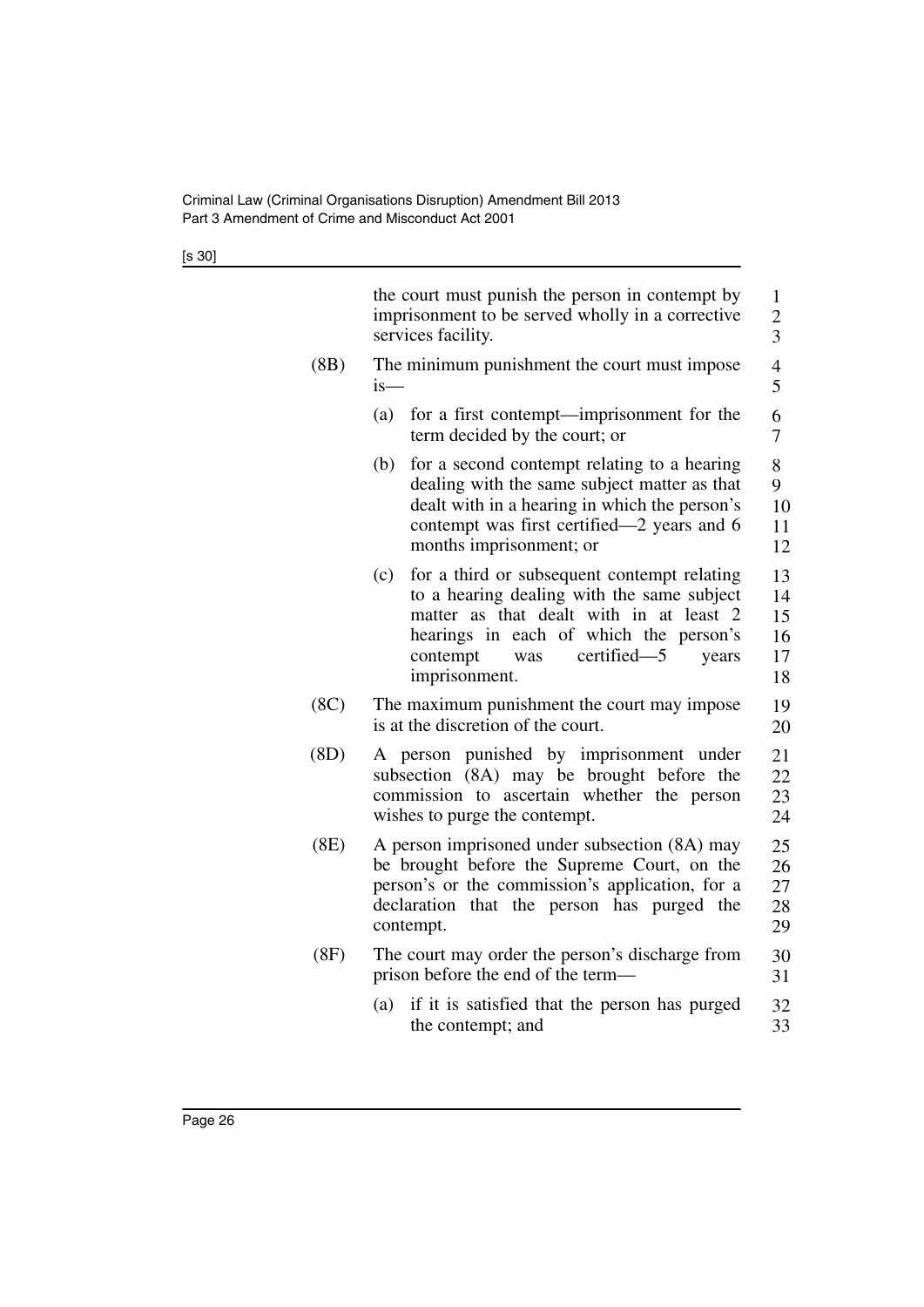the court must punish the person in contempt by imprisonment to be served wholly in a corrective services facility.

(8B) The minimum punishment the court must impose is—

(a) for a first contempt—imprisonment for the term decided by the court; or

(b) for a second contempt relating to a hearing dealing with the same subject matter as that dealt with in a hearing in which the person's contempt was first certified—2 years and 6 months imprisonment; or

(c) for a third or subsequent contempt relating to a hearing dealing with the same subject matter as that dealt with in at least 2 hearings in each of which the person's contempt was certified—5 years imprisonment.

(8C) The maximum punishment the court may impose is at the discretion of the court.

(8D) A person punished by imprisonment under subsection (8A) may be brought before the commission to ascertain whether the person wishes to purge the contempt.

(8E) A person imprisoned under subsection (8A) may be brought before the Supreme Court, on the person's or the commission's application, for a declaration that the person has purged the contempt.

(8F) The court may order the person's discharge from prison before the end of the term—

(a) if it is satisfied that the person has purged the contempt; and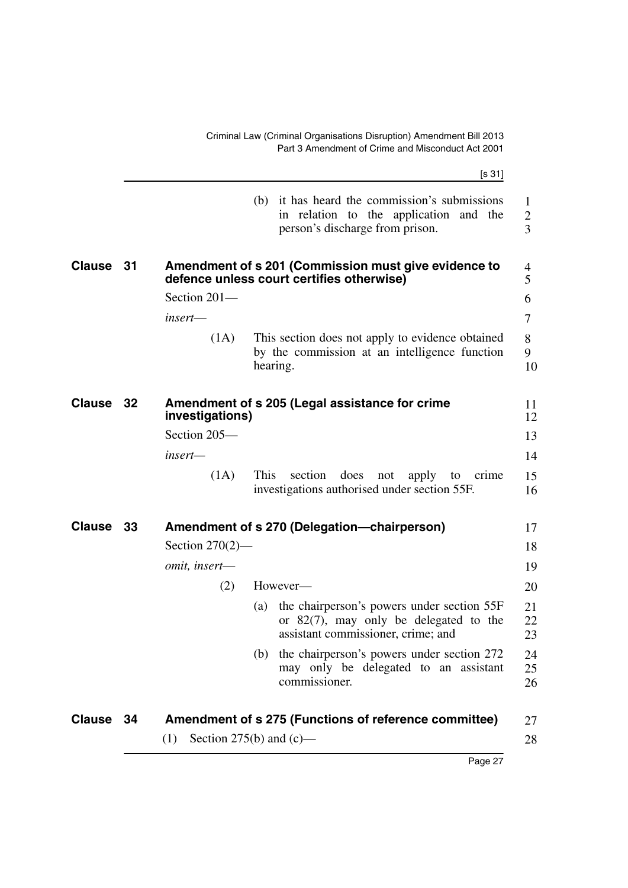(b) it has heard the commission's submissions in relation to the application and the person's discharge from prison.

## Clause 31 Amendment of s 201 (Commission must give evidence to defence unless court certifies otherwise)

Section 201—

*insert*—

(1A) This section does not apply to evidence obtained by the commission at an intelligence function hearing.

## Clause 32 Amendment of s 205 (Legal assistance for crime investigations)

Section 205—

*insert*—

(1A) This section does not apply to crime investigations authorised under section 55F.

## Clause 33 Amendment of s 270 (Delegation—chairperson)

Section 270(2)—

*omit, insert*—

(2) However—

(a) the chairperson's powers under section 55F or 82(7), may only be delegated to the assistant commissioner, crime; and

(b) the chairperson's powers under section 272 may only be delegated to an assistant commissioner.

## Clause 34 Amendment of s 275 (Functions of reference committee)

(1) Section 275(b) and (c)—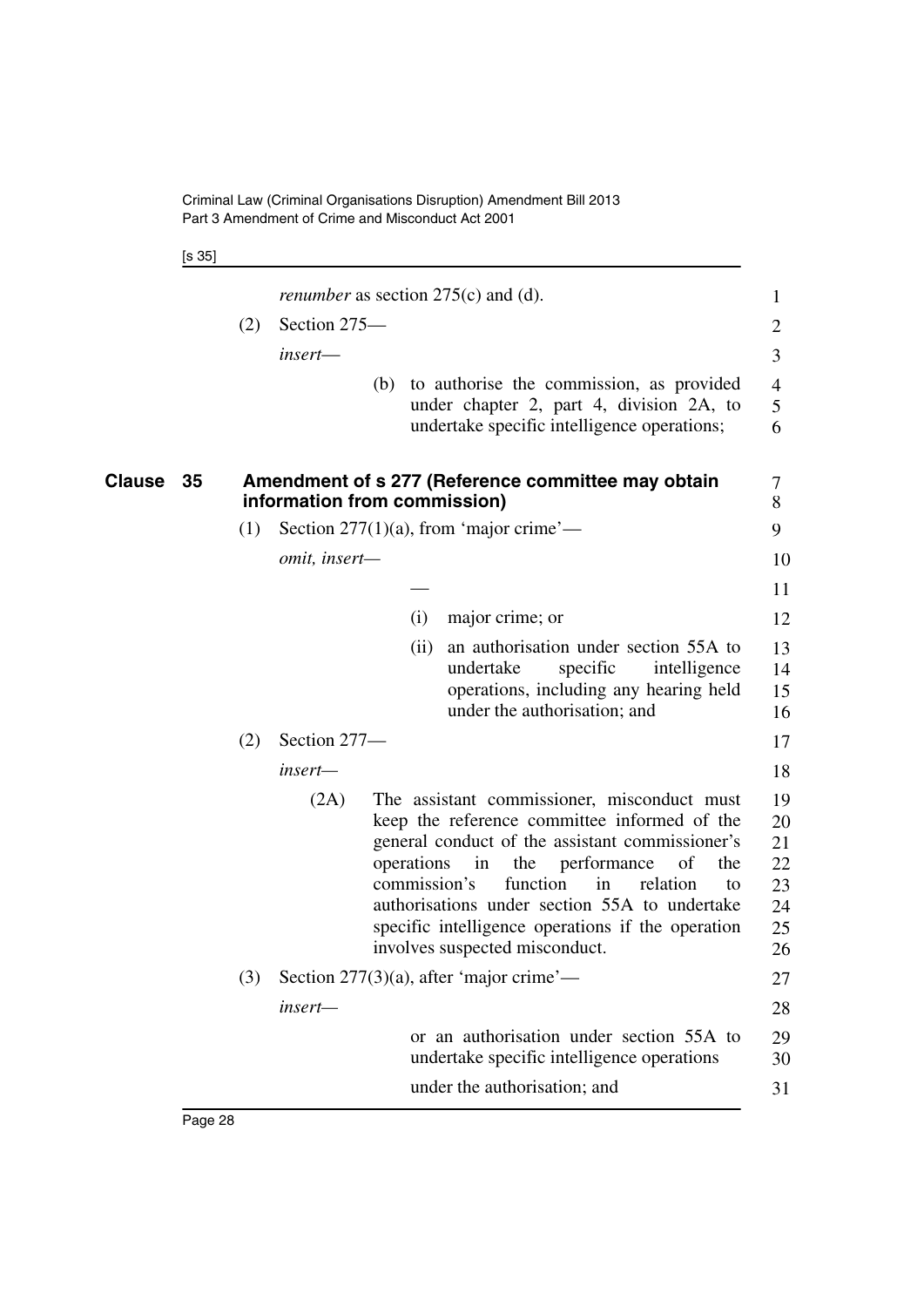*renumber* as section 275(c) and (d).

(2) Section 275—

*insert*—

(b) to authorise the commission, as provided under chapter 2, part 4, division 2A, to undertake specific intelligence operations;

## Clause 35 Amendment of s 277 (Reference committee may obtain information from commission)

(1) Section 277(1)(a), from 'major crime'—

*omit, insert*—

—

(i) major crime; or

(ii) an authorisation under section 55A to undertake specific intelligence operations, including any hearing held under the authorisation; and

(2) Section 277—

*insert*—

(2A) The assistant commissioner, misconduct must keep the reference committee informed of the general conduct of the assistant commissioner's operations in the performance of the commission's function in relation to authorisations under section 55A to undertake specific intelligence operations if the operation involves suspected misconduct.

(3) Section 277(3)(a), after 'major crime'—

*insert*—

or an authorisation under section 55A to undertake specific intelligence operations

under the authorisation; and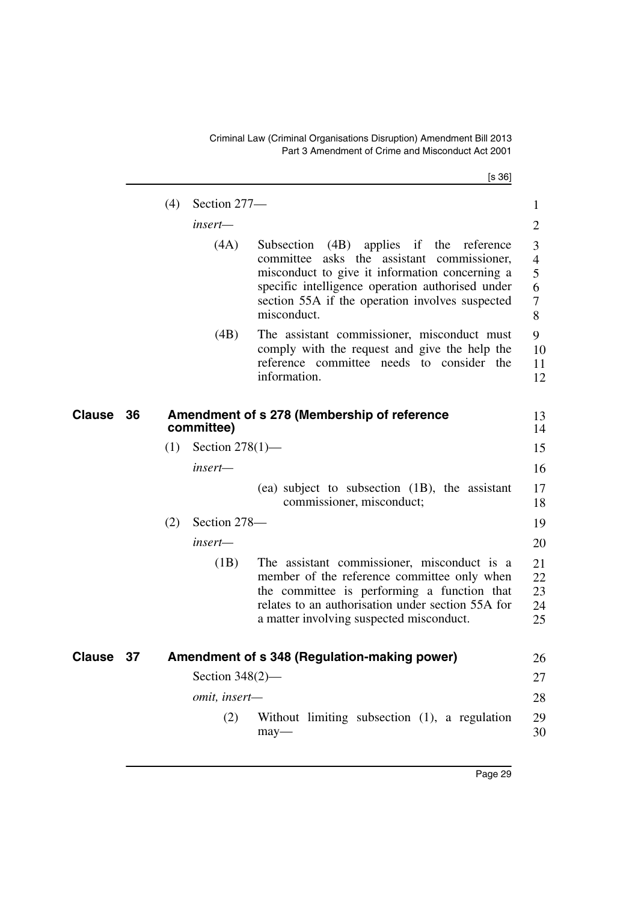(4) Section 277—

*insert*—

(4A) Subsection (4B) applies if the reference committee asks the assistant commissioner, misconduct to give it information concerning a specific intelligence operation authorised under section 55A if the operation involves suspected misconduct.

(4B) The assistant commissioner, misconduct must comply with the request and give the help the reference committee needs to consider the information.

## Clause 36 Amendment of s 278 (Membership of reference committee)

(1) Section 278(1)—

*insert*—

(ea) subject to subsection (1B), the assistant commissioner, misconduct;

(2) Section 278—

*insert*—

(1B) The assistant commissioner, misconduct is a member of the reference committee only when the committee is performing a function that relates to an authorisation under section 55A for a matter involving suspected misconduct.

## Clause 37 Amendment of s 348 (Regulation-making power)

Section 348(2)—

*omit, insert*—

(2) Without limiting subsection (1), a regulation may—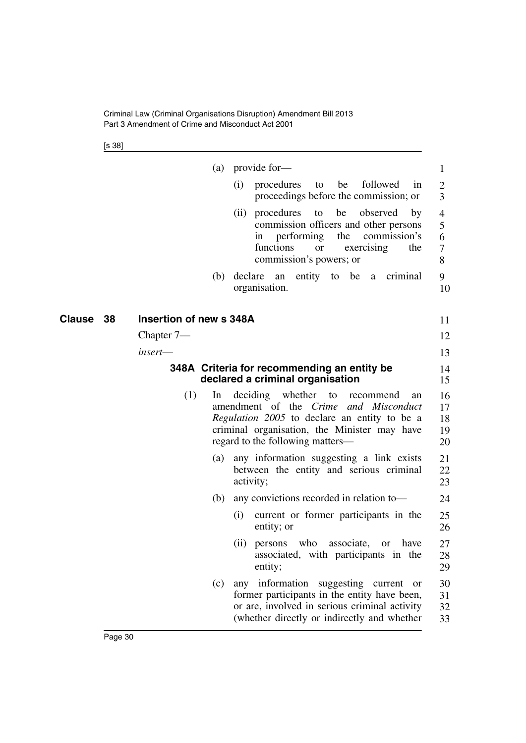(a) provide for—

(i) procedures to be followed in proceedings before the commission; or

(ii) procedures to be observed by commission officers and other persons in performing the commission's functions or exercising the commission's powers; or

(b) declare an entity to be a criminal organisation.

## Clause 38 Insertion of new s 348A

Chapter 7—

*insert*—

### 348A Criteria for recommending an entity be declared a criminal organisation

(1) In deciding whether to recommend an amendment of the *Crime and Misconduct Regulation 2005* to declare an entity to be a criminal organisation, the Minister may have regard to the following matters—

(a) any information suggesting a link exists between the entity and serious criminal activity;

(b) any convictions recorded in relation to—

(i) current or former participants in the entity; or

(ii) persons who associate, or have associated, with participants in the entity;

(c) any information suggesting current or former participants in the entity have been, or are, involved in serious criminal activity (whether directly or indirectly and whether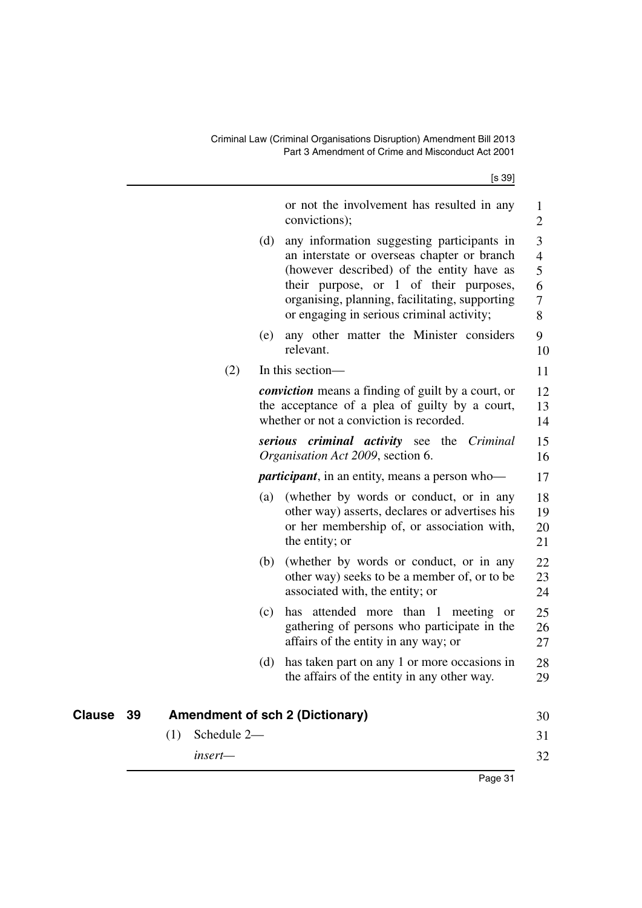or not the involvement has resulted in any convictions);

(d) any information suggesting participants in an interstate or overseas chapter or branch (however described) of the entity have as their purpose, or 1 of their purposes, organising, planning, facilitating, supporting or engaging in serious criminal activity;

(e) any other matter the Minister considers relevant.

(2) In this section—

***conviction*** means a finding of guilt by a court, or the acceptance of a plea of guilty by a court, whether or not a conviction is recorded.

***serious criminal activity*** see the *Criminal Organisation Act 2009*, section 6.

***participant***, in an entity, means a person who—

(a) (whether by words or conduct, or in any other way) asserts, declares or advertises his or her membership of, or association with, the entity; or

(b) (whether by words or conduct, or in any other way) seeks to be a member of, or to be associated with, the entity; or

(c) has attended more than 1 meeting or gathering of persons who participate in the affairs of the entity in any way; or

(d) has taken part on any 1 or more occasions in the affairs of the entity in any other way.

## Clause 39 Amendment of sch 2 (Dictionary)

(1) Schedule 2—

*insert*—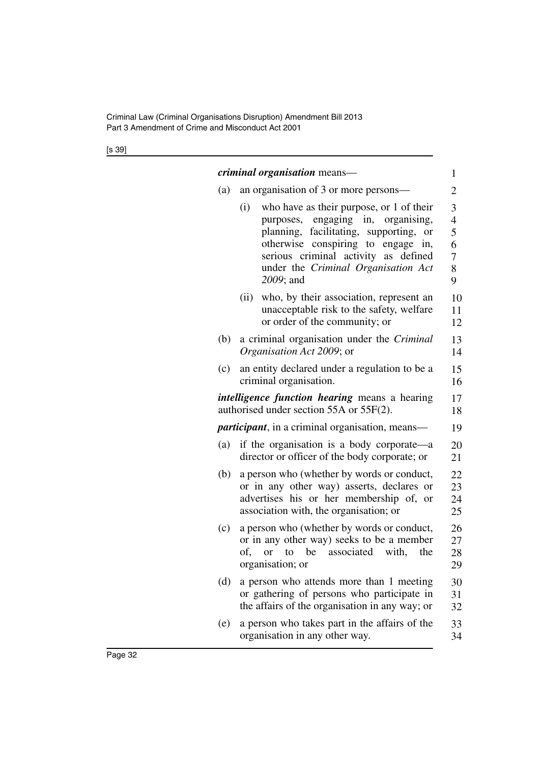***criminal organisation*** means—

(a) an organisation of 3 or more persons—

   (i) who have as their purpose, or 1 of their purposes, engaging in, organising, planning, facilitating, supporting, or otherwise conspiring to engage in, serious criminal activity as defined under the *Criminal Organisation Act 2009*; and

   (ii) who, by their association, represent an unacceptable risk to the safety, welfare or order of the community; or

(b) a criminal organisation under the *Criminal Organisation Act 2009*; or

(c) an entity declared under a regulation to be a criminal organisation.

***intelligence function hearing*** means a hearing authorised under section 55A or 55F(2).

***participant***, in a criminal organisation, means—

(a) if the organisation is a body corporate—a director or officer of the body corporate; or

(b) a person who (whether by words or conduct, or in any other way) asserts, declares or advertises his or her membership of, or association with, the organisation; or

(c) a person who (whether by words or conduct, or in any other way) seeks to be a member of, or to be associated with, the organisation; or

(d) a person who attends more than 1 meeting or gathering of persons who participate in the affairs of the organisation in any way; or

(e) a person who takes part in the affairs of the organisation in any other way.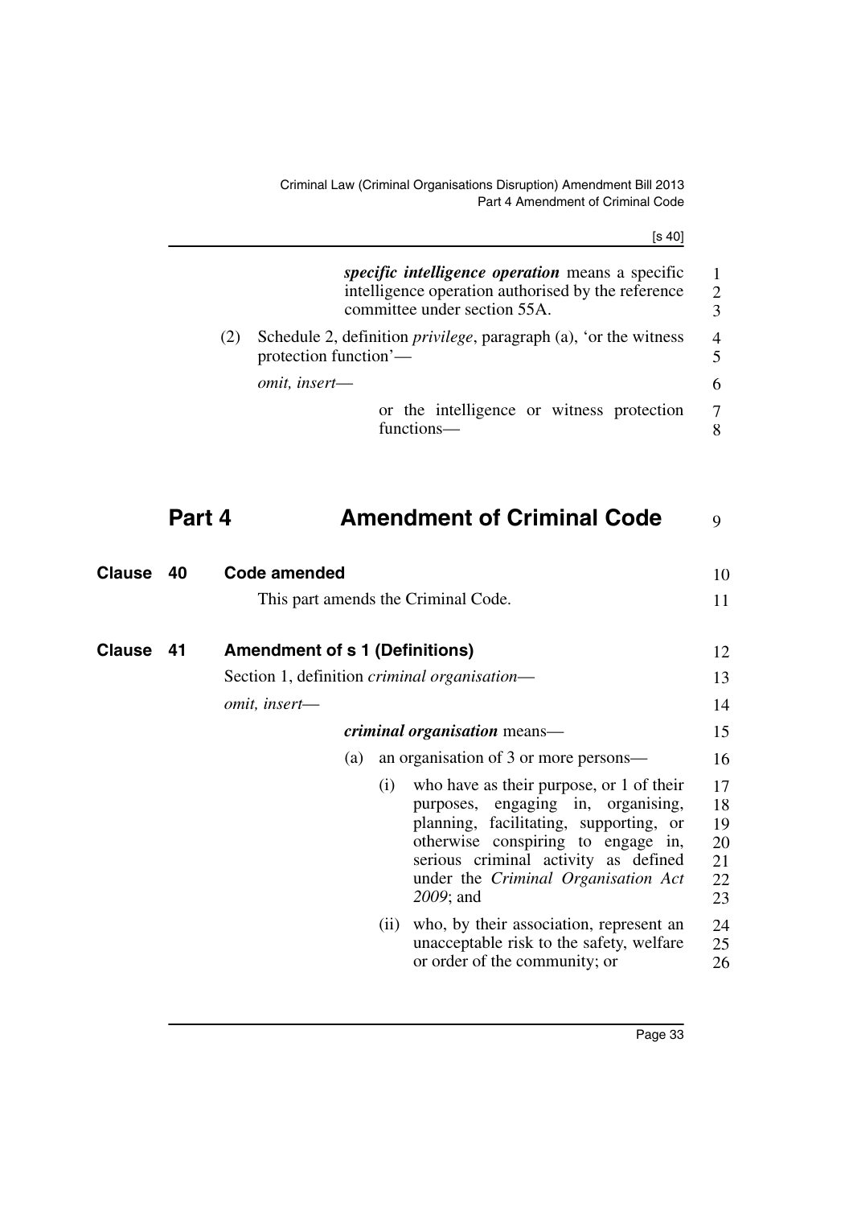***specific intelligence operation*** means a specific intelligence operation authorised by the reference committee under section 55A.

(2) Schedule 2, definition *privilege*, paragraph (a), 'or the witness protection function'—

*omit, insert*—

or the intelligence or witness protection functions—

## Part 4 Amendment of Criminal Code

### Clause 40 Code amended

This part amends the Criminal Code.

### Clause 41 Amendment of s 1 (Definitions)

Section 1, definition *criminal organisation*—

*omit, insert*—

***criminal organisation*** means—

(a) an organisation of 3 or more persons—

(i) who have as their purpose, or 1 of their purposes, engaging in, organising, planning, facilitating, supporting, or otherwise conspiring to engage in, serious criminal activity as defined under the *Criminal Organisation Act 2009*; and

(ii) who, by their association, represent an unacceptable risk to the safety, welfare or order of the community; or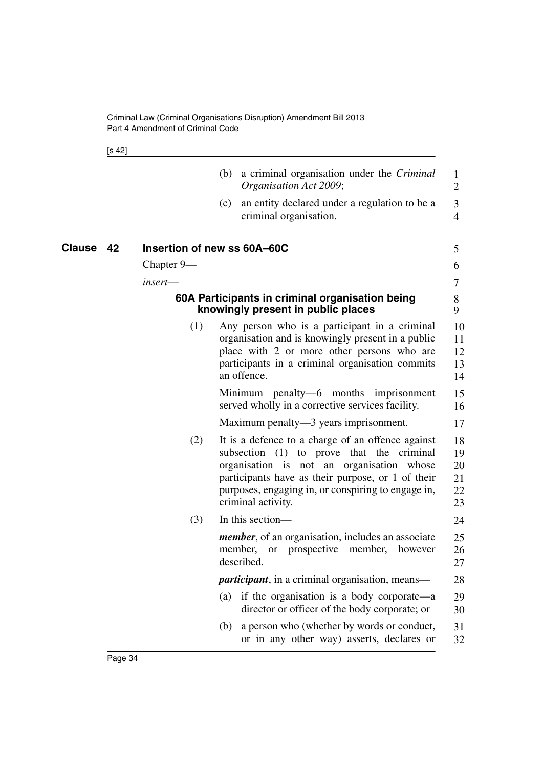(b) a criminal organisation under the *Criminal Organisation Act 2009*;

(c) an entity declared under a regulation to be a criminal organisation.

## Clause 42 Insertion of new ss 60A–60C

Chapter 9—

*insert*—

### 60A Participants in criminal organisation being knowingly present in public places

(1) Any person who is a participant in a criminal organisation and is knowingly present in a public place with 2 or more other persons who are participants in a criminal organisation commits an offence.

Minimum penalty—6 months imprisonment served wholly in a corrective services facility.

Maximum penalty—3 years imprisonment.

(2) It is a defence to a charge of an offence against subsection (1) to prove that the criminal organisation is not an organisation whose participants have as their purpose, or 1 of their purposes, engaging in, or conspiring to engage in, criminal activity.

(3) In this section—

***member***, of an organisation, includes an associate member, or prospective member, however described.

***participant***, in a criminal organisation, means—

(a) if the organisation is a body corporate—a director or officer of the body corporate; or

(b) a person who (whether by words or conduct, or in any other way) asserts, declares or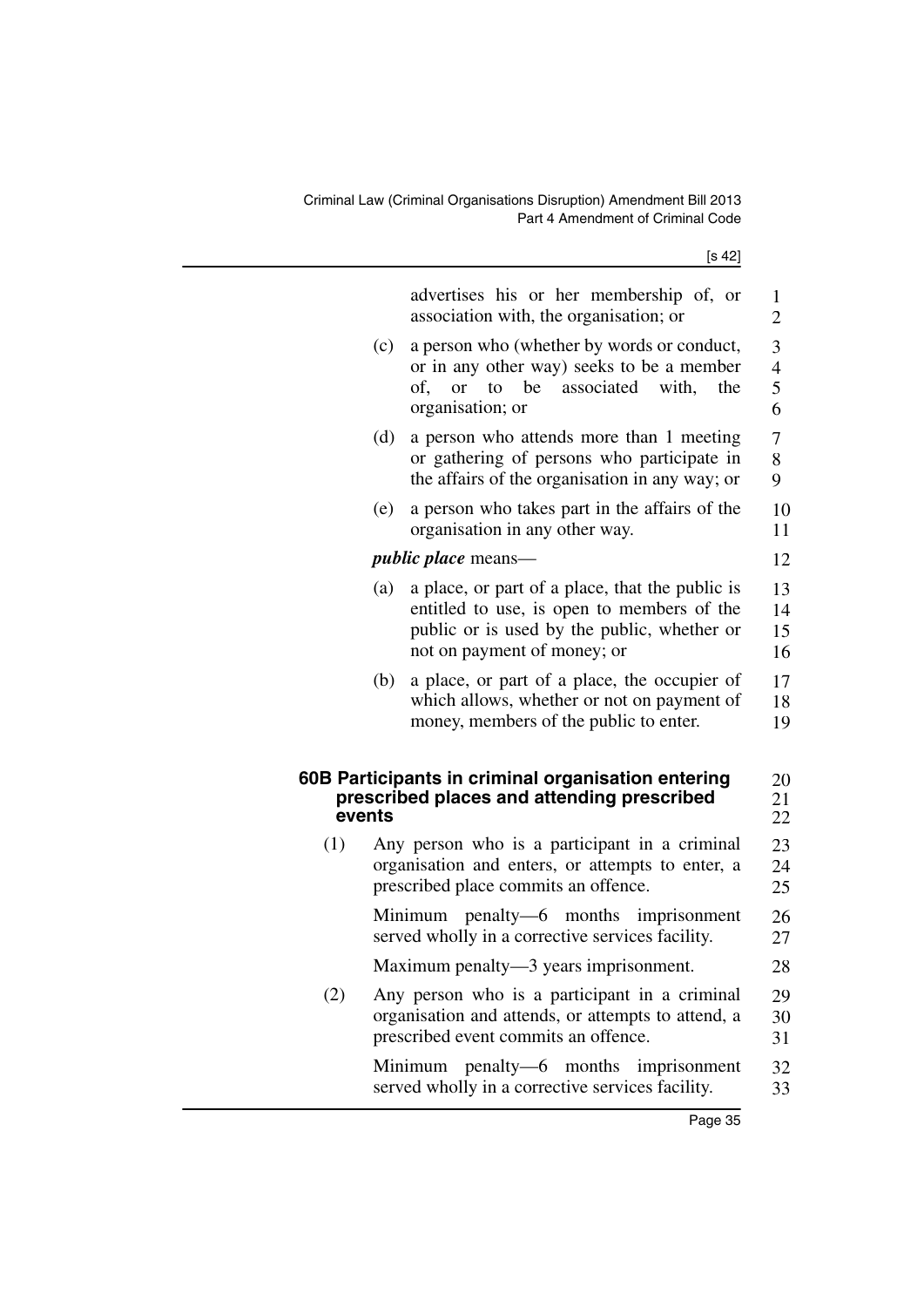advertises his or her membership of, or association with, the organisation; or

(c) a person who (whether by words or conduct, or in any other way) seeks to be a member of, or to be associated with, the organisation; or

(d) a person who attends more than 1 meeting or gathering of persons who participate in the affairs of the organisation in any way; or

(e) a person who takes part in the affairs of the organisation in any other way.

***public place*** means—

(a) a place, or part of a place, that the public is entitled to use, is open to members of the public or is used by the public, whether or not on payment of money; or

(b) a place, or part of a place, the occupier of which allows, whether or not on payment of money, members of the public to enter.

### 60B Participants in criminal organisation entering prescribed places and attending prescribed events

(1) Any person who is a participant in a criminal organisation and enters, or attempts to enter, a prescribed place commits an offence.

Minimum penalty—6 months imprisonment served wholly in a corrective services facility.

Maximum penalty—3 years imprisonment.

(2) Any person who is a participant in a criminal organisation and attends, or attempts to attend, a prescribed event commits an offence.

Minimum penalty—6 months imprisonment served wholly in a corrective services facility.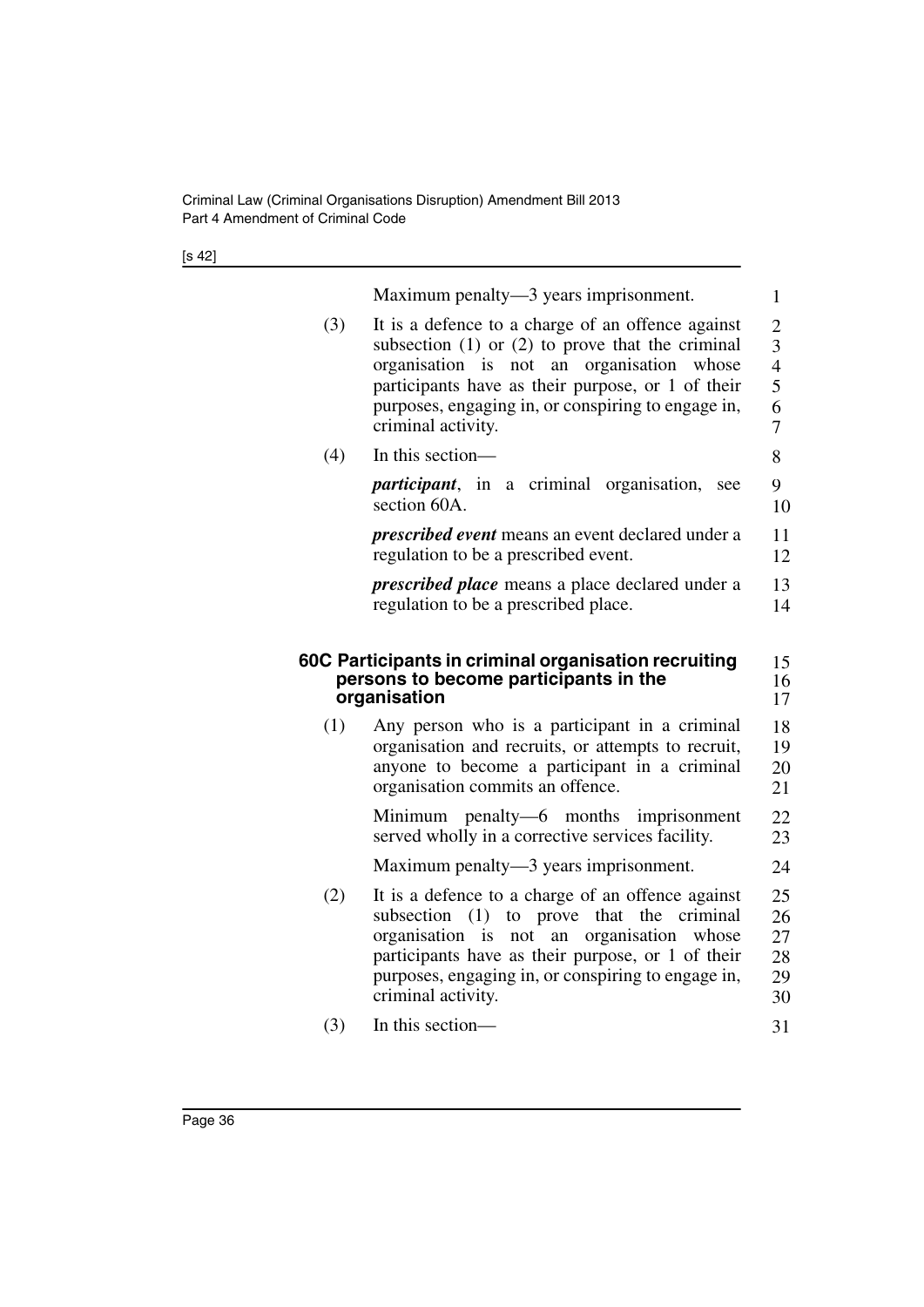Maximum penalty—3 years imprisonment.

(3) It is a defence to a charge of an offence against subsection (1) or (2) to prove that the criminal organisation is not an organisation whose participants have as their purpose, or 1 of their purposes, engaging in, or conspiring to engage in, criminal activity.

(4) In this section—

***participant***, in a criminal organisation, see section 60A.

***prescribed event*** means an event declared under a regulation to be a prescribed event.

***prescribed place*** means a place declared under a regulation to be a prescribed place.

### 60C Participants in criminal organisation recruiting persons to become participants in the organisation

(1) Any person who is a participant in a criminal organisation and recruits, or attempts to recruit, anyone to become a participant in a criminal organisation commits an offence.

Minimum penalty—6 months imprisonment served wholly in a corrective services facility.

Maximum penalty—3 years imprisonment.

(2) It is a defence to a charge of an offence against subsection (1) to prove that the criminal organisation is not an organisation whose participants have as their purpose, or 1 of their purposes, engaging in, or conspiring to engage in, criminal activity.

(3) In this section—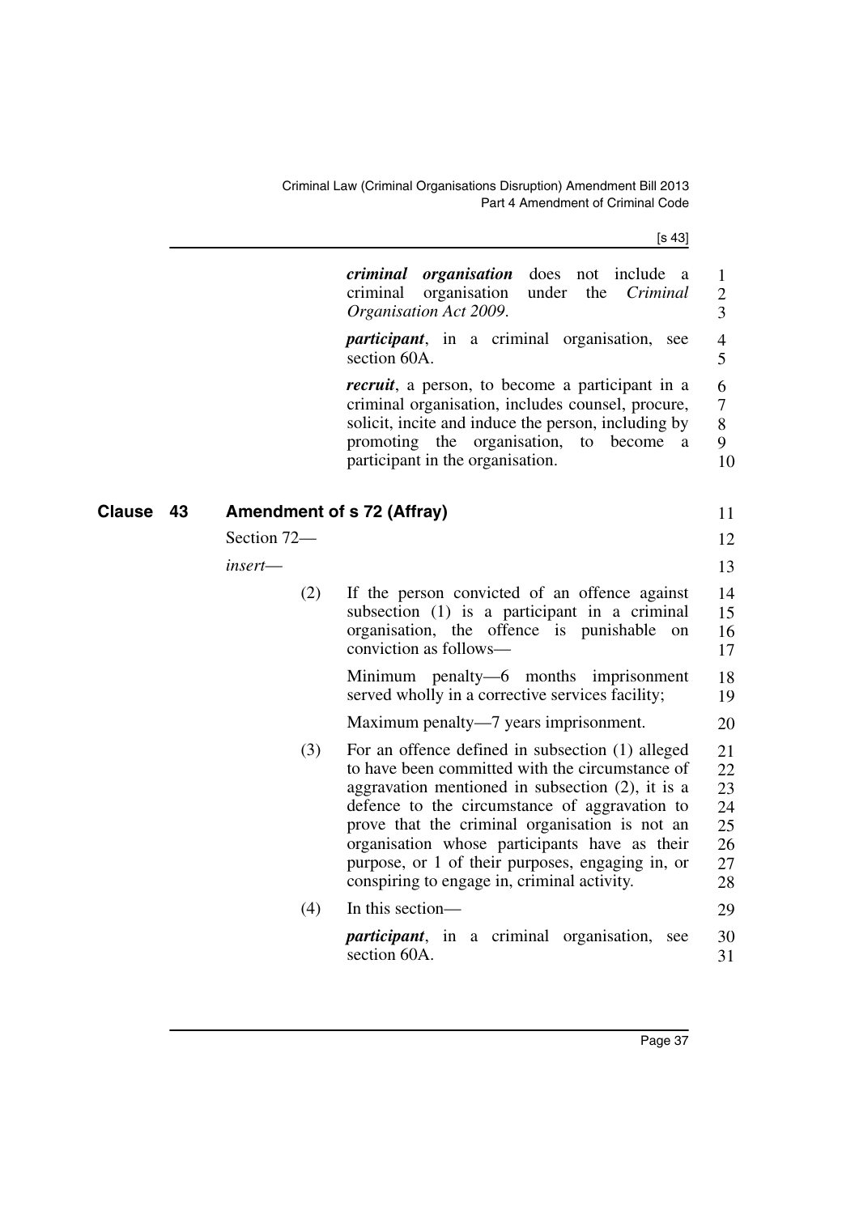***criminal organisation*** does not include a criminal organisation under the *Criminal Organisation Act 2009*.

***participant***, in a criminal organisation, see section 60A.

***recruit***, a person, to become a participant in a criminal organisation, includes counsel, procure, solicit, incite and induce the person, including by promoting the organisation, to become a participant in the organisation.

## Clause 43 Amendment of s 72 (Affray)

Section 72—

*insert*—

(2) If the person convicted of an offence against subsection (1) is a participant in a criminal organisation, the offence is punishable on conviction as follows—

Minimum penalty—6 months imprisonment served wholly in a corrective services facility;

Maximum penalty—7 years imprisonment.

(3) For an offence defined in subsection (1) alleged to have been committed with the circumstance of aggravation mentioned in subsection (2), it is a defence to the circumstance of aggravation to prove that the criminal organisation is not an organisation whose participants have as their purpose, or 1 of their purposes, engaging in, or conspiring to engage in, criminal activity.

(4) In this section—

***participant***, in a criminal organisation, see section 60A.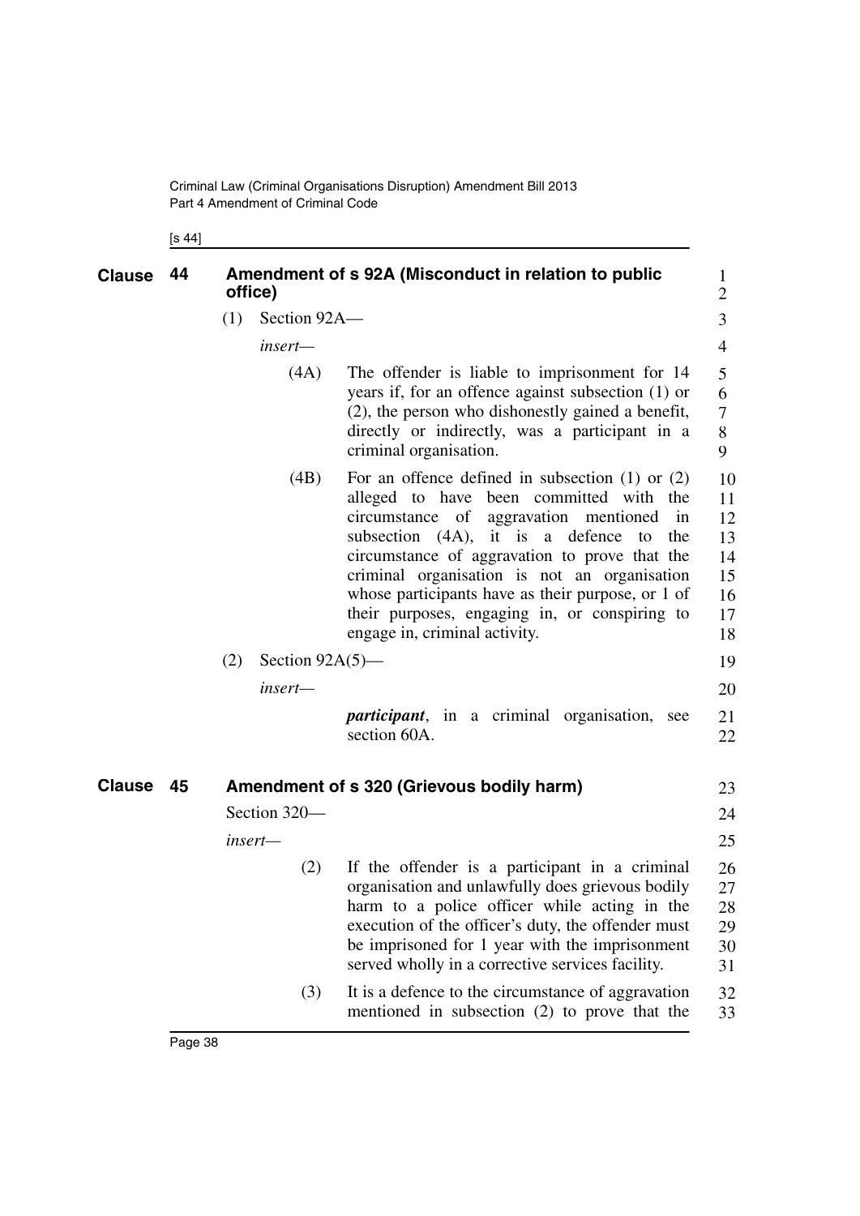## Clause 44 Amendment of s 92A (Misconduct in relation to public office)

(1) Section 92A—

*insert*—

(4A) The offender is liable to imprisonment for 14 years if, for an offence against subsection (1) or (2), the person who dishonestly gained a benefit, directly or indirectly, was a participant in a criminal organisation.

(4B) For an offence defined in subsection (1) or (2) alleged to have been committed with the circumstance of aggravation mentioned in subsection (4A), it is a defence to the circumstance of aggravation to prove that the criminal organisation is not an organisation whose participants have as their purpose, or 1 of their purposes, engaging in, or conspiring to engage in, criminal activity.

(2) Section 92A(5)—

*insert*—

***participant***, in a criminal organisation, see section 60A.

## Clause 45 Amendment of s 320 (Grievous bodily harm)

Section 320—

*insert*—

(2) If the offender is a participant in a criminal organisation and unlawfully does grievous bodily harm to a police officer while acting in the execution of the officer's duty, the offender must be imprisoned for 1 year with the imprisonment served wholly in a corrective services facility.

(3) It is a defence to the circumstance of aggravation mentioned in subsection (2) to prove that the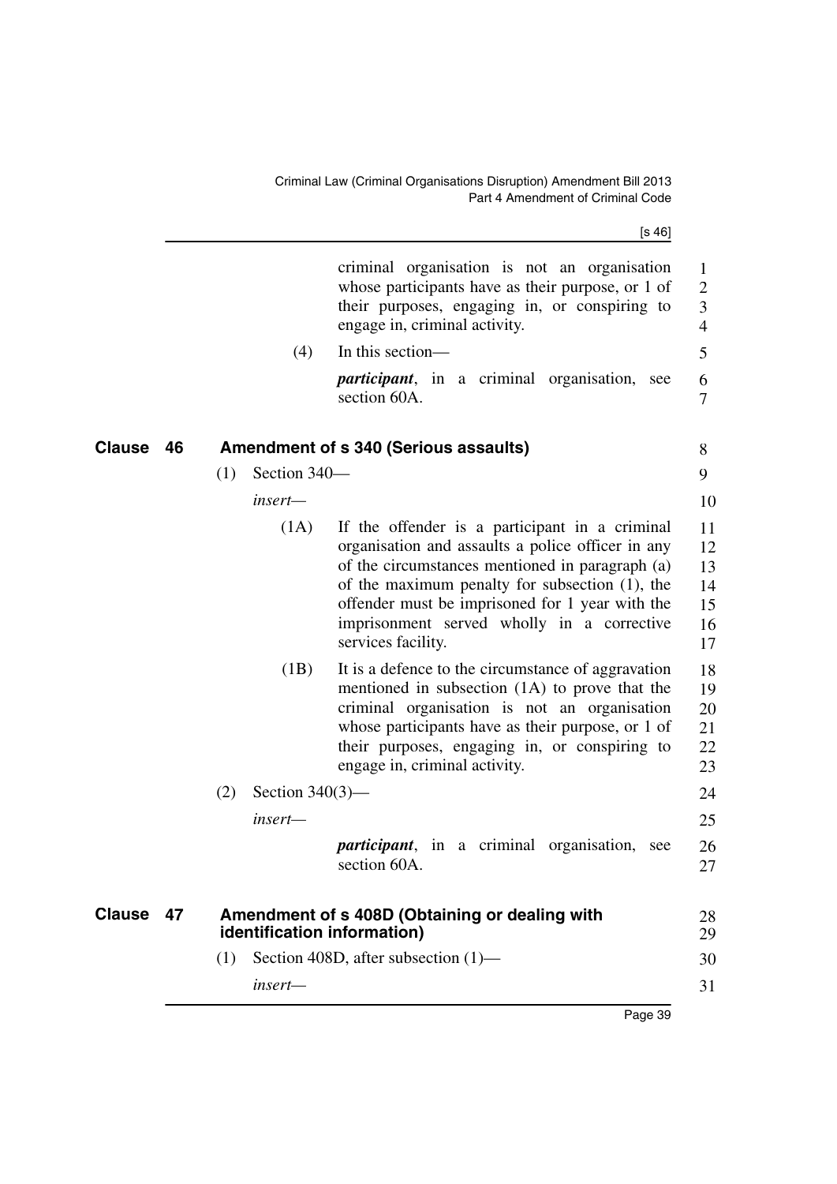criminal organisation is not an organisation whose participants have as their purpose, or 1 of their purposes, engaging in, or conspiring to engage in, criminal activity.

(4) In this section—

***participant***, in a criminal organisation, see section 60A.

## Clause 46 Amendment of s 340 (Serious assaults)

(1) Section 340—

*insert*—

(1A) If the offender is a participant in a criminal organisation and assaults a police officer in any of the circumstances mentioned in paragraph (a) of the maximum penalty for subsection (1), the offender must be imprisoned for 1 year with the imprisonment served wholly in a corrective services facility.

(1B) It is a defence to the circumstance of aggravation mentioned in subsection (1A) to prove that the criminal organisation is not an organisation whose participants have as their purpose, or 1 of their purposes, engaging in, or conspiring to engage in, criminal activity.

(2) Section 340(3)—

*insert*—

***participant***, in a criminal organisation, see section 60A.

## Clause 47 Amendment of s 408D (Obtaining or dealing with identification information)

(1) Section 408D, after subsection (1)—

*insert*—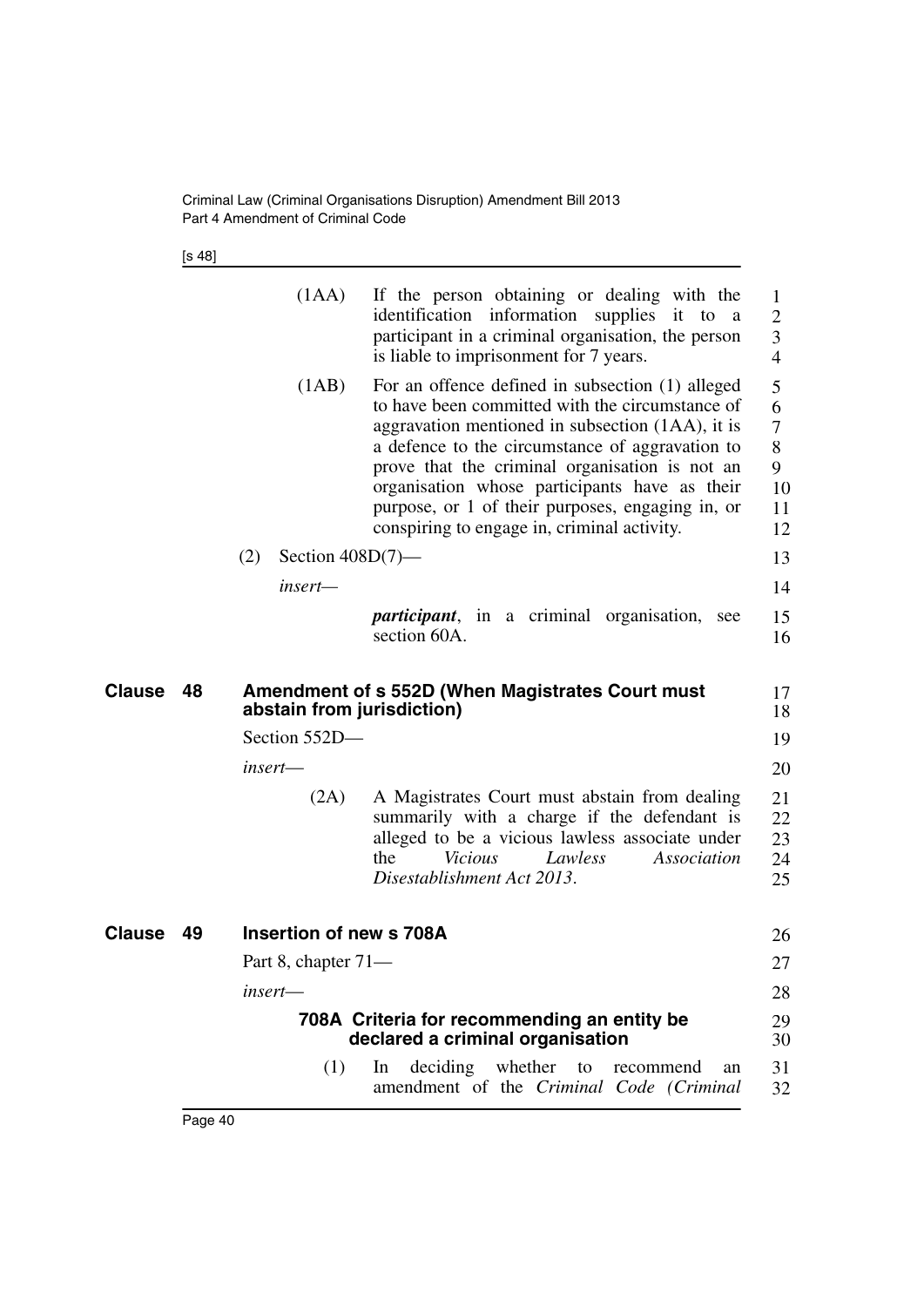(1AA) If the person obtaining or dealing with the identification information supplies it to a participant in a criminal organisation, the person is liable to imprisonment for 7 years.

(1AB) For an offence defined in subsection (1) alleged to have been committed with the circumstance of aggravation mentioned in subsection (1AA), it is a defence to the circumstance of aggravation to prove that the criminal organisation is not an organisation whose participants have as their purpose, or 1 of their purposes, engaging in, or conspiring to engage in, criminal activity.

(2) Section 408D(7)—

*insert—*

***participant***, in a criminal organisation, see section 60A.

## Clause 48 Amendment of s 552D (When Magistrates Court must abstain from jurisdiction)

Section 552D—

*insert—*

(2A) A Magistrates Court must abstain from dealing summarily with a charge if the defendant is alleged to be a vicious lawless associate under the *Vicious Lawless Association Disestablishment Act 2013*.

## Clause 49 Insertion of new s 708A

Part 8, chapter 71—

*insert—*

### 708A Criteria for recommending an entity be declared a criminal organisation

(1) In deciding whether to recommend an amendment of the *Criminal Code (Criminal*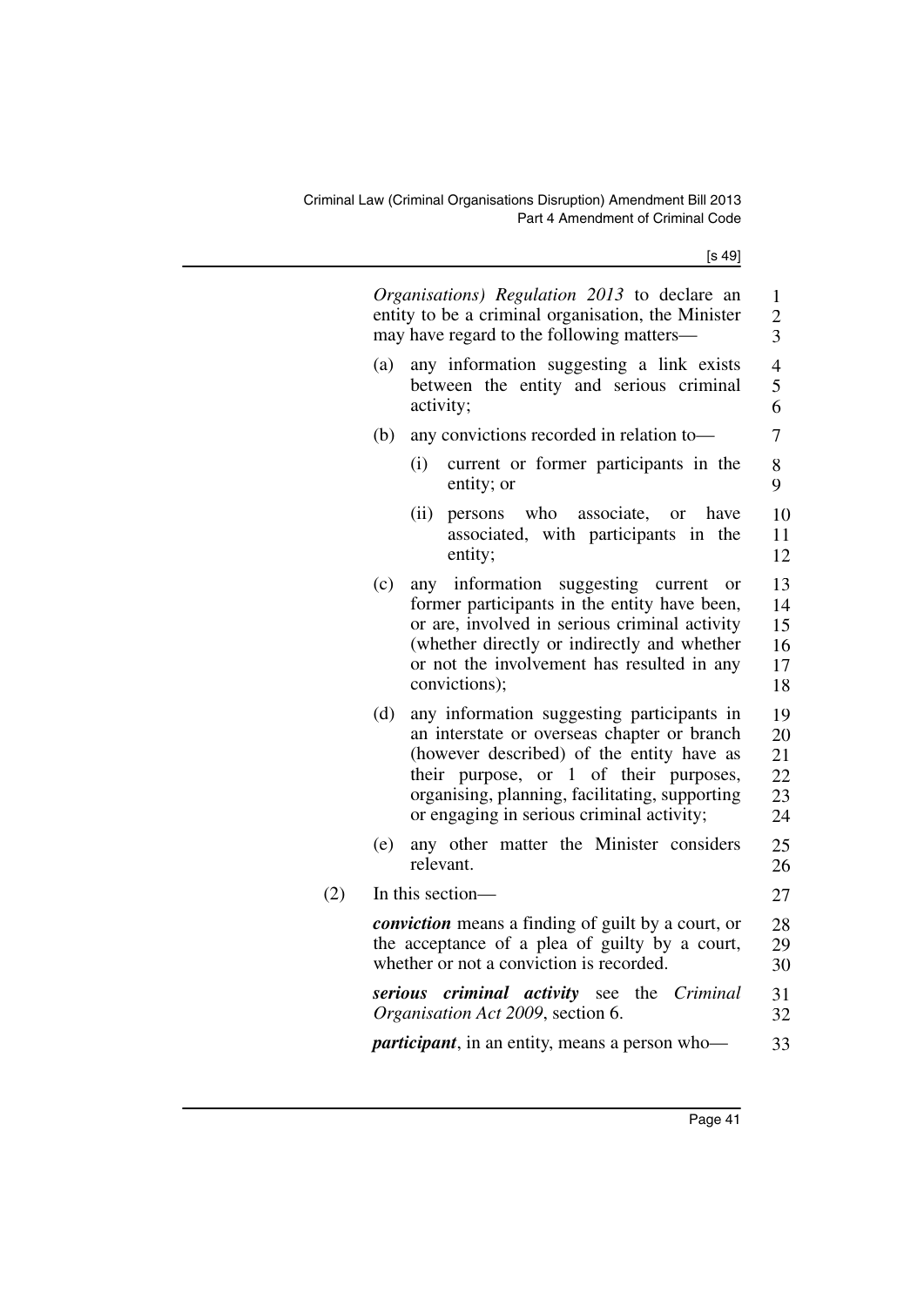*Organisations) Regulation 2013* to declare an entity to be a criminal organisation, the Minister may have regard to the following matters—

(a) any information suggesting a link exists between the entity and serious criminal activity;

(b) any convictions recorded in relation to—

(i) current or former participants in the entity; or

(ii) persons who associate, or have associated, with participants in the entity;

(c) any information suggesting current or former participants in the entity have been, or are, involved in serious criminal activity (whether directly or indirectly and whether or not the involvement has resulted in any convictions);

(d) any information suggesting participants in an interstate or overseas chapter or branch (however described) of the entity have as their purpose, or 1 of their purposes, organising, planning, facilitating, supporting or engaging in serious criminal activity;

(e) any other matter the Minister considers relevant.

(2) In this section—

***conviction*** means a finding of guilt by a court, or the acceptance of a plea of guilty by a court, whether or not a conviction is recorded.

***serious criminal activity*** see the *Criminal Organisation Act 2009*, section 6.

***participant***, in an entity, means a person who—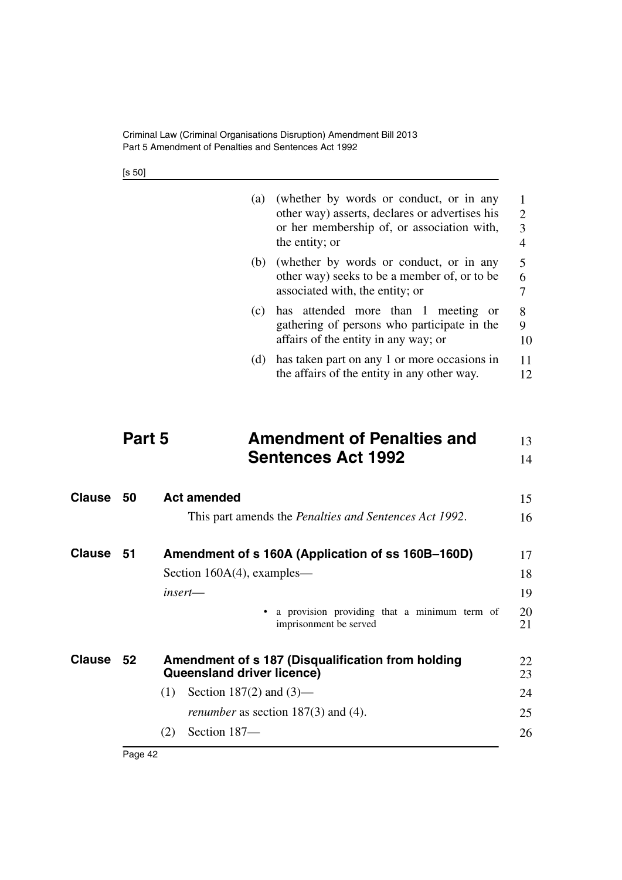(a) (whether by words or conduct, or in any other way) asserts, declares or advertises his or her membership of, or association with, the entity; or

(b) (whether by words or conduct, or in any other way) seeks to be a member of, or to be associated with, the entity; or

(c) has attended more than 1 meeting or gathering of persons who participate in the affairs of the entity in any way; or

(d) has taken part on any 1 or more occasions in the affairs of the entity in any other way.

# Part 5 Amendment of Penalties and Sentences Act 1992

## Clause 50 Act amended

This part amends the *Penalties and Sentences Act 1992*.

## Clause 51 Amendment of s 160A (Application of ss 160B–160D)

Section 160A(4), examples—

*insert*—

- a provision providing that a minimum term of imprisonment be served

## Clause 52 Amendment of s 187 (Disqualification from holding Queensland driver licence)

(1) Section 187(2) and (3)—

*renumber* as section 187(3) and (4).

(2) Section 187—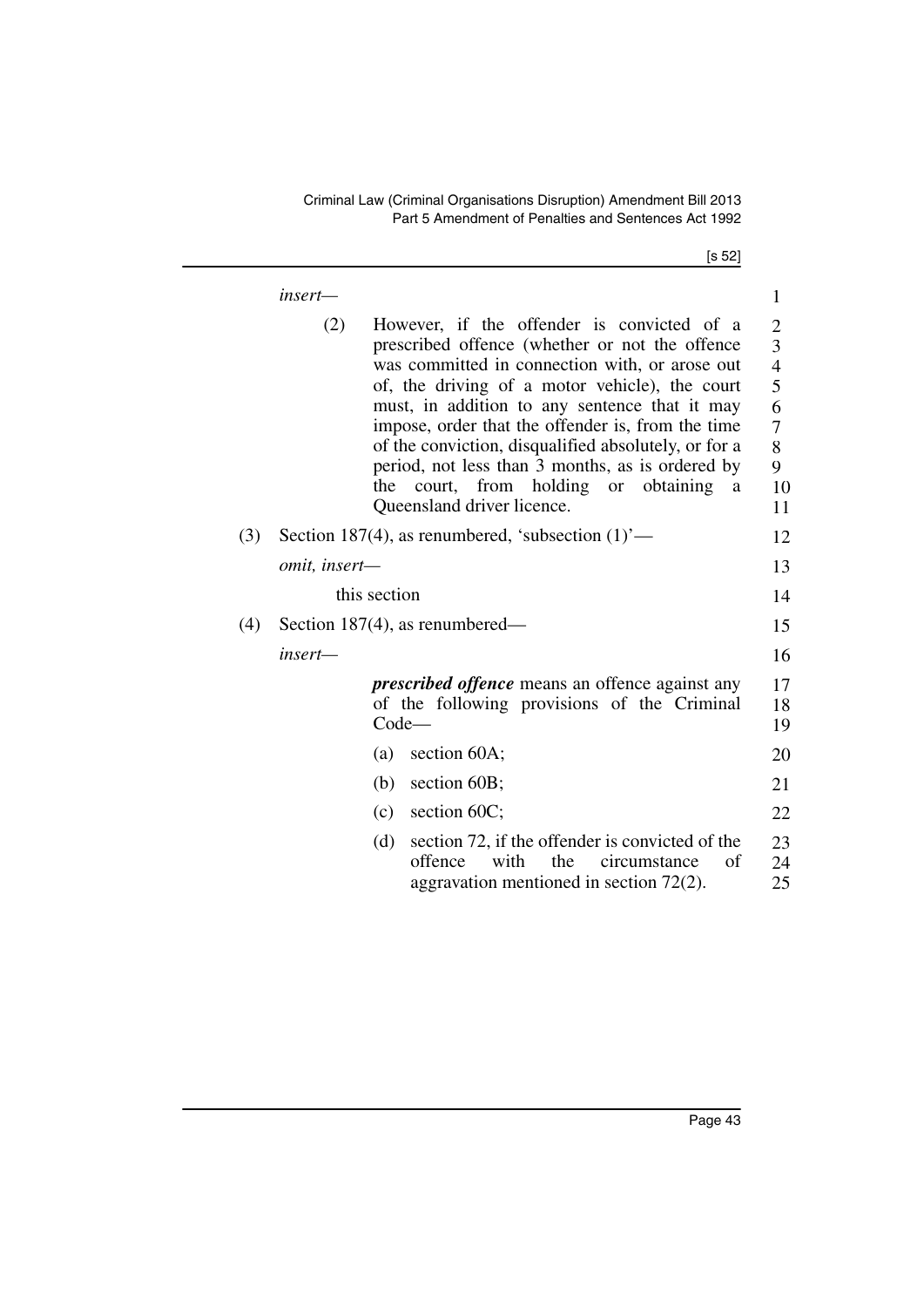*insert—*

(2) However, if the offender is convicted of a prescribed offence (whether or not the offence was committed in connection with, or arose out of, the driving of a motor vehicle), the court must, in addition to any sentence that it may impose, order that the offender is, from the time of the conviction, disqualified absolutely, or for a period, not less than 3 months, as is ordered by the court, from holding or obtaining a Queensland driver licence.

(3) Section 187(4), as renumbered, 'subsection (1)'—

*omit, insert—*

this section

(4) Section 187(4), as renumbered—

*insert—*

***prescribed offence*** means an offence against any of the following provisions of the Criminal Code—

(a) section 60A;

(b) section 60B;

(c) section 60C;

(d) section 72, if the offender is convicted of the offence with the circumstance of aggravation mentioned in section 72(2).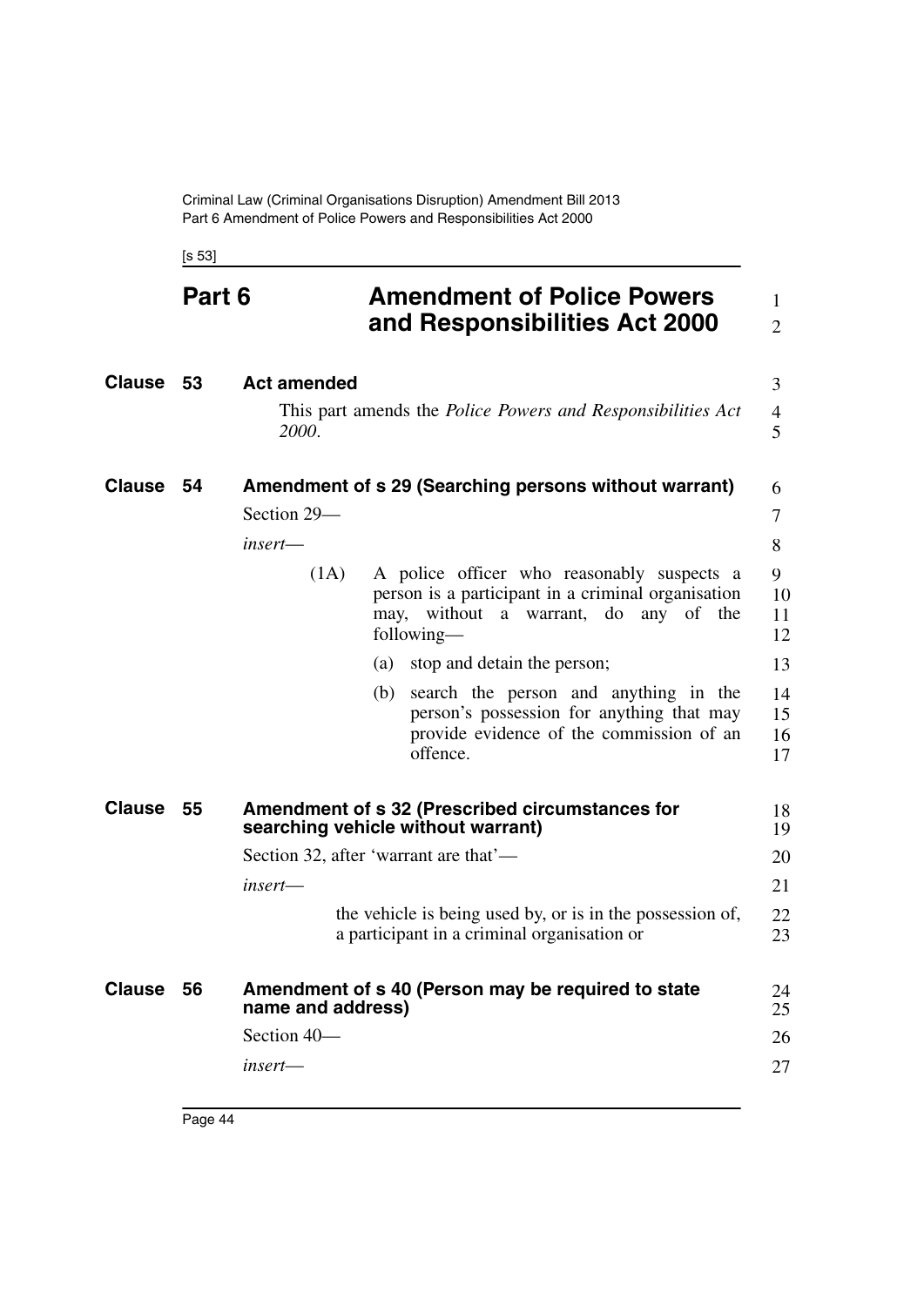# Part 6 Amendment of Police Powers and Responsibilities Act 2000

## Clause 53 Act amended

This part amends the *Police Powers and Responsibilities Act 2000*.

## Clause 54 Amendment of s 29 (Searching persons without warrant)

Section 29—

*insert*—

(1A) A police officer who reasonably suspects a person is a participant in a criminal organisation may, without a warrant, do any of the following—

(a) stop and detain the person;

(b) search the person and anything in the person's possession for anything that may provide evidence of the commission of an offence.

## Clause 55 Amendment of s 32 (Prescribed circumstances for searching vehicle without warrant)

Section 32, after 'warrant are that'—

*insert*—

the vehicle is being used by, or is in the possession of, a participant in a criminal organisation or

## Clause 56 Amendment of s 40 (Person may be required to state name and address)

Section 40—

*insert*—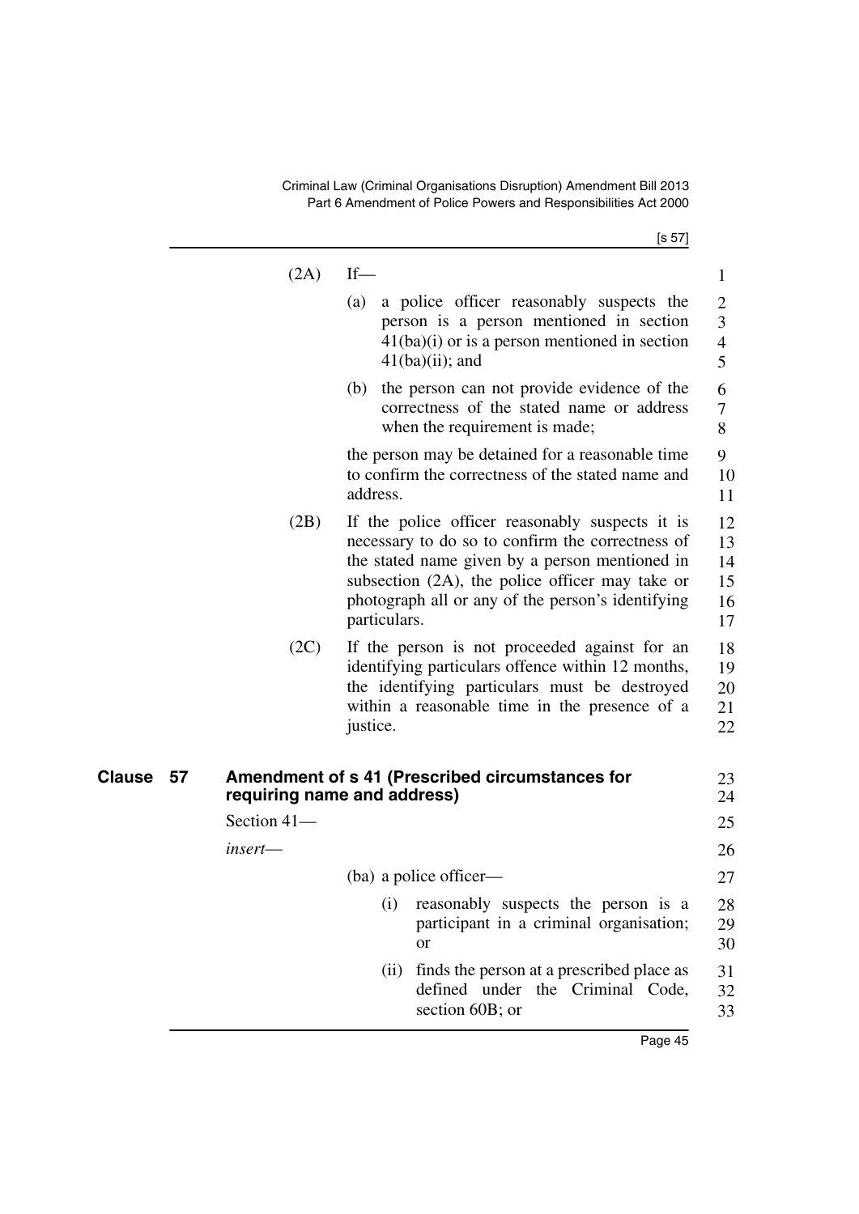(2A) If—

(a) a police officer reasonably suspects the person is a person mentioned in section 41(ba)(i) or is a person mentioned in section 41(ba)(ii); and

(b) the person can not provide evidence of the correctness of the stated name or address when the requirement is made;

the person may be detained for a reasonable time to confirm the correctness of the stated name and address.

(2B) If the police officer reasonably suspects it is necessary to do so to confirm the correctness of the stated name given by a person mentioned in subsection (2A), the police officer may take or photograph all or any of the person's identifying particulars.

(2C) If the person is not proceeded against for an identifying particulars offence within 12 months, the identifying particulars must be destroyed within a reasonable time in the presence of a justice.

## Clause 57 Amendment of s 41 (Prescribed circumstances for requiring name and address)

Section 41—

*insert*—

(ba) a police officer—

(i) reasonably suspects the person is a participant in a criminal organisation; or

(ii) finds the person at a prescribed place as defined under the Criminal Code, section 60B; or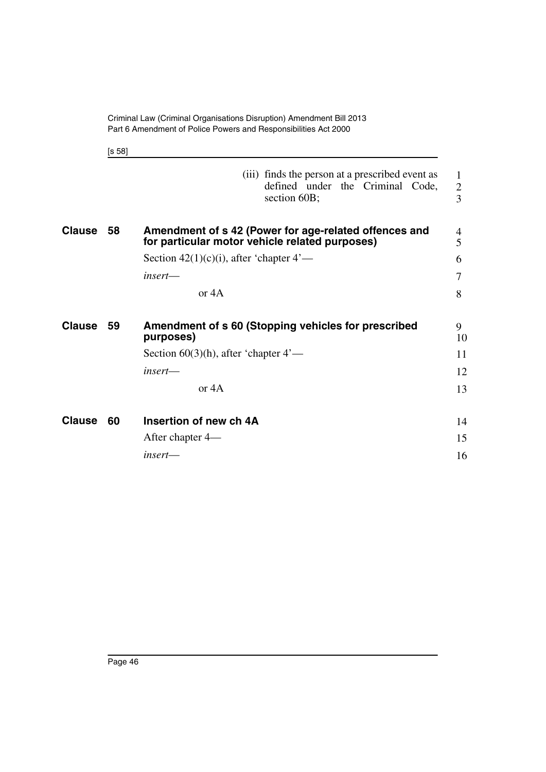(iii) finds the person at a prescribed event as defined under the Criminal Code, section 60B;

## Clause 58 Amendment of s 42 (Power for age-related offences and for particular motor vehicle related purposes)

Section 42(1)(c)(i), after 'chapter 4'—

*insert*—

or 4A

## Clause 59 Amendment of s 60 (Stopping vehicles for prescribed purposes)

Section 60(3)(h), after 'chapter 4'—

*insert*—

or 4A

## Clause 60 Insertion of new ch 4A

After chapter 4—

*insert*—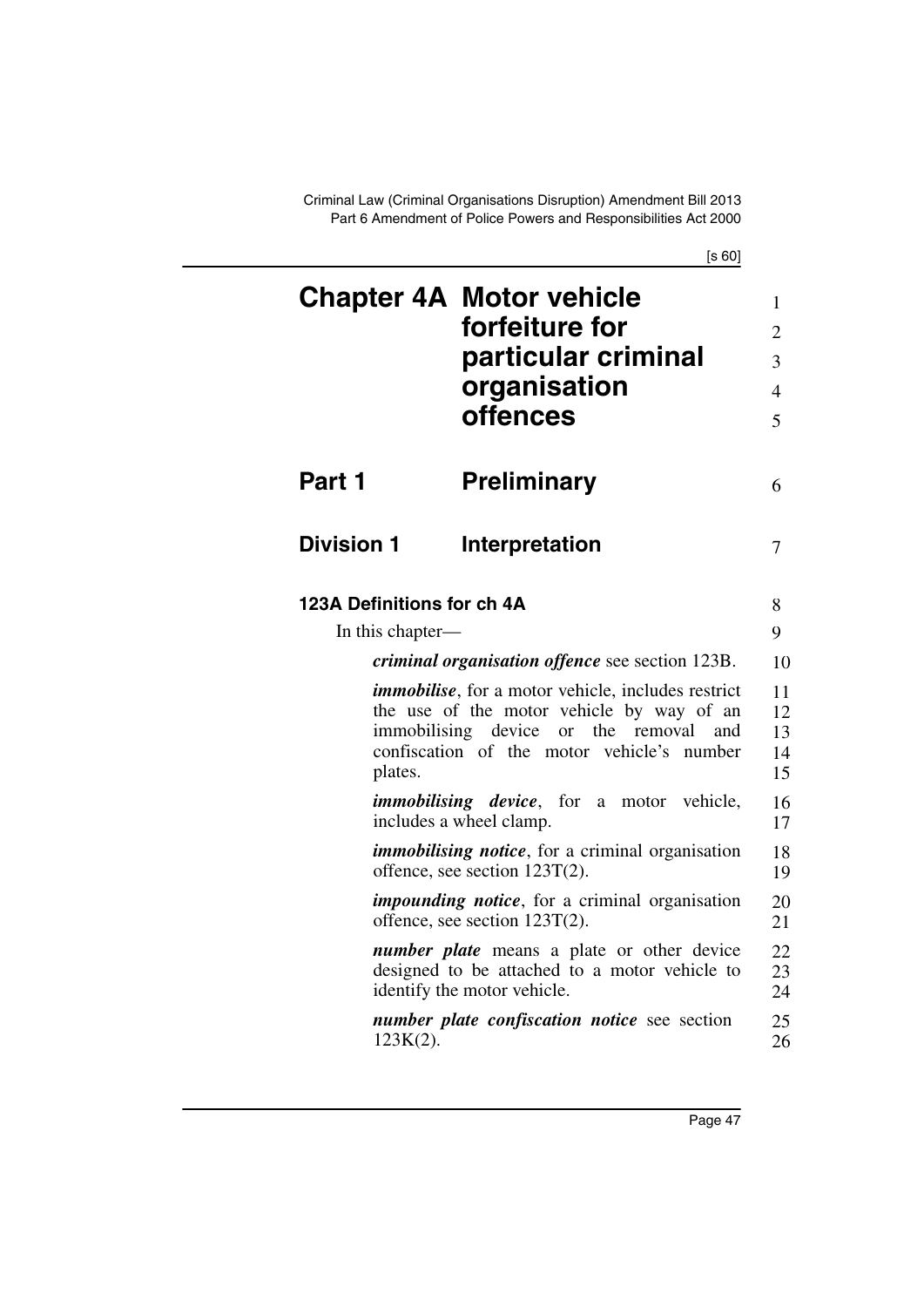# Chapter 4A Motor vehicle forfeiture for particular criminal organisation offences

## Part 1 Preliminary

### Division 1 Interpretation

#### 123A Definitions for ch 4A

In this chapter—

***criminal organisation offence*** see section 123B.

***immobilise***, for a motor vehicle, includes restrict the use of the motor vehicle by way of an immobilising device or the removal and confiscation of the motor vehicle's number plates.

***immobilising device***, for a motor vehicle, includes a wheel clamp.

***immobilising notice***, for a criminal organisation offence, see section 123T(2).

***impounding notice***, for a criminal organisation offence, see section 123T(2).

***number plate*** means a plate or other device designed to be attached to a motor vehicle to identify the motor vehicle.

***number plate confiscation notice*** see section 123K(2).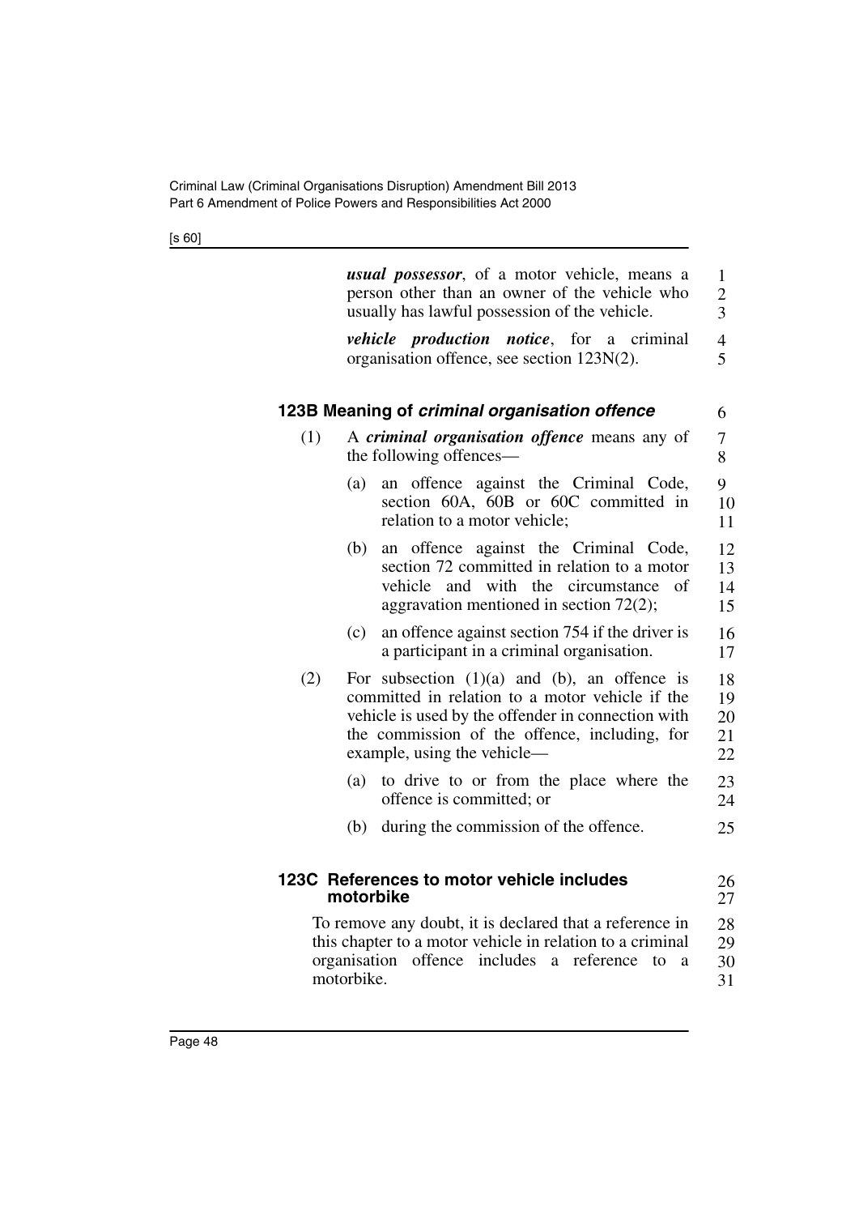***usual possessor***, of a motor vehicle, means a person other than an owner of the vehicle who usually has lawful possession of the vehicle.

***vehicle production notice***, for a criminal organisation offence, see section 123N(2).

### 123B Meaning of *criminal organisation offence*

(1) A ***criminal organisation offence*** means any of the following offences—

(a) an offence against the Criminal Code, section 60A, 60B or 60C committed in relation to a motor vehicle;

(b) an offence against the Criminal Code, section 72 committed in relation to a motor vehicle and with the circumstance of aggravation mentioned in section 72(2);

(c) an offence against section 754 if the driver is a participant in a criminal organisation.

(2) For subsection (1)(a) and (b), an offence is committed in relation to a motor vehicle if the vehicle is used by the offender in connection with the commission of the offence, including, for example, using the vehicle—

(a) to drive to or from the place where the offence is committed; or

(b) during the commission of the offence.

### 123C References to motor vehicle includes motorbike

To remove any doubt, it is declared that a reference in this chapter to a motor vehicle in relation to a criminal organisation offence includes a reference to a motorbike.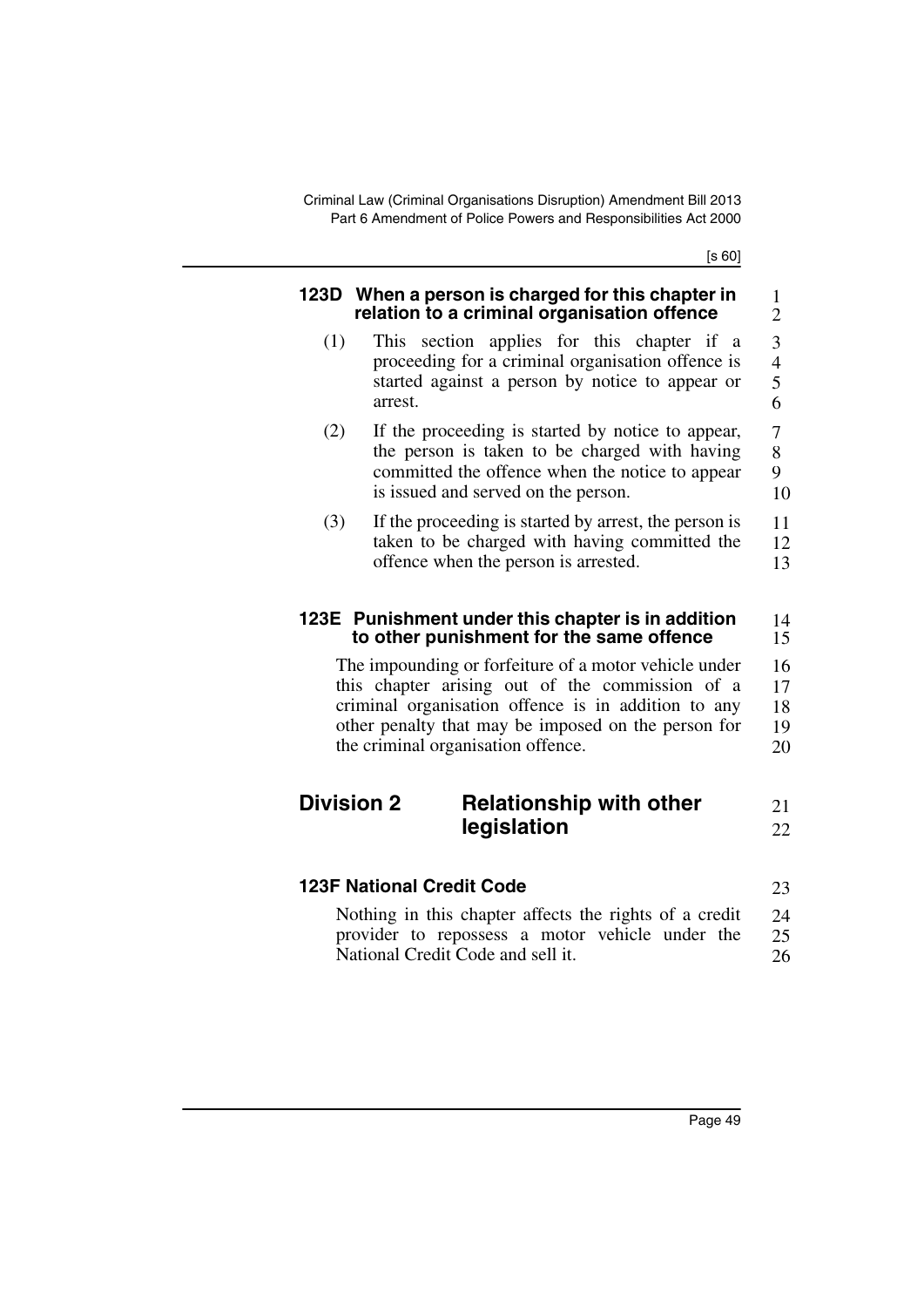#### 123D When a person is charged for this chapter in relation to a criminal organisation offence

(1) This section applies for this chapter if a proceeding for a criminal organisation offence is started against a person by notice to appear or arrest.

(2) If the proceeding is started by notice to appear, the person is taken to be charged with having committed the offence when the notice to appear is issued and served on the person.

(3) If the proceeding is started by arrest, the person is taken to be charged with having committed the offence when the person is arrested.

#### 123E Punishment under this chapter is in addition to other punishment for the same offence

The impounding or forfeiture of a motor vehicle under this chapter arising out of the commission of a criminal organisation offence is in addition to any other penalty that may be imposed on the person for the criminal organisation offence.

### Division 2 Relationship with other legislation

#### 123F National Credit Code

Nothing in this chapter affects the rights of a credit provider to repossess a motor vehicle under the National Credit Code and sell it.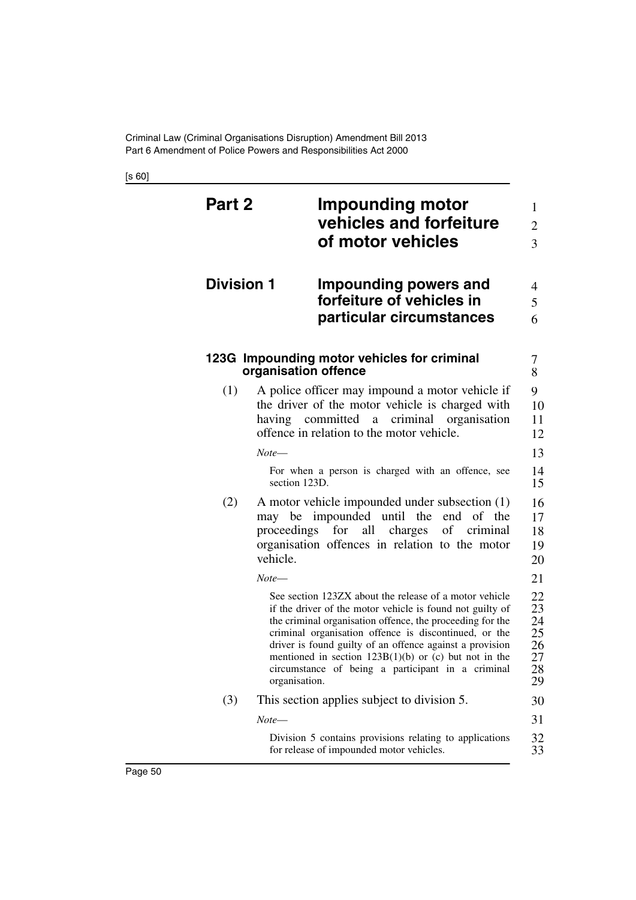# Part 2 Impounding motor vehicles and forfeiture of motor vehicles

## Division 1 Impounding powers and forfeiture of vehicles in particular circumstances

### 123G Impounding motor vehicles for criminal organisation offence

(1) A police officer may impound a motor vehicle if the driver of the motor vehicle is charged with having committed a criminal organisation offence in relation to the motor vehicle.

*Note*—

For when a person is charged with an offence, see section 123D.

(2) A motor vehicle impounded under subsection (1) may be impounded until the end of the proceedings for all charges of criminal organisation offences in relation to the motor vehicle.

*Note*—

See section 123ZX about the release of a motor vehicle if the driver of the motor vehicle is found not guilty of the criminal organisation offence, the proceeding for the criminal organisation offence is discontinued, or the driver is found guilty of an offence against a provision mentioned in section 123B(1)(b) or (c) but not in the circumstance of being a participant in a criminal organisation.

(3) This section applies subject to division 5.

*Note*—

Division 5 contains provisions relating to applications for release of impounded motor vehicles.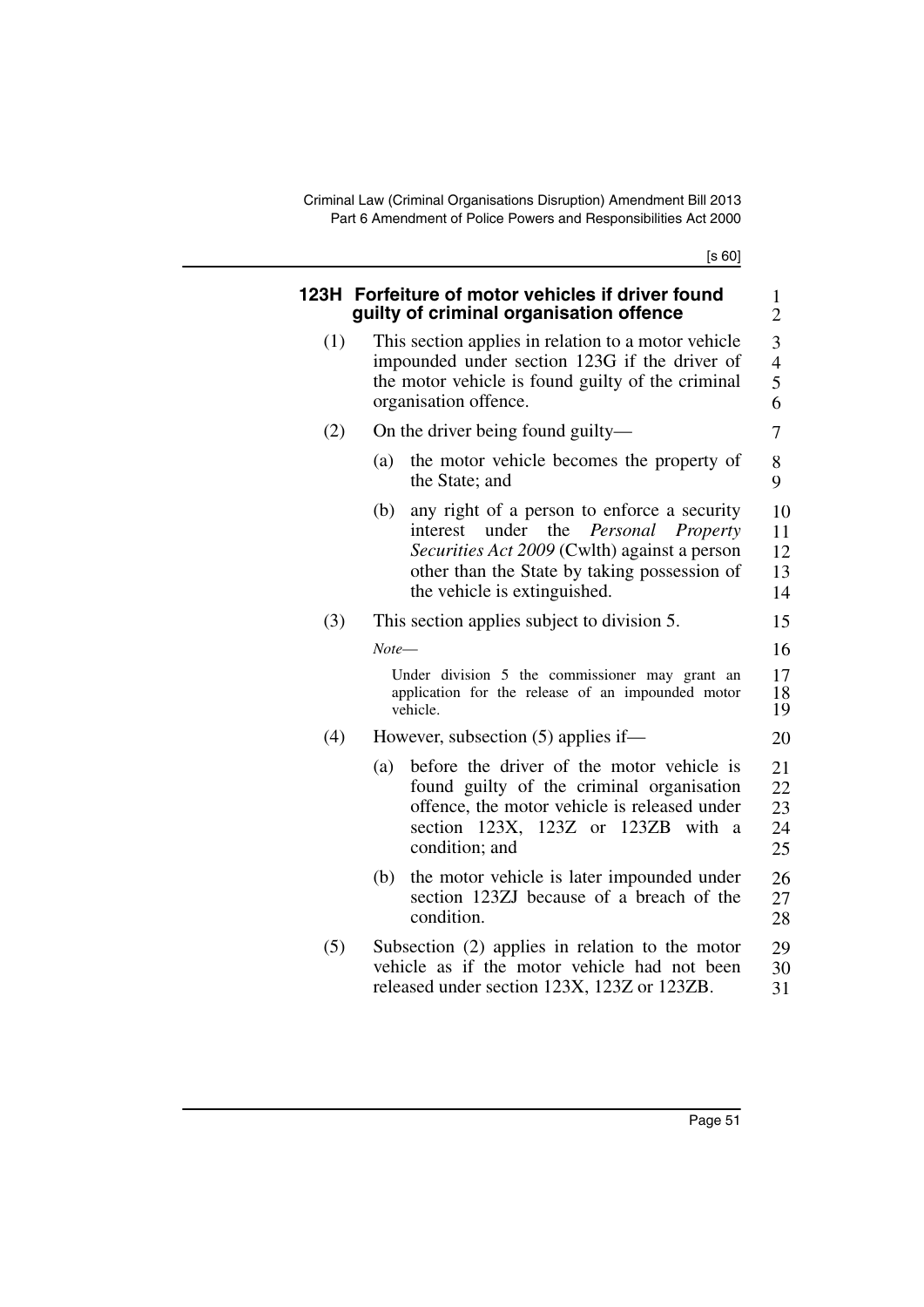### 123H Forfeiture of motor vehicles if driver found guilty of criminal organisation offence

(1) This section applies in relation to a motor vehicle impounded under section 123G if the driver of the motor vehicle is found guilty of the criminal organisation offence.

(2) On the driver being found guilty—

(a) the motor vehicle becomes the property of the State; and

(b) any right of a person to enforce a security interest under the *Personal Property Securities Act 2009* (Cwlth) against a person other than the State by taking possession of the vehicle is extinguished.

(3) This section applies subject to division 5.

*Note*—

Under division 5 the commissioner may grant an application for the release of an impounded motor vehicle.

(4) However, subsection (5) applies if—

(a) before the driver of the motor vehicle is found guilty of the criminal organisation offence, the motor vehicle is released under section 123X, 123Z or 123ZB with a condition; and

(b) the motor vehicle is later impounded under section 123ZJ because of a breach of the condition.

(5) Subsection (2) applies in relation to the motor vehicle as if the motor vehicle had not been released under section 123X, 123Z or 123ZB.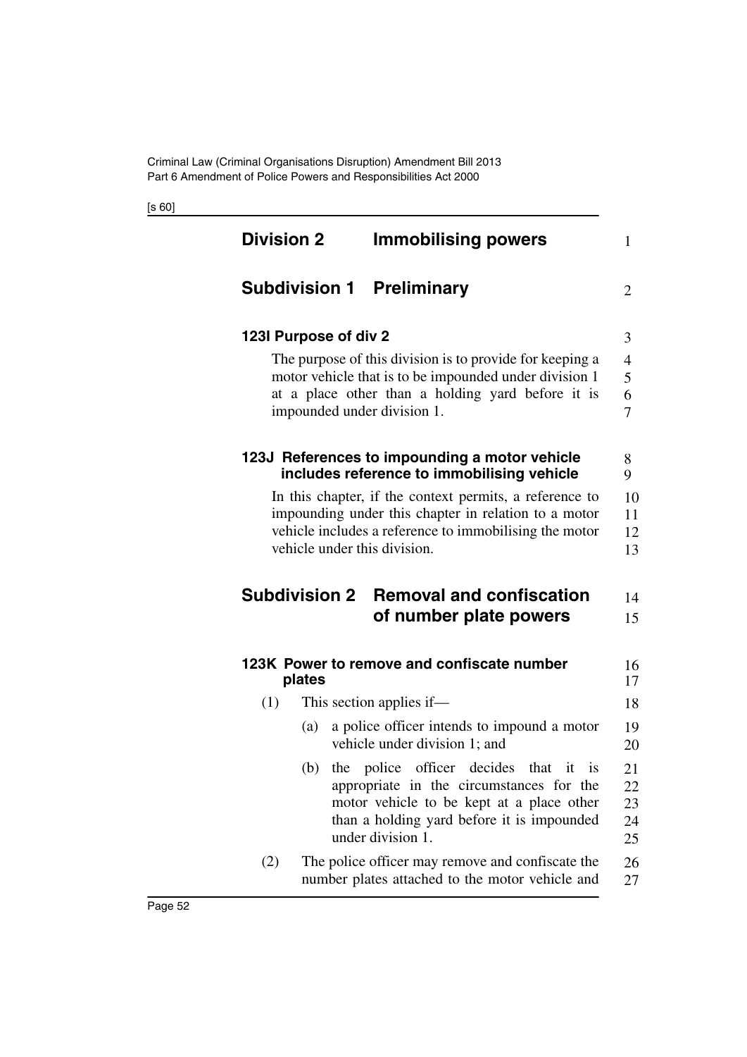## Division 2 Immobilising powers

### Subdivision 1 Preliminary

**123I Purpose of div 2**

The purpose of this division is to provide for keeping a motor vehicle that is to be impounded under division 1 at a place other than a holding yard before it is impounded under division 1.

**123J References to impounding a motor vehicle includes reference to immobilising vehicle**

In this chapter, if the context permits, a reference to impounding under this chapter in relation to a motor vehicle includes a reference to immobilising the motor vehicle under this division.

### Subdivision 2 Removal and confiscation of number plate powers

**123K Power to remove and confiscate number plates**

(1) This section applies if—

(a) a police officer intends to impound a motor vehicle under division 1; and

(b) the police officer decides that it is appropriate in the circumstances for the motor vehicle to be kept at a place other than a holding yard before it is impounded under division 1.

(2) The police officer may remove and confiscate the number plates attached to the motor vehicle and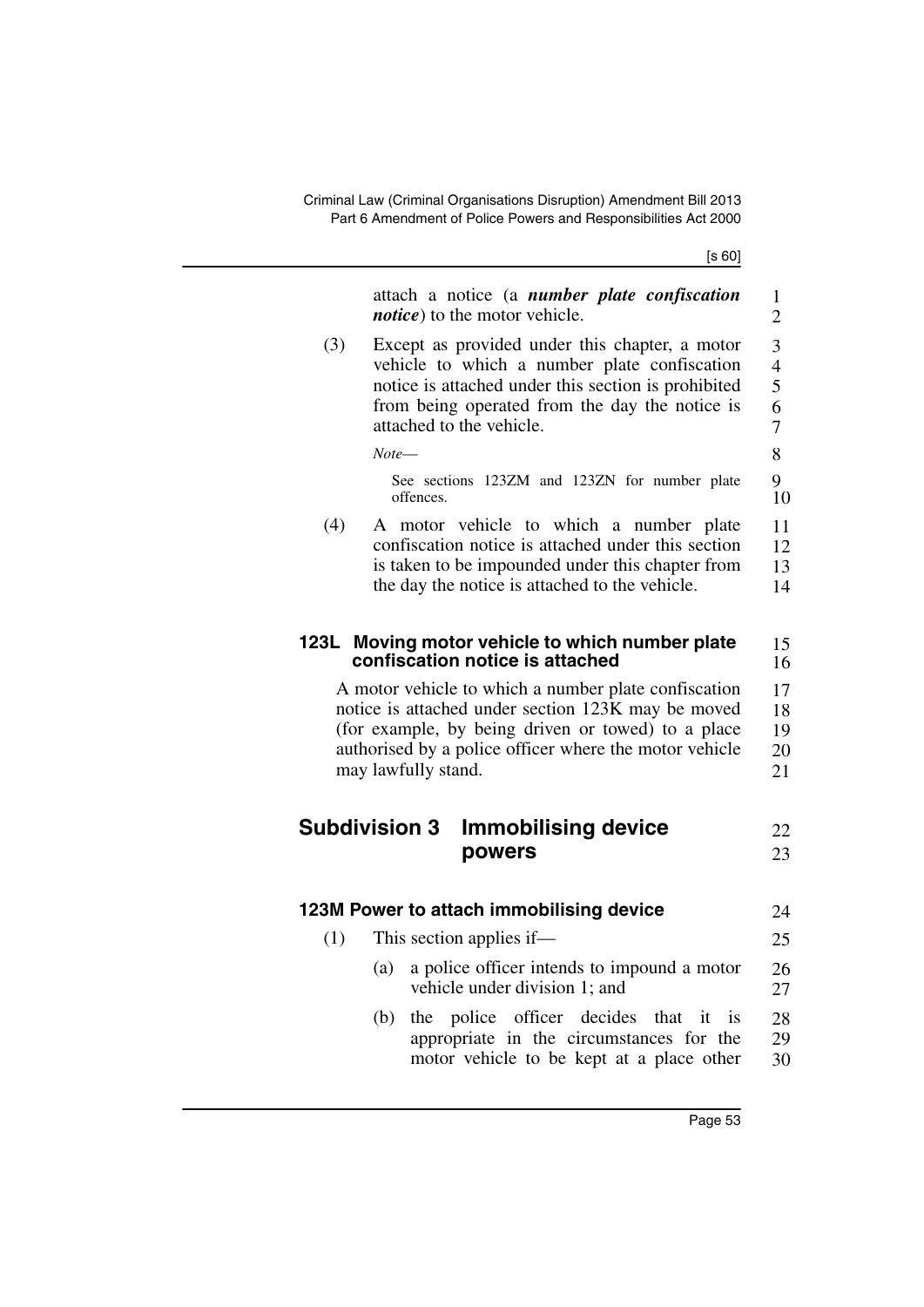attach a notice (a ***number plate confiscation notice***) to the motor vehicle.

(3) Except as provided under this chapter, a motor vehicle to which a number plate confiscation notice is attached under this section is prohibited from being operated from the day the notice is attached to the vehicle.

*Note*—

See sections 123ZM and 123ZN for number plate offences.

(4) A motor vehicle to which a number plate confiscation notice is attached under this section is taken to be impounded under this chapter from the day the notice is attached to the vehicle.

### 123L Moving motor vehicle to which number plate confiscation notice is attached

A motor vehicle to which a number plate confiscation notice is attached under section 123K may be moved (for example, by being driven or towed) to a place authorised by a police officer where the motor vehicle may lawfully stand.

## Subdivision 3 Immobilising device powers

### 123M Power to attach immobilising device

(1) This section applies if—

(a) a police officer intends to impound a motor vehicle under division 1; and

(b) the police officer decides that it is appropriate in the circumstances for the motor vehicle to be kept at a place other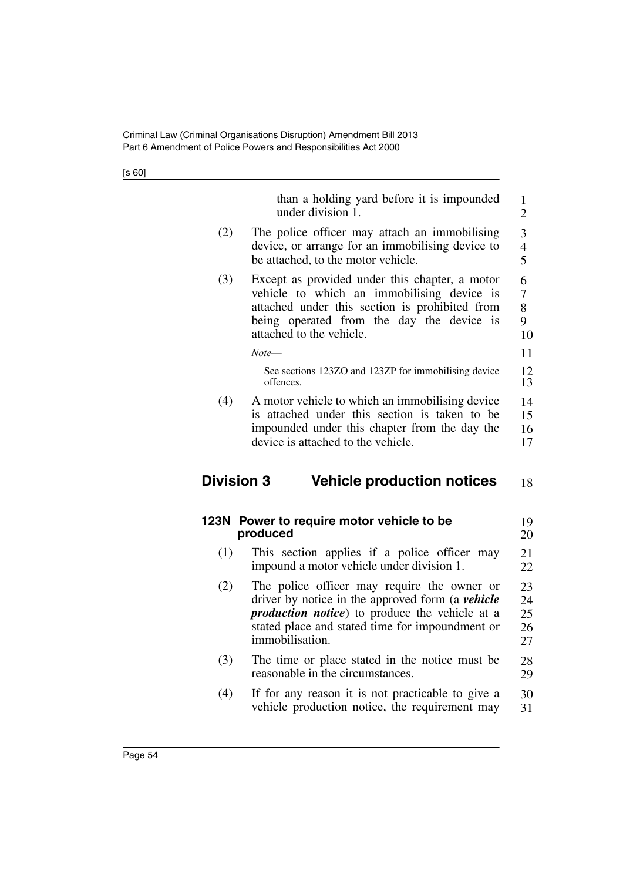than a holding yard before it is impounded under division 1.

(2) The police officer may attach an immobilising device, or arrange for an immobilising device to be attached, to the motor vehicle.

(3) Except as provided under this chapter, a motor vehicle to which an immobilising device is attached under this section is prohibited from being operated from the day the device is attached to the vehicle.

*Note*—

See sections 123ZO and 123ZP for immobilising device offences.

(4) A motor vehicle to which an immobilising device is attached under this section is taken to be impounded under this chapter from the day the device is attached to the vehicle.

## Division 3 Vehicle production notices

### 123N Power to require motor vehicle to be produced

(1) This section applies if a police officer may impound a motor vehicle under division 1.

(2) The police officer may require the owner or driver by notice in the approved form (a ***vehicle production notice***) to produce the vehicle at a stated place and stated time for impoundment or immobilisation.

(3) The time or place stated in the notice must be reasonable in the circumstances.

(4) If for any reason it is not practicable to give a vehicle production notice, the requirement may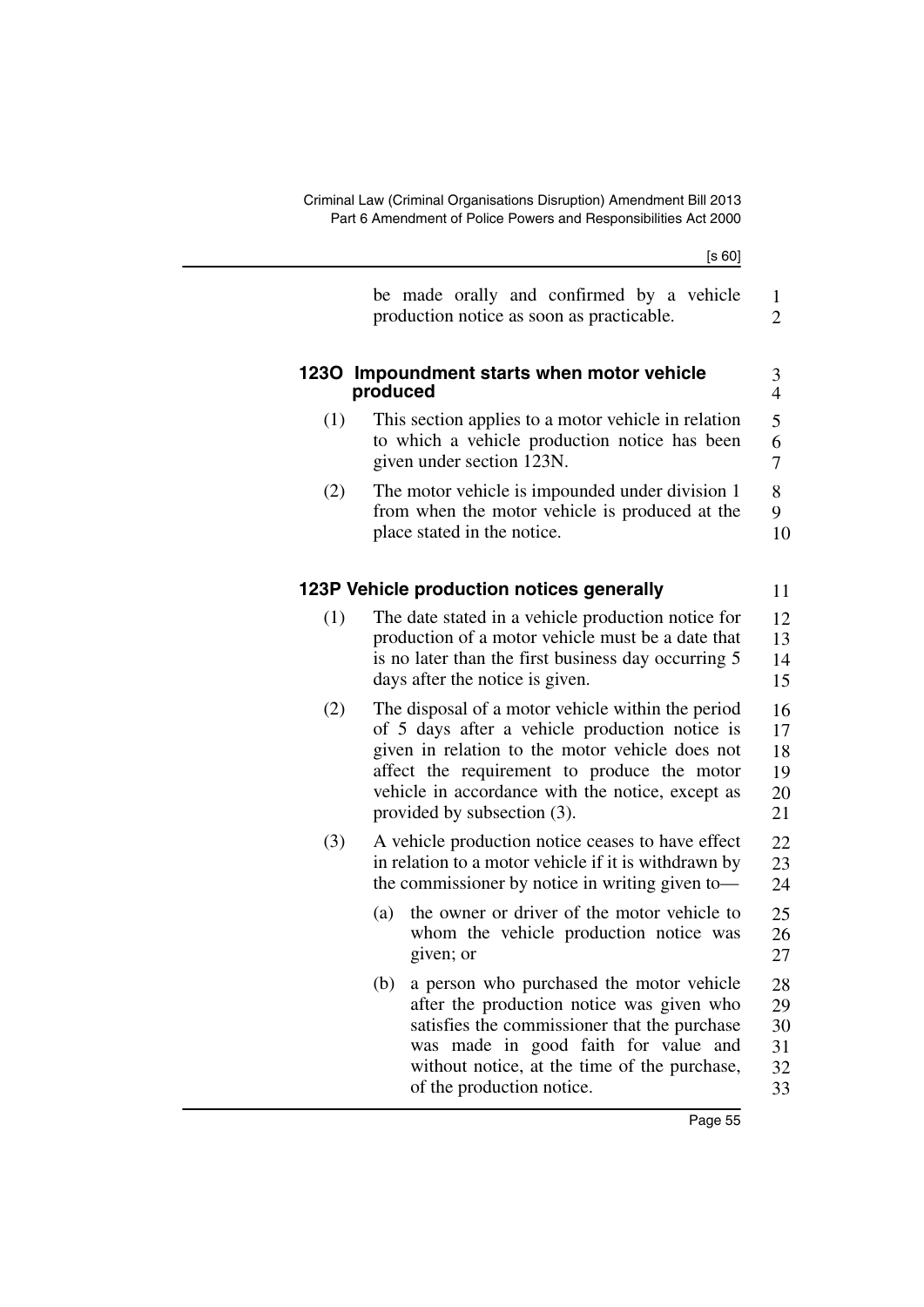be made orally and confirmed by a vehicle production notice as soon as practicable.

### 123O Impoundment starts when motor vehicle produced

(1) This section applies to a motor vehicle in relation to which a vehicle production notice has been given under section 123N.

(2) The motor vehicle is impounded under division 1 from when the motor vehicle is produced at the place stated in the notice.

### 123P Vehicle production notices generally

(1) The date stated in a vehicle production notice for production of a motor vehicle must be a date that is no later than the first business day occurring 5 days after the notice is given.

(2) The disposal of a motor vehicle within the period of 5 days after a vehicle production notice is given in relation to the motor vehicle does not affect the requirement to produce the motor vehicle in accordance with the notice, except as provided by subsection (3).

(3) A vehicle production notice ceases to have effect in relation to a motor vehicle if it is withdrawn by the commissioner by notice in writing given to—

(a) the owner or driver of the motor vehicle to whom the vehicle production notice was given; or

(b) a person who purchased the motor vehicle after the production notice was given who satisfies the commissioner that the purchase was made in good faith for value and without notice, at the time of the purchase, of the production notice.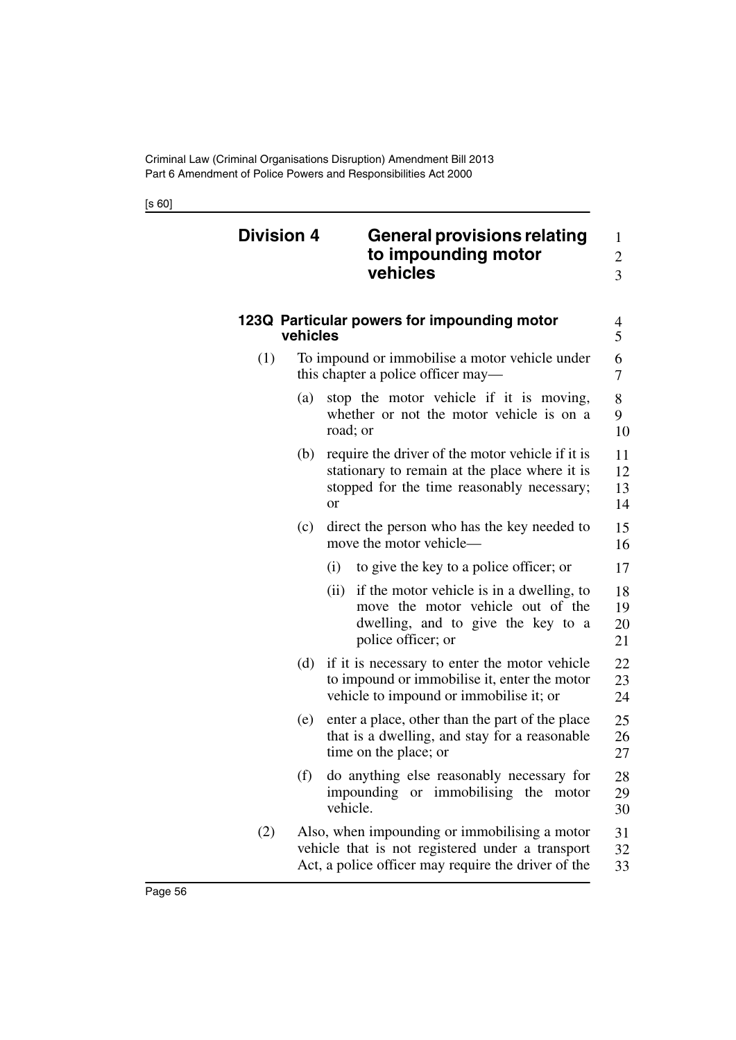## Division 4 General provisions relating to impounding motor vehicles

### 123Q Particular powers for impounding motor vehicles

(1) To impound or immobilise a motor vehicle under this chapter a police officer may—

(a) stop the motor vehicle if it is moving, whether or not the motor vehicle is on a road; or

(b) require the driver of the motor vehicle if it is stationary to remain at the place where it is stopped for the time reasonably necessary; or

(c) direct the person who has the key needed to move the motor vehicle—

(i) to give the key to a police officer; or

(ii) if the motor vehicle is in a dwelling, to move the motor vehicle out of the dwelling, and to give the key to a police officer; or

(d) if it is necessary to enter the motor vehicle to impound or immobilise it, enter the motor vehicle to impound or immobilise it; or

(e) enter a place, other than the part of the place that is a dwelling, and stay for a reasonable time on the place; or

(f) do anything else reasonably necessary for impounding or immobilising the motor vehicle.

(2) Also, when impounding or immobilising a motor vehicle that is not registered under a transport Act, a police officer may require the driver of the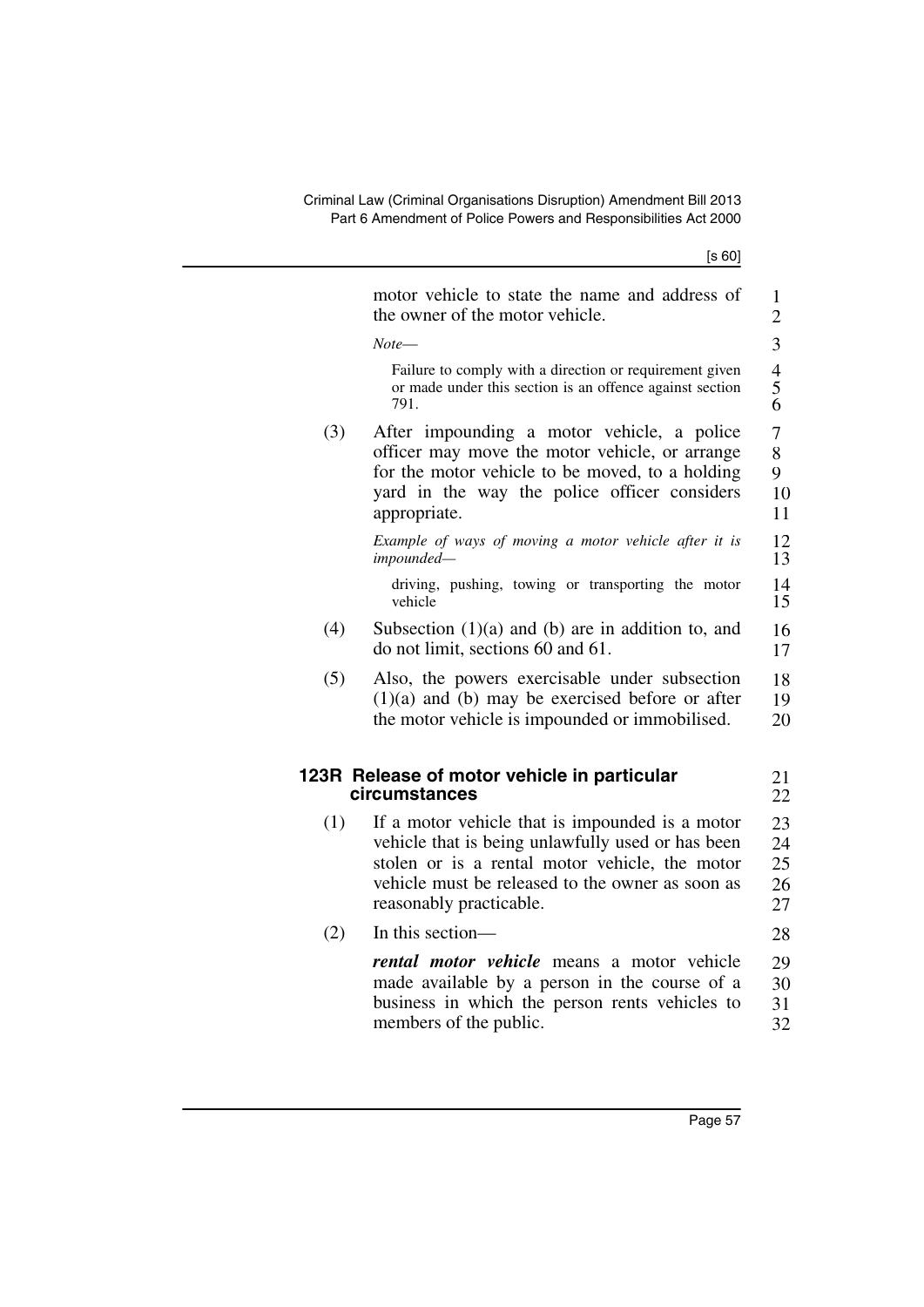motor vehicle to state the name and address of the owner of the motor vehicle.

*Note*—

Failure to comply with a direction or requirement given or made under this section is an offence against section 791.

(3) After impounding a motor vehicle, a police officer may move the motor vehicle, or arrange for the motor vehicle to be moved, to a holding yard in the way the police officer considers appropriate.

*Example of ways of moving a motor vehicle after it is impounded*—

driving, pushing, towing or transporting the motor vehicle

(4) Subsection (1)(a) and (b) are in addition to, and do not limit, sections 60 and 61.

(5) Also, the powers exercisable under subsection (1)(a) and (b) may be exercised before or after the motor vehicle is impounded or immobilised.

### 123R Release of motor vehicle in particular circumstances

(1) If a motor vehicle that is impounded is a motor vehicle that is being unlawfully used or has been stolen or is a rental motor vehicle, the motor vehicle must be released to the owner as soon as reasonably practicable.

(2) In this section—

***rental motor vehicle*** means a motor vehicle made available by a person in the course of a business in which the person rents vehicles to members of the public.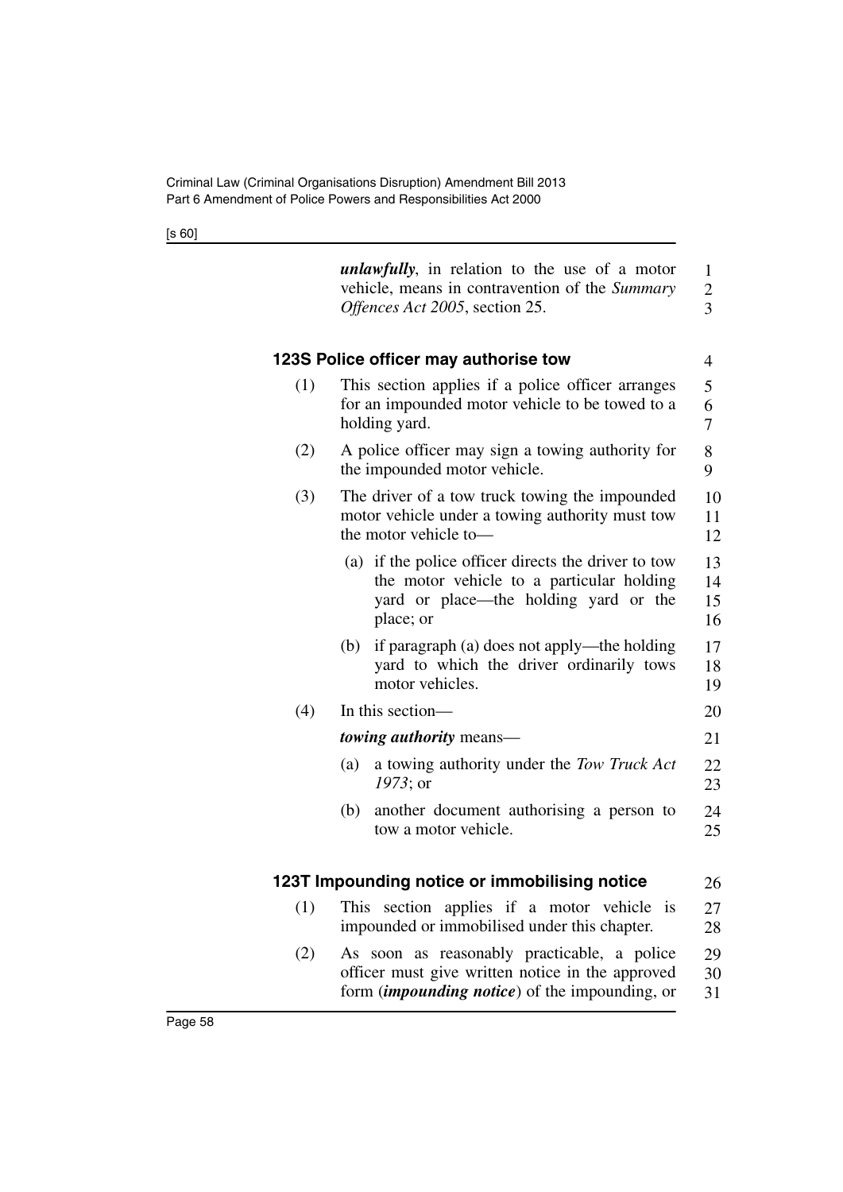***unlawfully***, in relation to the use of a motor vehicle, means in contravention of the *Summary Offences Act 2005*, section 25.

### 123S Police officer may authorise tow

(1) This section applies if a police officer arranges for an impounded motor vehicle to be towed to a holding yard.

(2) A police officer may sign a towing authority for the impounded motor vehicle.

(3) The driver of a tow truck towing the impounded motor vehicle under a towing authority must tow the motor vehicle to—

(a) if the police officer directs the driver to tow the motor vehicle to a particular holding yard or place—the holding yard or the place; or

(b) if paragraph (a) does not apply—the holding yard to which the driver ordinarily tows motor vehicles.

(4) In this section—

***towing authority*** means—

(a) a towing authority under the *Tow Truck Act 1973*; or

(b) another document authorising a person to tow a motor vehicle.

### 123T Impounding notice or immobilising notice

(1) This section applies if a motor vehicle is impounded or immobilised under this chapter.

(2) As soon as reasonably practicable, a police officer must give written notice in the approved form (***impounding notice***) of the impounding, or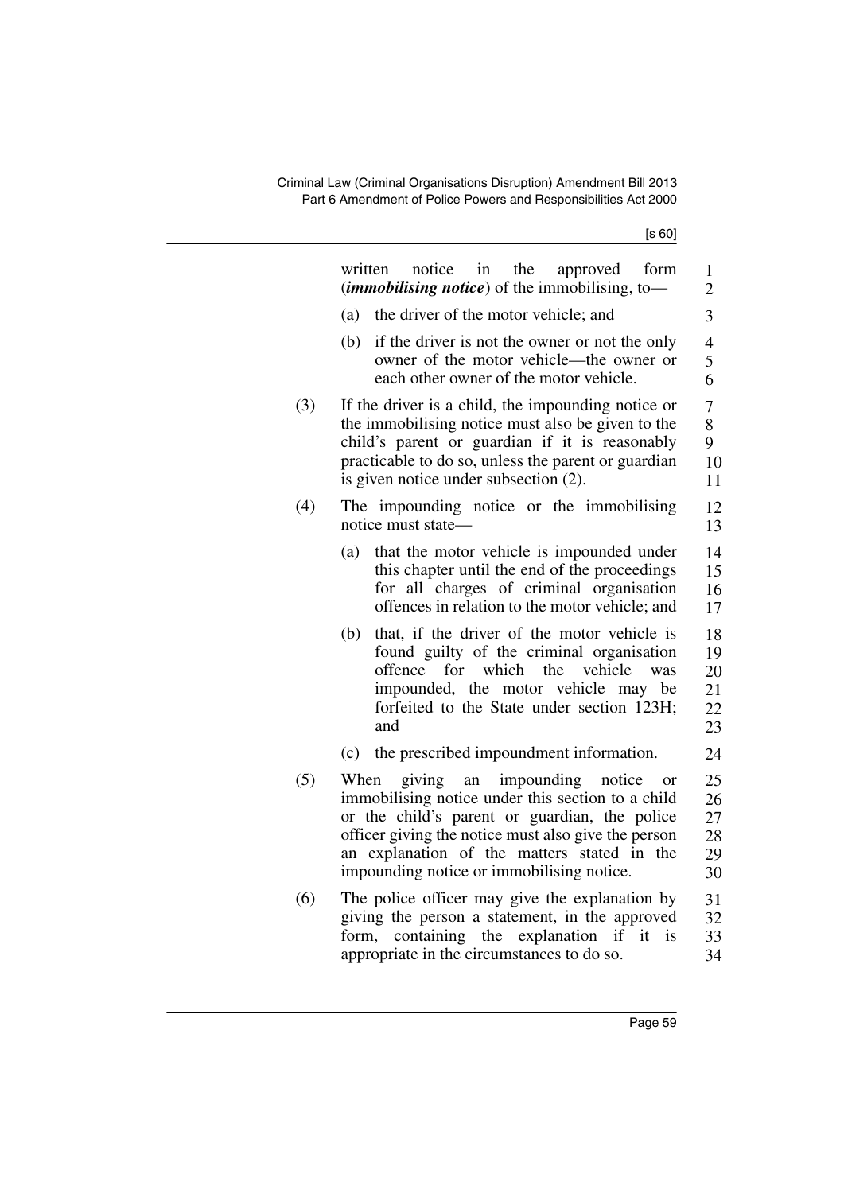written notice in the approved form (***immobilising notice***) of the immobilising, to—

(a) the driver of the motor vehicle; and

(b) if the driver is not the owner or not the only owner of the motor vehicle—the owner or each other owner of the motor vehicle.

(3) If the driver is a child, the impounding notice or the immobilising notice must also be given to the child's parent or guardian if it is reasonably practicable to do so, unless the parent or guardian is given notice under subsection (2).

(4) The impounding notice or the immobilising notice must state—

(a) that the motor vehicle is impounded under this chapter until the end of the proceedings for all charges of criminal organisation offences in relation to the motor vehicle; and

(b) that, if the driver of the motor vehicle is found guilty of the criminal organisation offence for which the vehicle was impounded, the motor vehicle may be forfeited to the State under section 123H; and

(c) the prescribed impoundment information.

(5) When giving an impounding notice or immobilising notice under this section to a child or the child's parent or guardian, the police officer giving the notice must also give the person an explanation of the matters stated in the impounding notice or immobilising notice.

(6) The police officer may give the explanation by giving the person a statement, in the approved form, containing the explanation if it is appropriate in the circumstances to do so.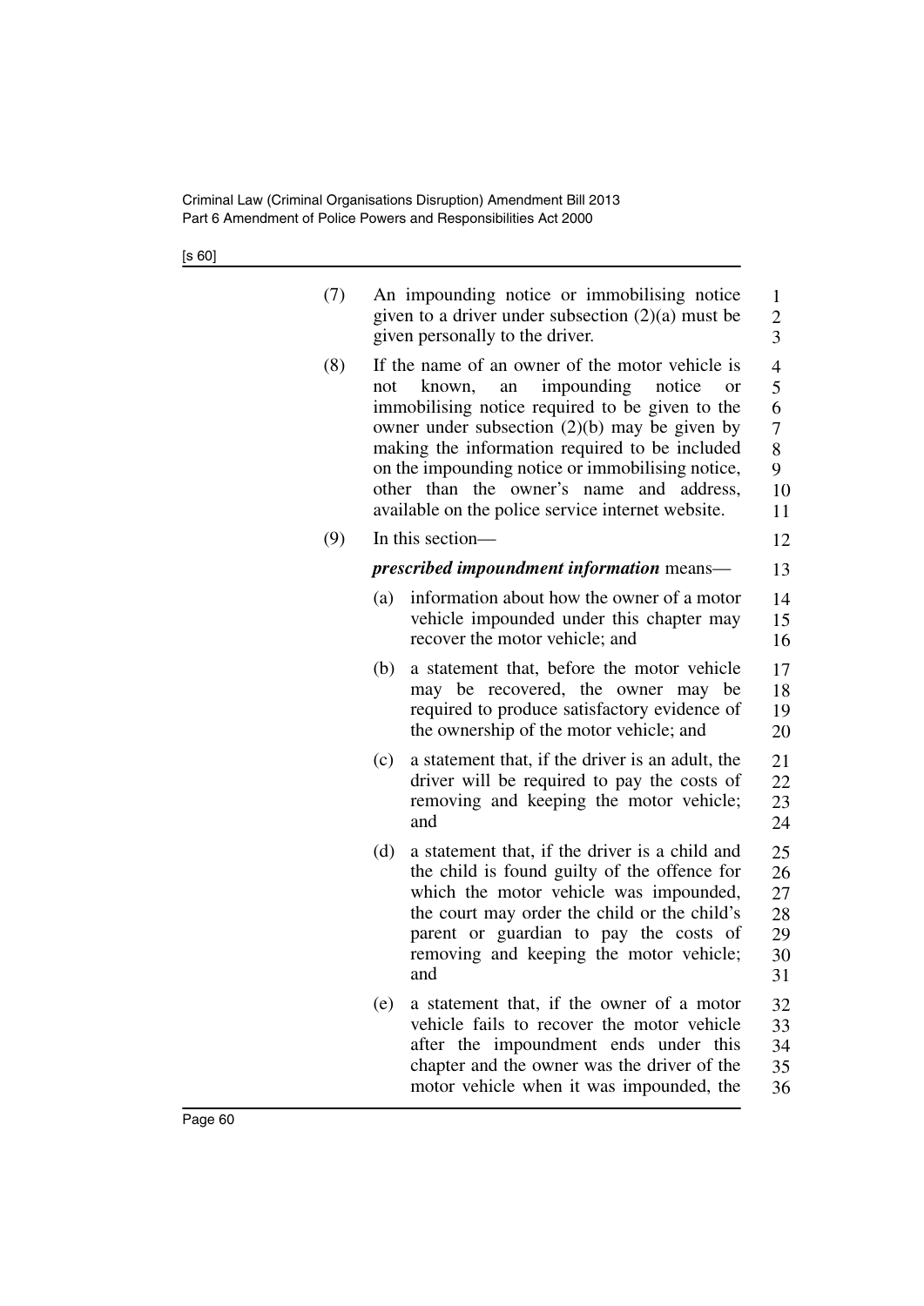(7) An impounding notice or immobilising notice given to a driver under subsection (2)(a) must be given personally to the driver.

(8) If the name of an owner of the motor vehicle is not known, an impounding notice or immobilising notice required to be given to the owner under subsection (2)(b) may be given by making the information required to be included on the impounding notice or immobilising notice, other than the owner's name and address, available on the police service internet website.

(9) In this section—

***prescribed impoundment information*** means—

(a) information about how the owner of a motor vehicle impounded under this chapter may recover the motor vehicle; and

(b) a statement that, before the motor vehicle may be recovered, the owner may be required to produce satisfactory evidence of the ownership of the motor vehicle; and

(c) a statement that, if the driver is an adult, the driver will be required to pay the costs of removing and keeping the motor vehicle; and

(d) a statement that, if the driver is a child and the child is found guilty of the offence for which the motor vehicle was impounded, the court may order the child or the child's parent or guardian to pay the costs of removing and keeping the motor vehicle; and

(e) a statement that, if the owner of a motor vehicle fails to recover the motor vehicle after the impoundment ends under this chapter and the owner was the driver of the motor vehicle when it was impounded, the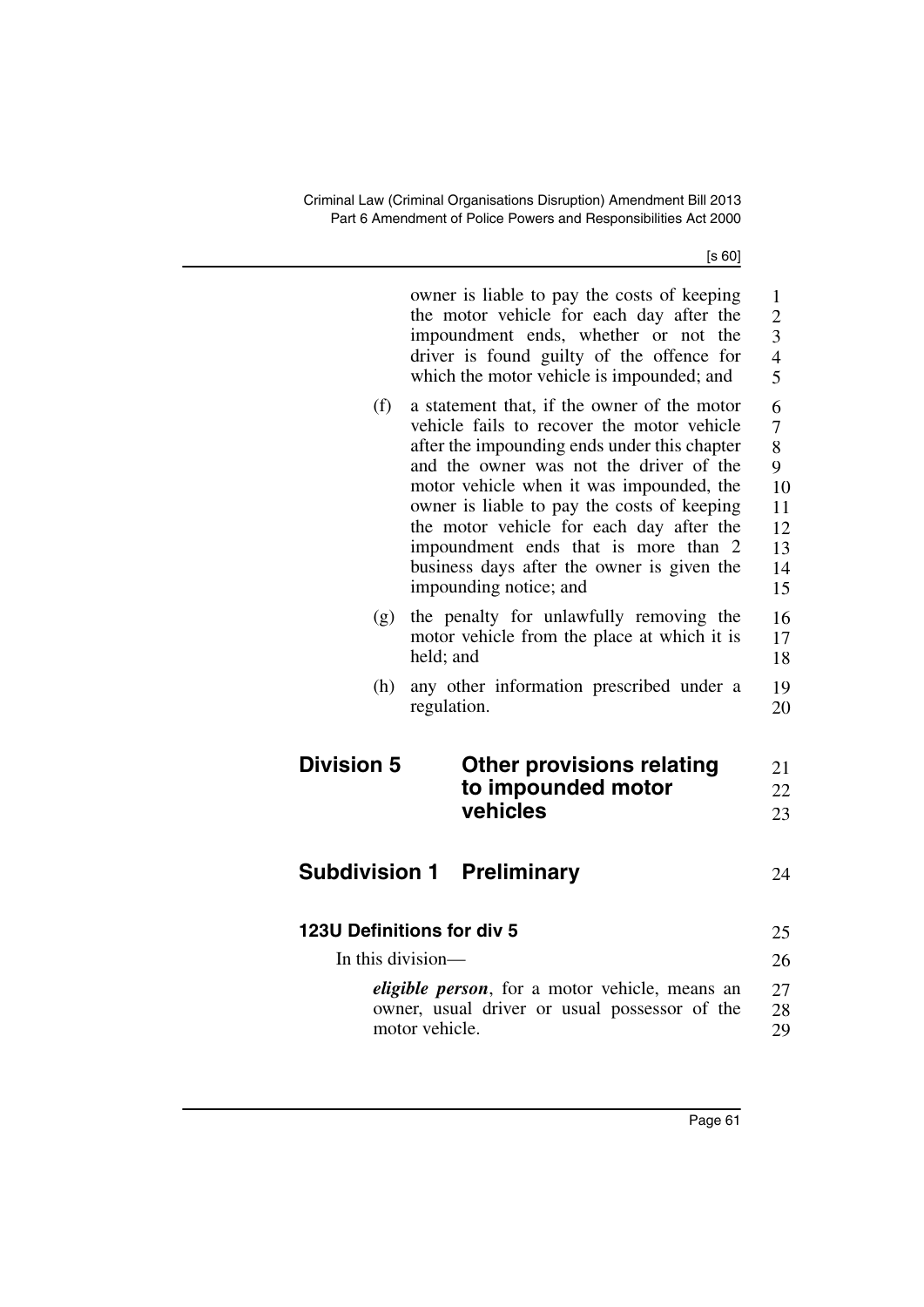owner is liable to pay the costs of keeping the motor vehicle for each day after the impoundment ends, whether or not the driver is found guilty of the offence for which the motor vehicle is impounded; and

(f) a statement that, if the owner of the motor vehicle fails to recover the motor vehicle after the impounding ends under this chapter and the owner was not the driver of the motor vehicle when it was impounded, the owner is liable to pay the costs of keeping the motor vehicle for each day after the impoundment ends that is more than 2 business days after the owner is given the impounding notice; and

(g) the penalty for unlawfully removing the motor vehicle from the place at which it is held; and

(h) any other information prescribed under a regulation.

## Division 5 Other provisions relating to impounded motor vehicles

## Subdivision 1 Preliminary

### 123U Definitions for div 5

In this division—

***eligible person***, for a motor vehicle, means an owner, usual driver or usual possessor of the motor vehicle.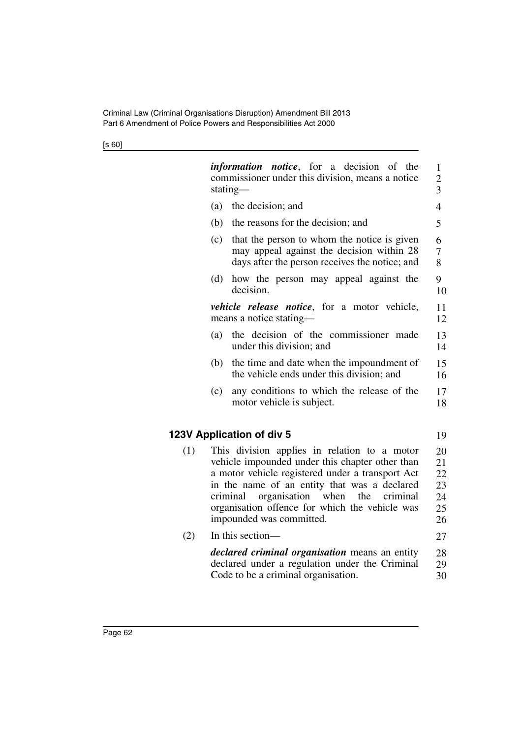***information notice***, for a decision of the commissioner under this division, means a notice stating—

(a) the decision; and

(b) the reasons for the decision; and

(c) that the person to whom the notice is given may appeal against the decision within 28 days after the person receives the notice; and

(d) how the person may appeal against the decision.

***vehicle release notice***, for a motor vehicle, means a notice stating—

(a) the decision of the commissioner made under this division; and

(b) the time and date when the impoundment of the vehicle ends under this division; and

(c) any conditions to which the release of the motor vehicle is subject.

### 123V Application of div 5

(1) This division applies in relation to a motor vehicle impounded under this chapter other than a motor vehicle registered under a transport Act in the name of an entity that was a declared criminal organisation when the criminal organisation offence for which the vehicle was impounded was committed.

(2) In this section—

***declared criminal organisation*** means an entity declared under a regulation under the Criminal Code to be a criminal organisation.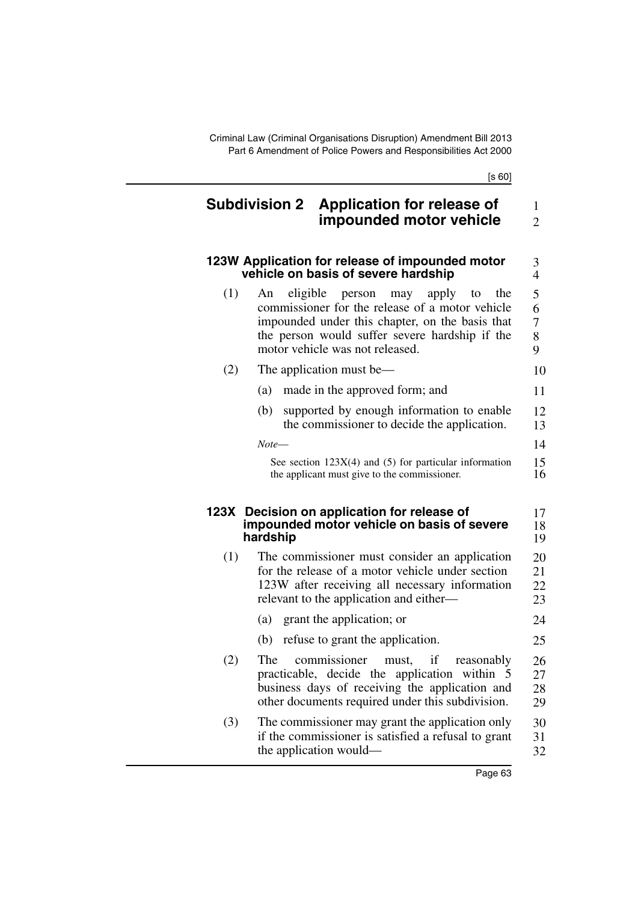## Subdivision 2 Application for release of impounded motor vehicle

### 123W Application for release of impounded motor vehicle on basis of severe hardship

(1) An eligible person may apply to the commissioner for the release of a motor vehicle impounded under this chapter, on the basis that the person would suffer severe hardship if the motor vehicle was not released.

(2) The application must be—

(a) made in the approved form; and

(b) supported by enough information to enable the commissioner to decide the application.

*Note*—

See section 123X(4) and (5) for particular information the applicant must give to the commissioner.

### 123X Decision on application for release of impounded motor vehicle on basis of severe hardship

(1) The commissioner must consider an application for the release of a motor vehicle under section 123W after receiving all necessary information relevant to the application and either—

(a) grant the application; or

(b) refuse to grant the application.

(2) The commissioner must, if reasonably practicable, decide the application within 5 business days of receiving the application and other documents required under this subdivision.

(3) The commissioner may grant the application only if the commissioner is satisfied a refusal to grant the application would—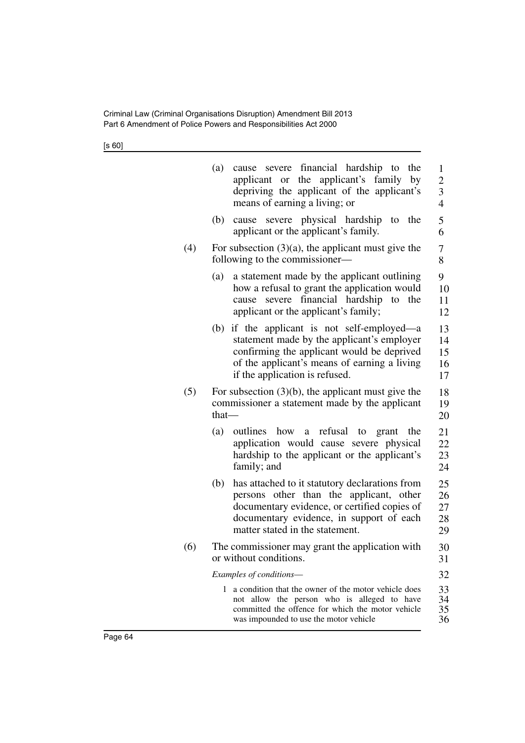(a) cause severe financial hardship to the applicant or the applicant's family by depriving the applicant of the applicant's means of earning a living; or

(b) cause severe physical hardship to the applicant or the applicant's family.

(4) For subsection (3)(a), the applicant must give the following to the commissioner—

(a) a statement made by the applicant outlining how a refusal to grant the application would cause severe financial hardship to the applicant or the applicant's family;

(b) if the applicant is not self-employed—a statement made by the applicant's employer confirming the applicant would be deprived of the applicant's means of earning a living if the application is refused.

(5) For subsection (3)(b), the applicant must give the commissioner a statement made by the applicant that—

(a) outlines how a refusal to grant the application would cause severe physical hardship to the applicant or the applicant's family; and

(b) has attached to it statutory declarations from persons other than the applicant, other documentary evidence, or certified copies of documentary evidence, in support of each matter stated in the statement.

(6) The commissioner may grant the application with or without conditions.

*Examples of conditions—*

1 a condition that the owner of the motor vehicle does not allow the person who is alleged to have committed the offence for which the motor vehicle was impounded to use the motor vehicle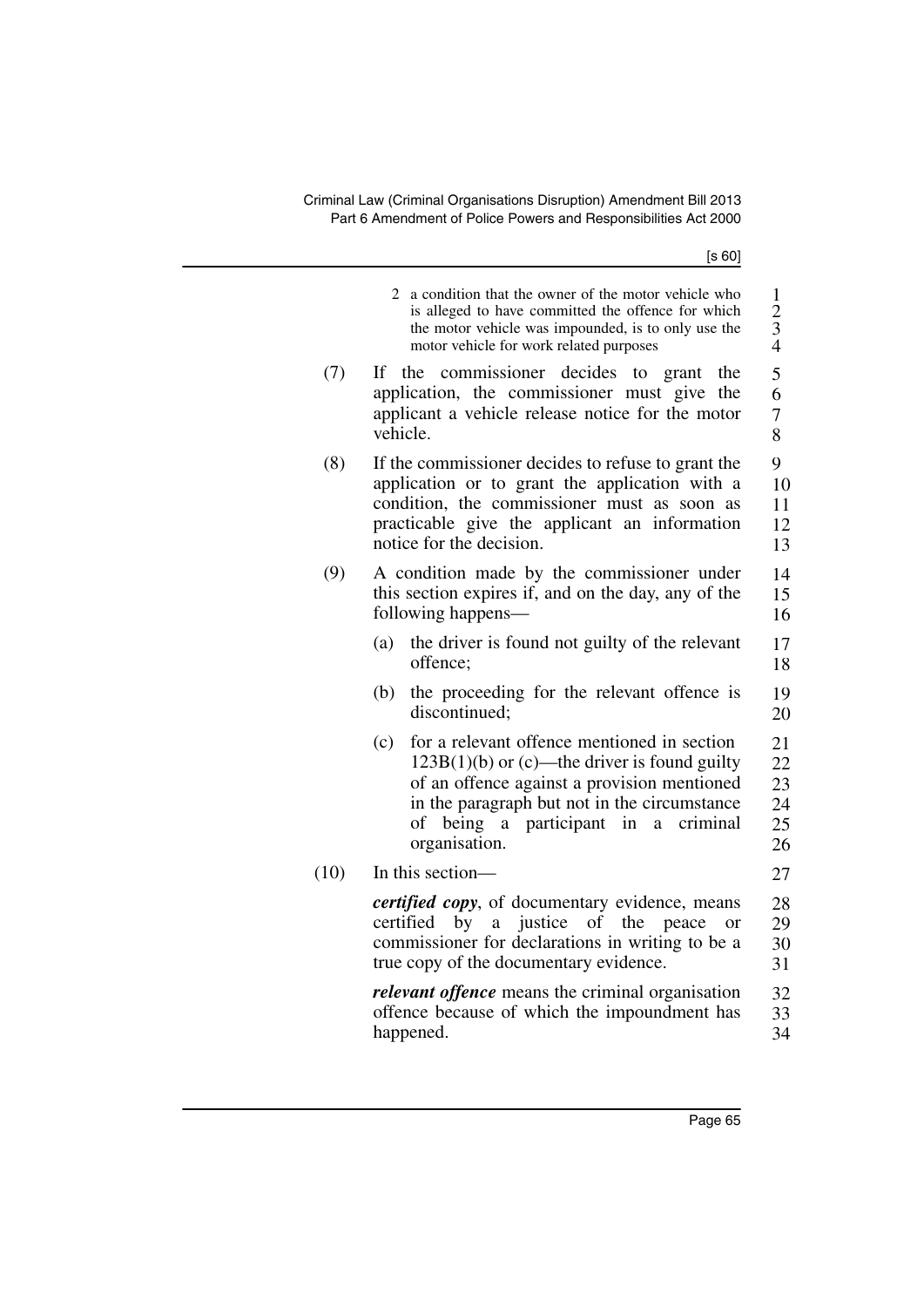2 a condition that the owner of the motor vehicle who is alleged to have committed the offence for which the motor vehicle was impounded, is to only use the motor vehicle for work related purposes

(7) If the commissioner decides to grant the application, the commissioner must give the applicant a vehicle release notice for the motor vehicle.

(8) If the commissioner decides to refuse to grant the application or to grant the application with a condition, the commissioner must as soon as practicable give the applicant an information notice for the decision.

(9) A condition made by the commissioner under this section expires if, and on the day, any of the following happens—

(a) the driver is found not guilty of the relevant offence;

(b) the proceeding for the relevant offence is discontinued;

(c) for a relevant offence mentioned in section 123B(1)(b) or (c)—the driver is found guilty of an offence against a provision mentioned in the paragraph but not in the circumstance of being a participant in a criminal organisation.

(10) In this section—

***certified copy***, of documentary evidence, means certified by a justice of the peace or commissioner for declarations in writing to be a true copy of the documentary evidence.

***relevant offence*** means the criminal organisation offence because of which the impoundment has happened.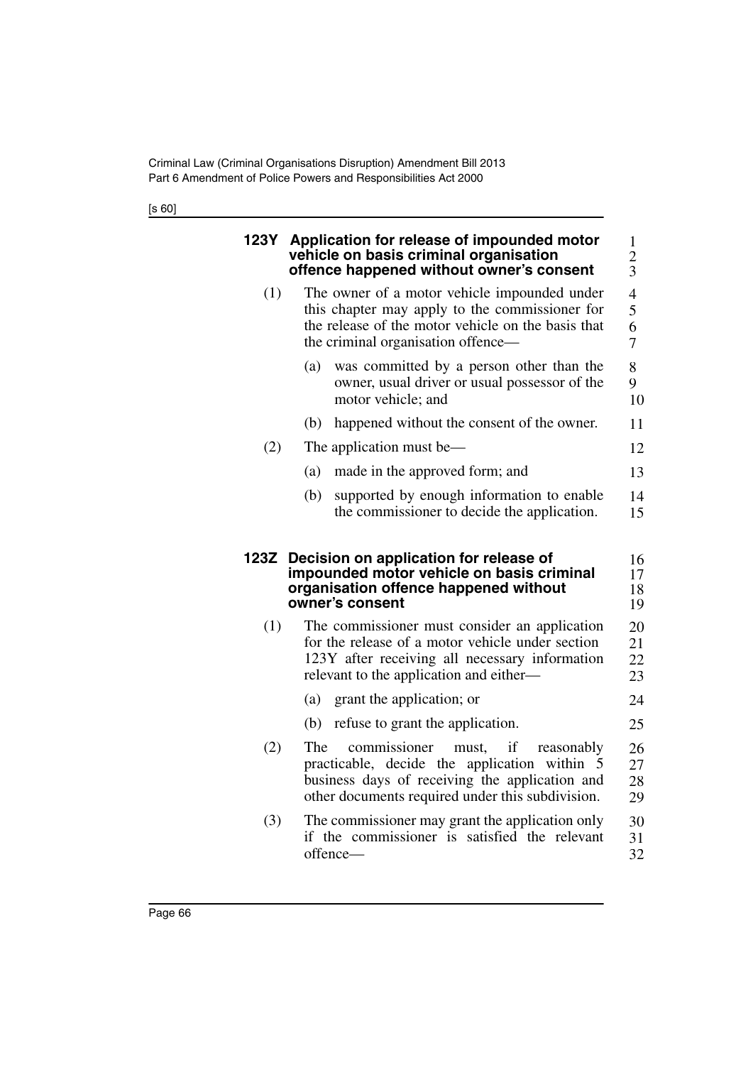#### 123Y Application for release of impounded motor vehicle on basis criminal organisation offence happened without owner's consent

(1) The owner of a motor vehicle impounded under this chapter may apply to the commissioner for the release of the motor vehicle on the basis that the criminal organisation offence—

(a) was committed by a person other than the owner, usual driver or usual possessor of the motor vehicle; and

(b) happened without the consent of the owner.

(2) The application must be—

(a) made in the approved form; and

(b) supported by enough information to enable the commissioner to decide the application.

#### 123Z Decision on application for release of impounded motor vehicle on basis criminal organisation offence happened without owner's consent

(1) The commissioner must consider an application for the release of a motor vehicle under section 123Y after receiving all necessary information relevant to the application and either—

(a) grant the application; or

(b) refuse to grant the application.

(2) The commissioner must, if reasonably practicable, decide the application within 5 business days of receiving the application and other documents required under this subdivision.

(3) The commissioner may grant the application only if the commissioner is satisfied the relevant offence—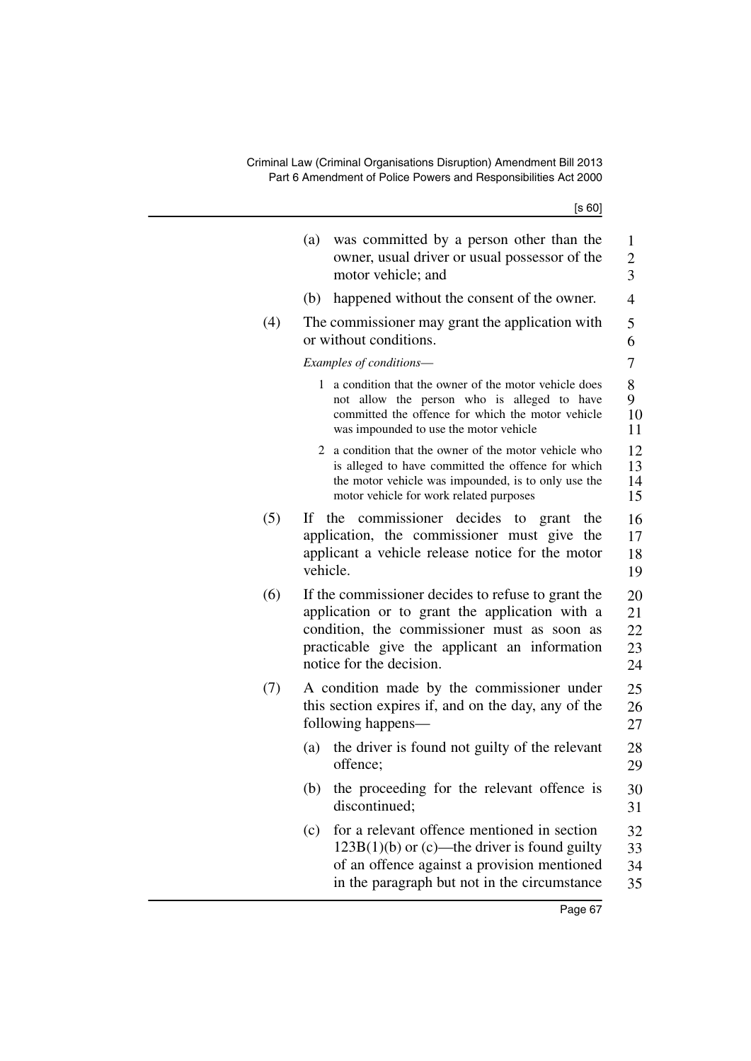(a) was committed by a person other than the owner, usual driver or usual possessor of the motor vehicle; and

(b) happened without the consent of the owner.

(4) The commissioner may grant the application with or without conditions.

*Examples of conditions—*

1 a condition that the owner of the motor vehicle does not allow the person who is alleged to have committed the offence for which the motor vehicle was impounded to use the motor vehicle

2 a condition that the owner of the motor vehicle who is alleged to have committed the offence for which the motor vehicle was impounded, is to only use the motor vehicle for work related purposes

(5) If the commissioner decides to grant the application, the commissioner must give the applicant a vehicle release notice for the motor vehicle.

(6) If the commissioner decides to refuse to grant the application or to grant the application with a condition, the commissioner must as soon as practicable give the applicant an information notice for the decision.

(7) A condition made by the commissioner under this section expires if, and on the day, any of the following happens—

(a) the driver is found not guilty of the relevant offence;

(b) the proceeding for the relevant offence is discontinued;

(c) for a relevant offence mentioned in section 123B(1)(b) or (c)—the driver is found guilty of an offence against a provision mentioned in the paragraph but not in the circumstance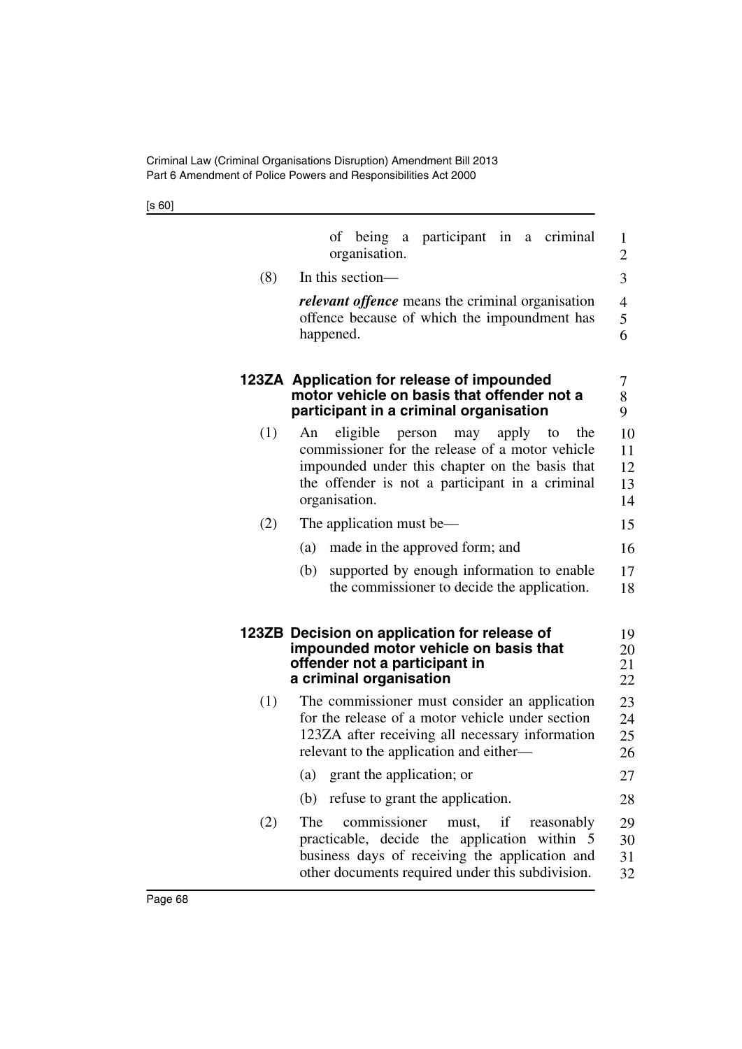of being a participant in a criminal organisation.

(8) In this section—

***relevant offence*** means the criminal organisation offence because of which the impoundment has happened.

### 123ZA Application for release of impounded motor vehicle on basis that offender not a participant in a criminal organisation

(1) An eligible person may apply to the commissioner for the release of a motor vehicle impounded under this chapter on the basis that the offender is not a participant in a criminal organisation.

(2) The application must be—

(a) made in the approved form; and

(b) supported by enough information to enable the commissioner to decide the application.

### 123ZB Decision on application for release of impounded motor vehicle on basis that offender not a participant in a criminal organisation

(1) The commissioner must consider an application for the release of a motor vehicle under section 123ZA after receiving all necessary information relevant to the application and either—

(a) grant the application; or

(b) refuse to grant the application.

(2) The commissioner must, if reasonably practicable, decide the application within 5 business days of receiving the application and other documents required under this subdivision.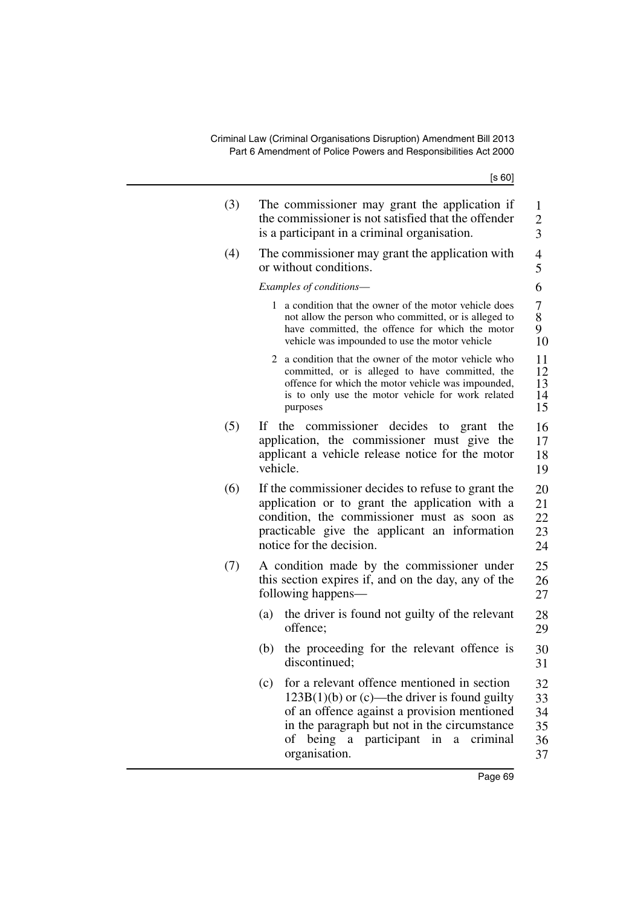(3) The commissioner may grant the application if the commissioner is not satisfied that the offender is a participant in a criminal organisation.

(4) The commissioner may grant the application with or without conditions.

*Examples of conditions—*

1 a condition that the owner of the motor vehicle does not allow the person who committed, or is alleged to have committed, the offence for which the motor vehicle was impounded to use the motor vehicle

2 a condition that the owner of the motor vehicle who committed, or is alleged to have committed, the offence for which the motor vehicle was impounded, is to only use the motor vehicle for work related purposes

(5) If the commissioner decides to grant the application, the commissioner must give the applicant a vehicle release notice for the motor vehicle.

(6) If the commissioner decides to refuse to grant the application or to grant the application with a condition, the commissioner must as soon as practicable give the applicant an information notice for the decision.

(7) A condition made by the commissioner under this section expires if, and on the day, any of the following happens—

(a) the driver is found not guilty of the relevant offence;

(b) the proceeding for the relevant offence is discontinued;

(c) for a relevant offence mentioned in section 123B(1)(b) or (c)—the driver is found guilty of an offence against a provision mentioned in the paragraph but not in the circumstance of being a participant in a criminal organisation.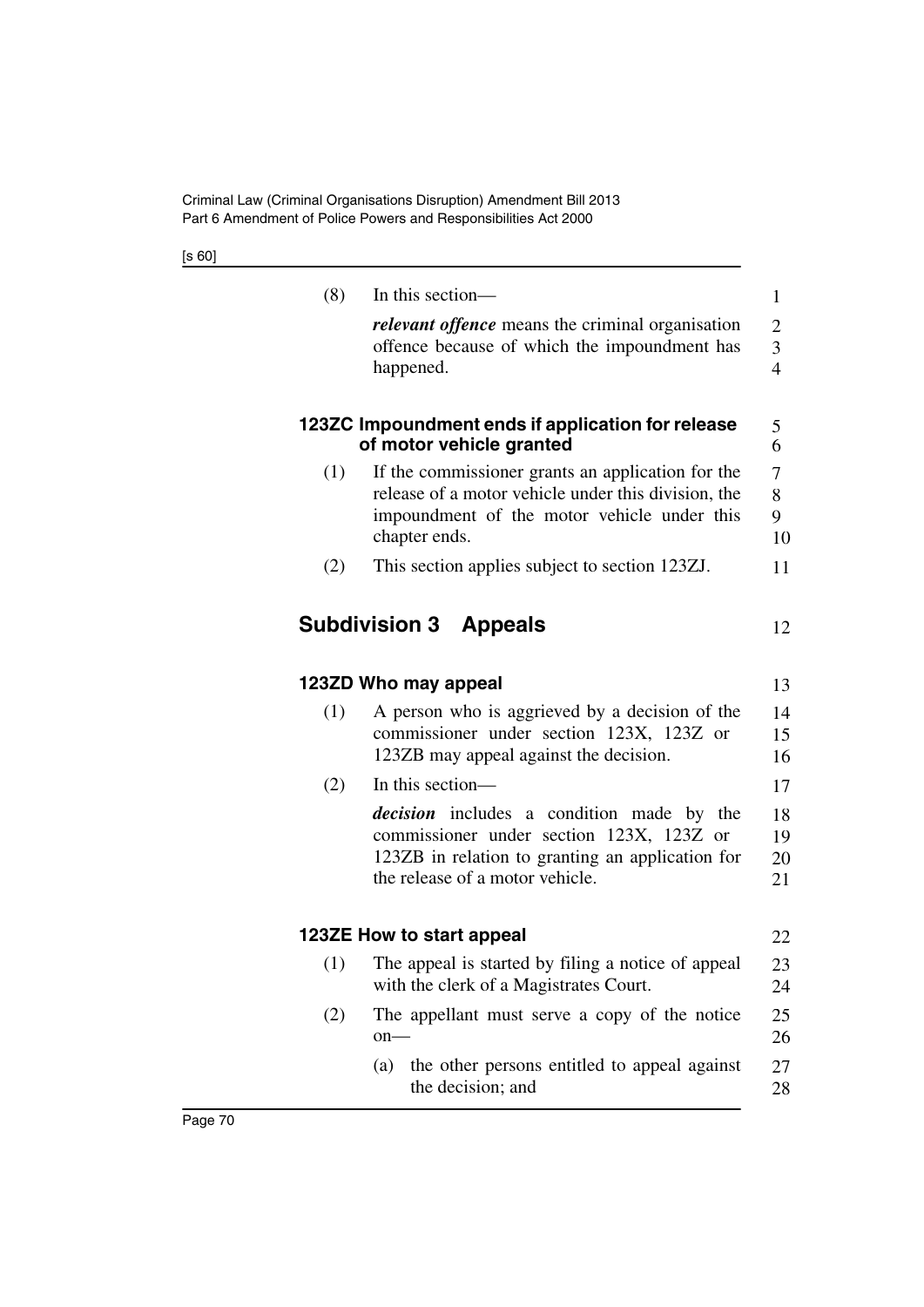(8) In this section—

***relevant offence*** means the criminal organisation offence because of which the impoundment has happened.

#### 123ZC Impoundment ends if application for release of motor vehicle granted

(1) If the commissioner grants an application for the release of a motor vehicle under this division, the impoundment of the motor vehicle under this chapter ends.

(2) This section applies subject to section 123ZJ.

### Subdivision 3 Appeals

#### 123ZD Who may appeal

(1) A person who is aggrieved by a decision of the commissioner under section 123X, 123Z or 123ZB may appeal against the decision.

(2) In this section—

***decision*** includes a condition made by the commissioner under section 123X, 123Z or 123ZB in relation to granting an application for the release of a motor vehicle.

#### 123ZE How to start appeal

(1) The appeal is started by filing a notice of appeal with the clerk of a Magistrates Court.

(2) The appellant must serve a copy of the notice on—

(a) the other persons entitled to appeal against the decision; and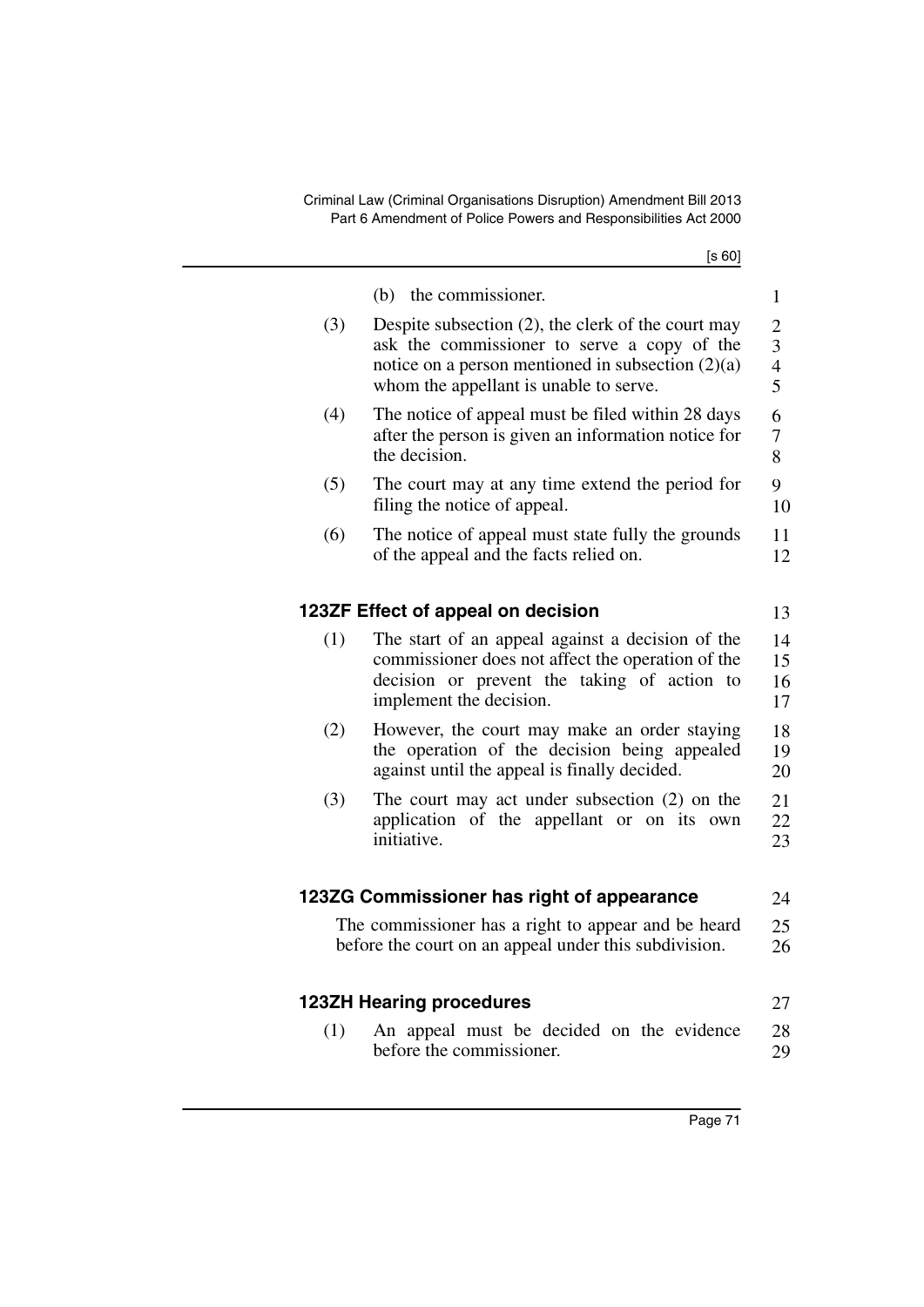(b) the commissioner.

(3) Despite subsection (2), the clerk of the court may ask the commissioner to serve a copy of the notice on a person mentioned in subsection (2)(a) whom the appellant is unable to serve.

(4) The notice of appeal must be filed within 28 days after the person is given an information notice for the decision.

(5) The court may at any time extend the period for filing the notice of appeal.

(6) The notice of appeal must state fully the grounds of the appeal and the facts relied on.

### 123ZF Effect of appeal on decision

(1) The start of an appeal against a decision of the commissioner does not affect the operation of the decision or prevent the taking of action to implement the decision.

(2) However, the court may make an order staying the operation of the decision being appealed against until the appeal is finally decided.

(3) The court may act under subsection (2) on the application of the appellant or on its own initiative.

### 123ZG Commissioner has right of appearance

The commissioner has a right to appear and be heard before the court on an appeal under this subdivision.

### 123ZH Hearing procedures

(1) An appeal must be decided on the evidence before the commissioner.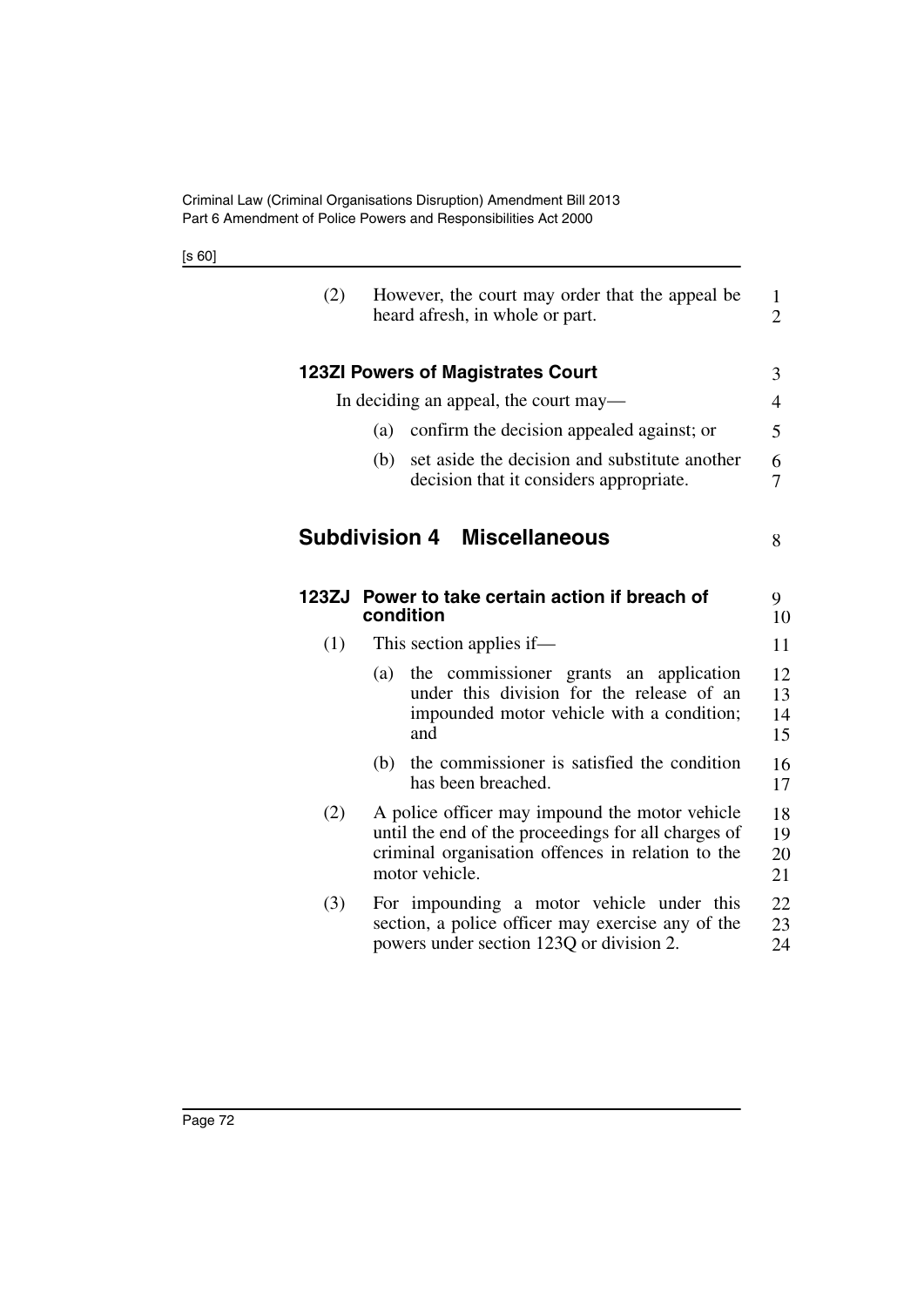(2) However, the court may order that the appeal be heard afresh, in whole or part.

#### 123ZI Powers of Magistrates Court

In deciding an appeal, the court may—

(a) confirm the decision appealed against; or

(b) set aside the decision and substitute another decision that it considers appropriate.

### Subdivision 4 Miscellaneous

#### 123ZJ Power to take certain action if breach of condition

(1) This section applies if—

(a) the commissioner grants an application under this division for the release of an impounded motor vehicle with a condition; and

(b) the commissioner is satisfied the condition has been breached.

(2) A police officer may impound the motor vehicle until the end of the proceedings for all charges of criminal organisation offences in relation to the motor vehicle.

(3) For impounding a motor vehicle under this section, a police officer may exercise any of the powers under section 123Q or division 2.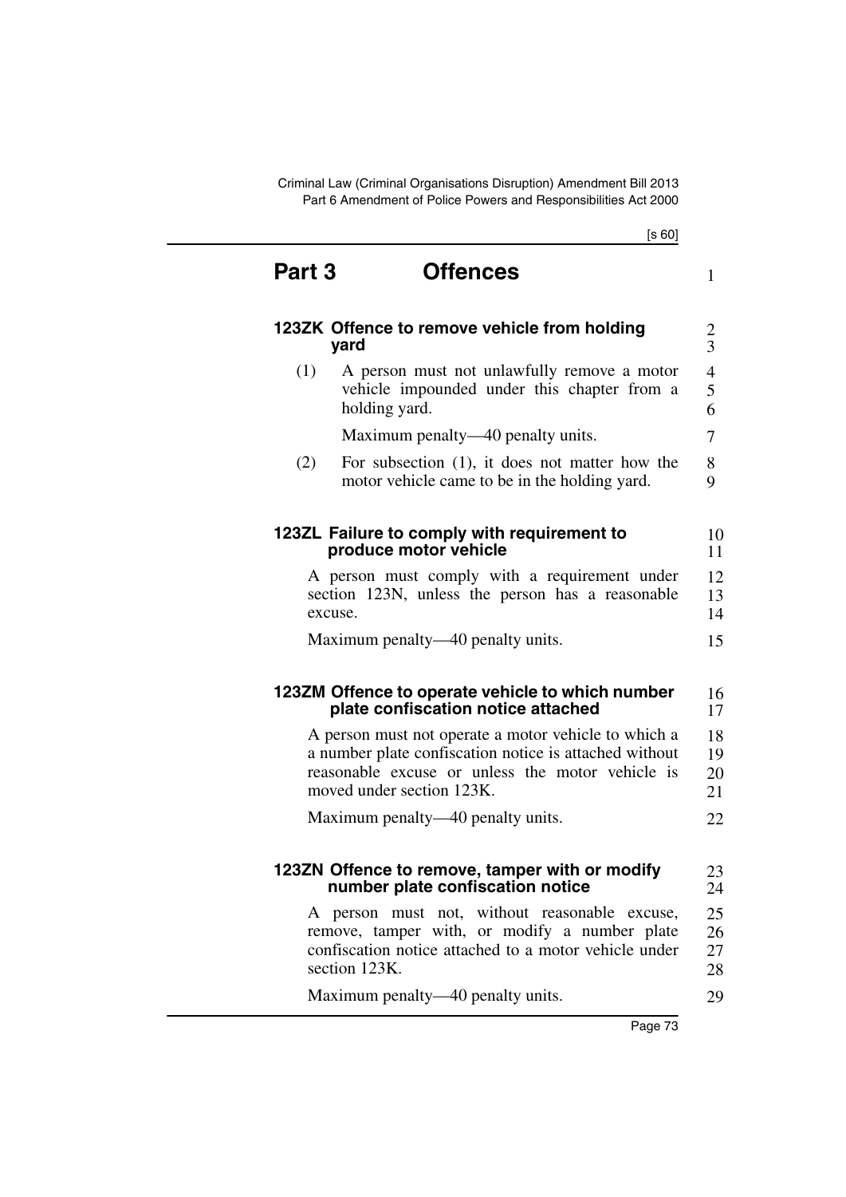# Part 3 Offences

### 123ZK Offence to remove vehicle from holding yard

(1) A person must not unlawfully remove a motor vehicle impounded under this chapter from a holding yard.

Maximum penalty—40 penalty units.

(2) For subsection (1), it does not matter how the motor vehicle came to be in the holding yard.

### 123ZL Failure to comply with requirement to produce motor vehicle

A person must comply with a requirement under section 123N, unless the person has a reasonable excuse.

Maximum penalty—40 penalty units.

### 123ZM Offence to operate vehicle to which number plate confiscation notice attached

A person must not operate a motor vehicle to which a number plate confiscation notice is attached without reasonable excuse or unless the motor vehicle is moved under section 123K.

Maximum penalty—40 penalty units.

### 123ZN Offence to remove, tamper with or modify number plate confiscation notice

A person must not, without reasonable excuse, remove, tamper with, or modify a number plate confiscation notice attached to a motor vehicle under section 123K.

Maximum penalty—40 penalty units.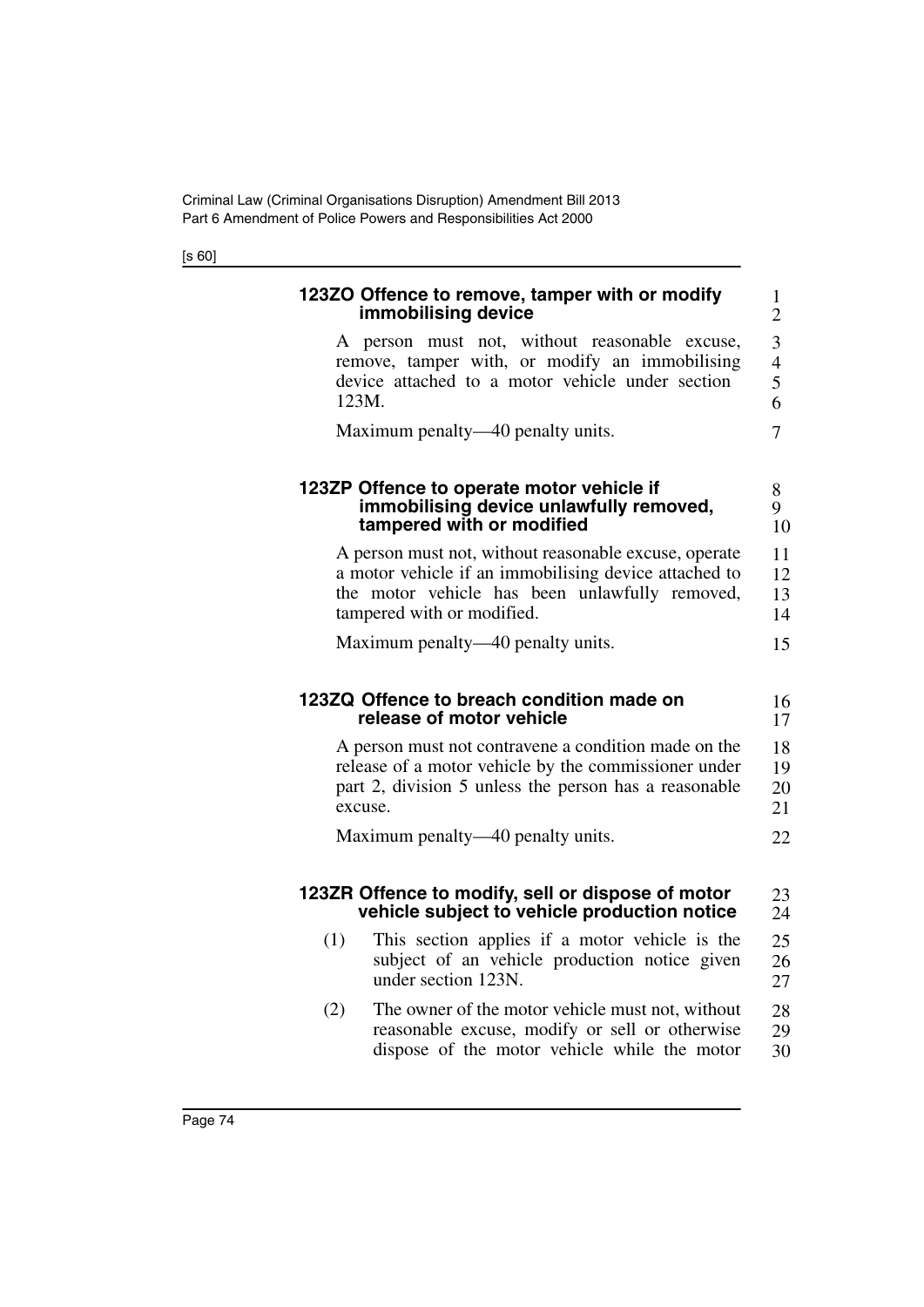#### 123ZO Offence to remove, tamper with or modify immobilising device

A person must not, without reasonable excuse, remove, tamper with, or modify an immobilising device attached to a motor vehicle under section 123M.

Maximum penalty—40 penalty units.

#### 123ZP Offence to operate motor vehicle if immobilising device unlawfully removed, tampered with or modified

A person must not, without reasonable excuse, operate a motor vehicle if an immobilising device attached to the motor vehicle has been unlawfully removed, tampered with or modified.

Maximum penalty—40 penalty units.

#### 123ZQ Offence to breach condition made on release of motor vehicle

A person must not contravene a condition made on the release of a motor vehicle by the commissioner under part 2, division 5 unless the person has a reasonable excuse.

Maximum penalty—40 penalty units.

#### 123ZR Offence to modify, sell or dispose of motor vehicle subject to vehicle production notice

(1) This section applies if a motor vehicle is the subject of an vehicle production notice given under section 123N.

(2) The owner of the motor vehicle must not, without reasonable excuse, modify or sell or otherwise dispose of the motor vehicle while the motor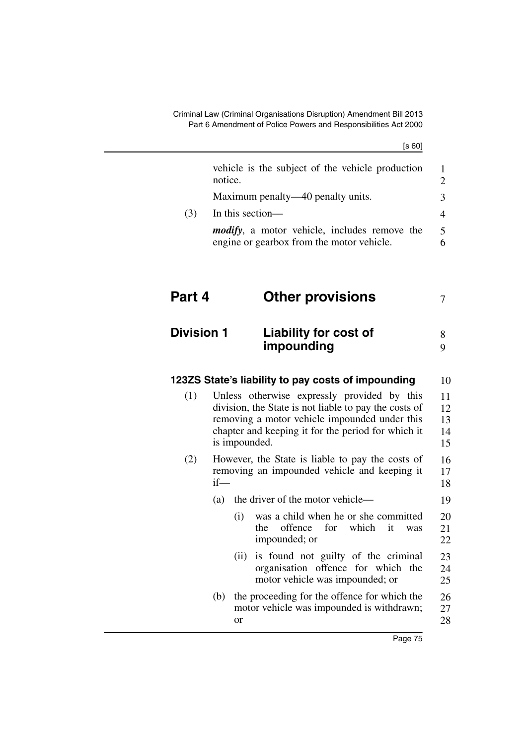vehicle is the subject of the vehicle production notice.

Maximum penalty—40 penalty units.

(3) In this section—

***modify***, a motor vehicle, includes remove the engine or gearbox from the motor vehicle.

# Part 4 Other provisions

## Division 1 Liability for cost of impounding

### 123ZS State's liability to pay costs of impounding

(1) Unless otherwise expressly provided by this division, the State is not liable to pay the costs of removing a motor vehicle impounded under this chapter and keeping it for the period for which it is impounded.

(2) However, the State is liable to pay the costs of removing an impounded vehicle and keeping it if—

(a) the driver of the motor vehicle—

(i) was a child when he or she committed the offence for which it was impounded; or

(ii) is found not guilty of the criminal organisation offence for which the motor vehicle was impounded; or

(b) the proceeding for the offence for which the motor vehicle was impounded is withdrawn; or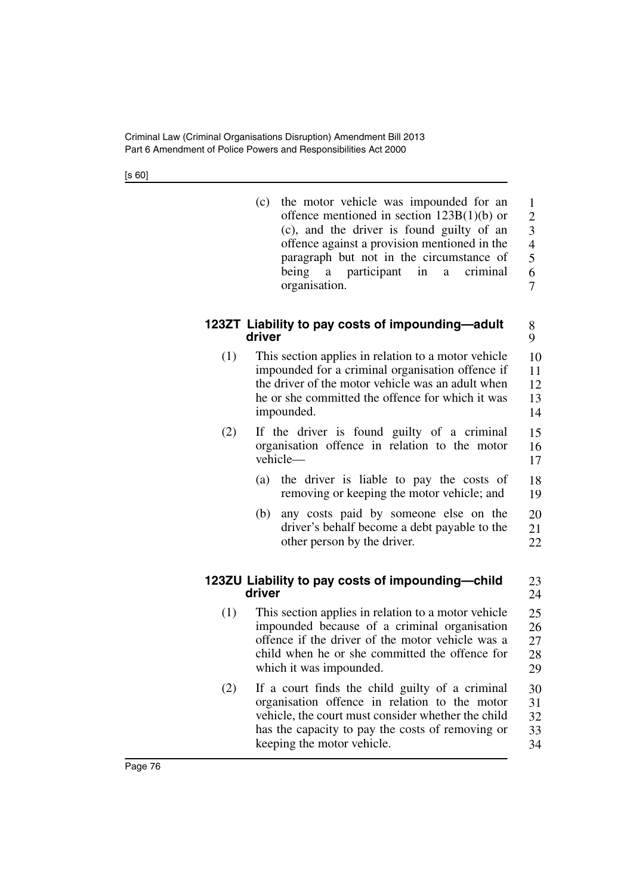(c) the motor vehicle was impounded for an offence mentioned in section 123B(1)(b) or (c), and the driver is found guilty of an offence against a provision mentioned in the paragraph but not in the circumstance of being a participant in a criminal organisation.

### 123ZT Liability to pay costs of impounding—adult driver

(1) This section applies in relation to a motor vehicle impounded for a criminal organisation offence if the driver of the motor vehicle was an adult when he or she committed the offence for which it was impounded.

(2) If the driver is found guilty of a criminal organisation offence in relation to the motor vehicle—

(a) the driver is liable to pay the costs of removing or keeping the motor vehicle; and

(b) any costs paid by someone else on the driver's behalf become a debt payable to the other person by the driver.

### 123ZU Liability to pay costs of impounding—child driver

(1) This section applies in relation to a motor vehicle impounded because of a criminal organisation offence if the driver of the motor vehicle was a child when he or she committed the offence for which it was impounded.

(2) If a court finds the child guilty of a criminal organisation offence in relation to the motor vehicle, the court must consider whether the child has the capacity to pay the costs of removing or keeping the motor vehicle.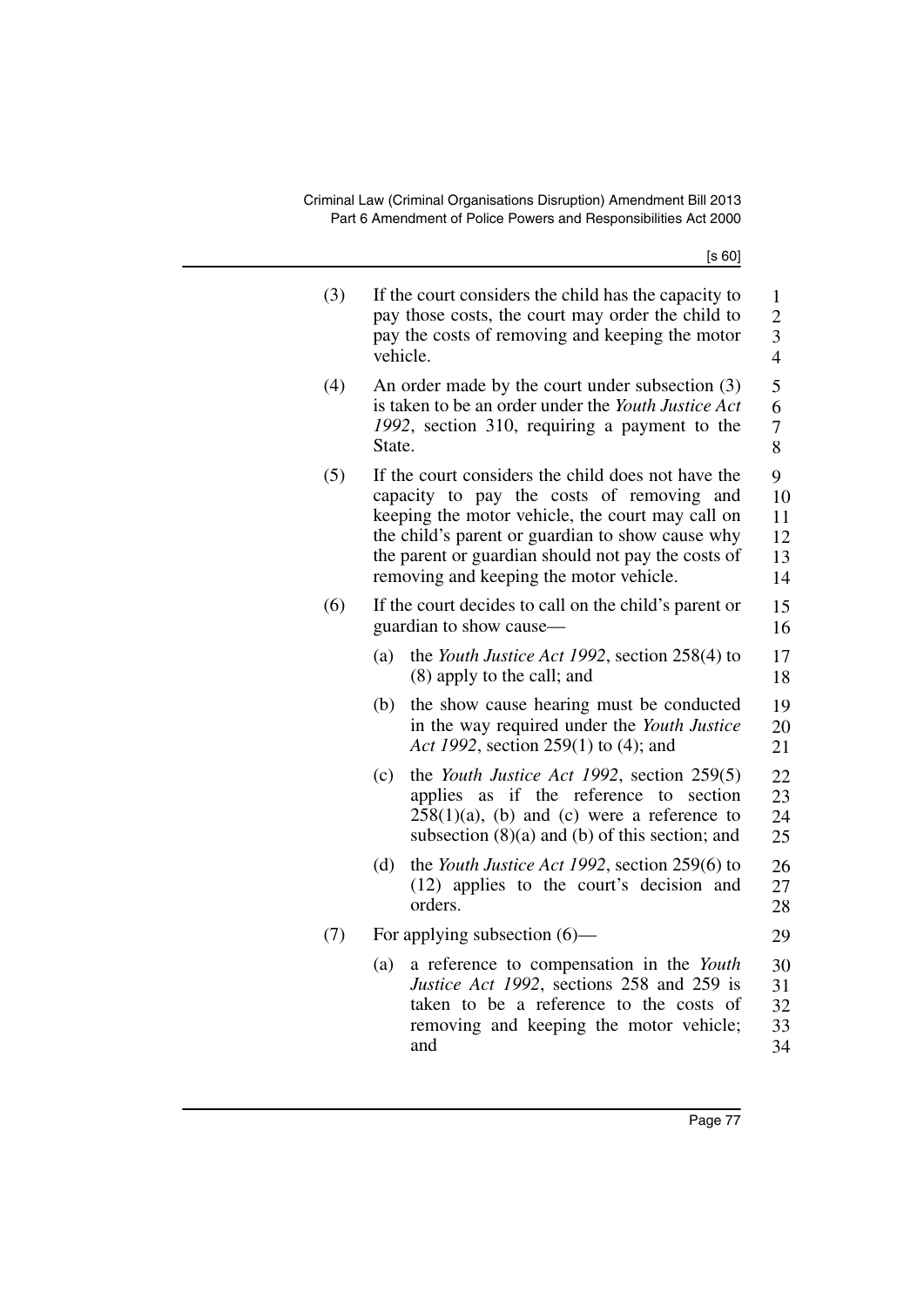(3) If the court considers the child has the capacity to pay those costs, the court may order the child to pay the costs of removing and keeping the motor vehicle.

(4) An order made by the court under subsection (3) is taken to be an order under the *Youth Justice Act 1992*, section 310, requiring a payment to the State.

(5) If the court considers the child does not have the capacity to pay the costs of removing and keeping the motor vehicle, the court may call on the child's parent or guardian to show cause why the parent or guardian should not pay the costs of removing and keeping the motor vehicle.

(6) If the court decides to call on the child's parent or guardian to show cause—

(a) the *Youth Justice Act 1992*, section 258(4) to (8) apply to the call; and

(b) the show cause hearing must be conducted in the way required under the *Youth Justice Act 1992*, section 259(1) to (4); and

(c) the *Youth Justice Act 1992*, section 259(5) applies as if the reference to section 258(1)(a), (b) and (c) were a reference to subsection (8)(a) and (b) of this section; and

(d) the *Youth Justice Act 1992*, section 259(6) to (12) applies to the court's decision and orders.

(7) For applying subsection (6)—

(a) a reference to compensation in the *Youth Justice Act 1992*, sections 258 and 259 is taken to be a reference to the costs of removing and keeping the motor vehicle; and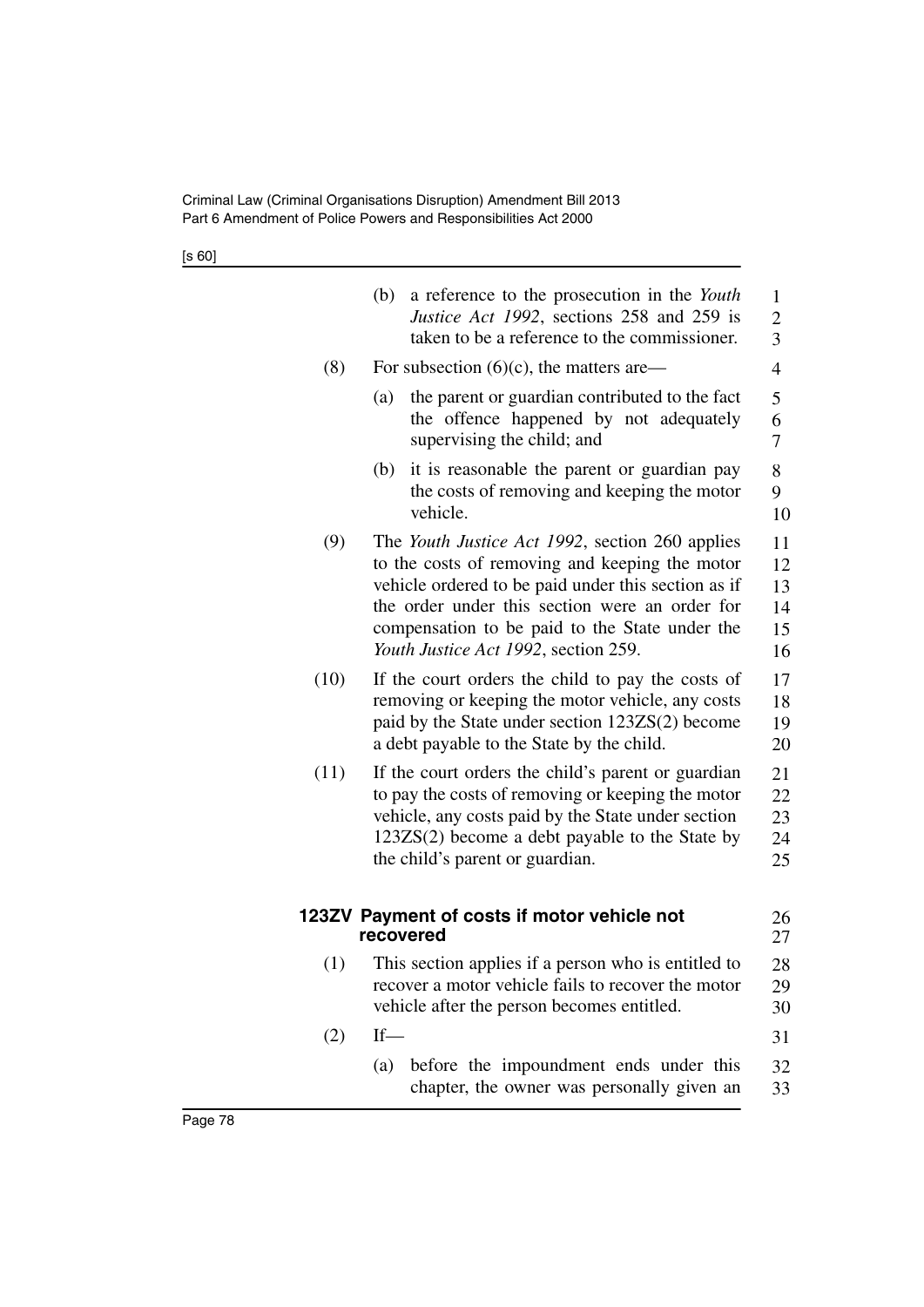(b) a reference to the prosecution in the *Youth Justice Act 1992*, sections 258 and 259 is taken to be a reference to the commissioner.

(8) For subsection (6)(c), the matters are—

(a) the parent or guardian contributed to the fact the offence happened by not adequately supervising the child; and

(b) it is reasonable the parent or guardian pay the costs of removing and keeping the motor vehicle.

(9) The *Youth Justice Act 1992*, section 260 applies to the costs of removing and keeping the motor vehicle ordered to be paid under this section as if the order under this section were an order for compensation to be paid to the State under the *Youth Justice Act 1992*, section 259.

(10) If the court orders the child to pay the costs of removing or keeping the motor vehicle, any costs paid by the State under section 123ZS(2) become a debt payable to the State by the child.

(11) If the court orders the child's parent or guardian to pay the costs of removing or keeping the motor vehicle, any costs paid by the State under section 123ZS(2) become a debt payable to the State by the child's parent or guardian.

### 123ZV Payment of costs if motor vehicle not recovered

(1) This section applies if a person who is entitled to recover a motor vehicle fails to recover the motor vehicle after the person becomes entitled.

(2) If—

(a) before the impoundment ends under this chapter, the owner was personally given an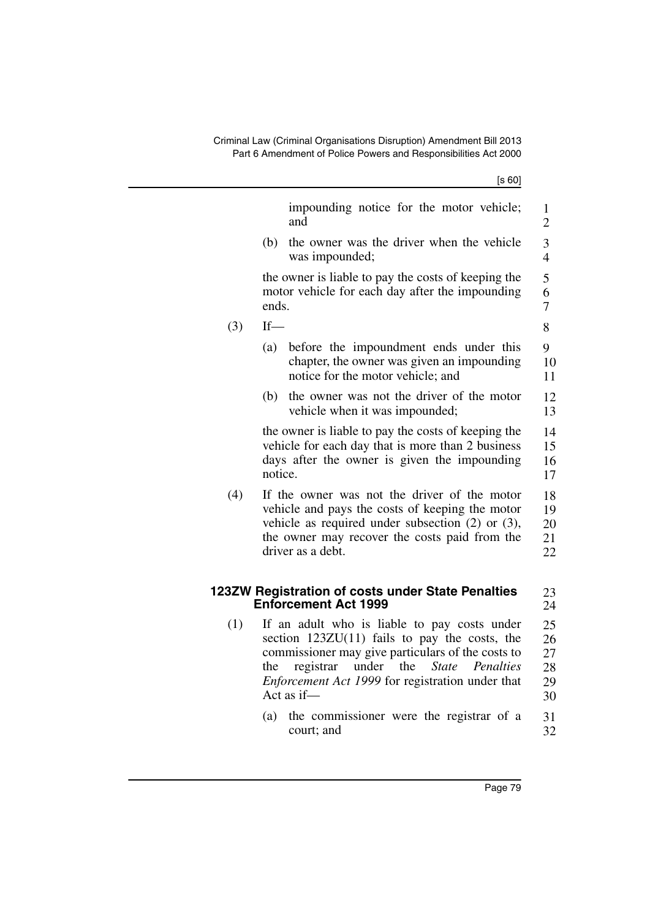impounding notice for the motor vehicle; and

(b) the owner was the driver when the vehicle was impounded;

the owner is liable to pay the costs of keeping the motor vehicle for each day after the impounding ends.

(3) If—

(a) before the impoundment ends under this chapter, the owner was given an impounding notice for the motor vehicle; and

(b) the owner was not the driver of the motor vehicle when it was impounded;

the owner is liable to pay the costs of keeping the vehicle for each day that is more than 2 business days after the owner is given the impounding notice.

(4) If the owner was not the driver of the motor vehicle and pays the costs of keeping the motor vehicle as required under subsection (2) or (3), the owner may recover the costs paid from the driver as a debt.

### 123ZW Registration of costs under State Penalties Enforcement Act 1999

(1) If an adult who is liable to pay costs under section 123ZU(11) fails to pay the costs, the commissioner may give particulars of the costs to the registrar under the *State Penalties Enforcement Act 1999* for registration under that Act as if—

(a) the commissioner were the registrar of a court; and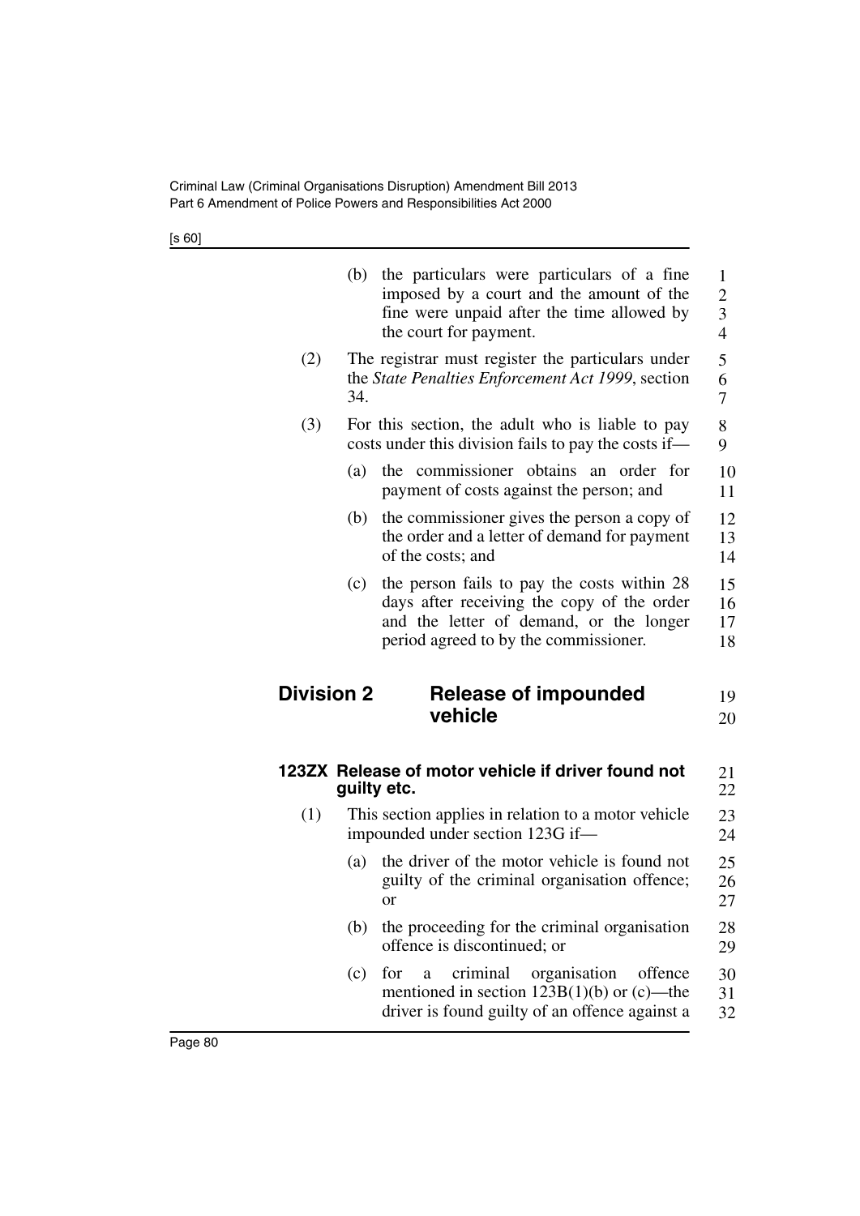(b) the particulars were particulars of a fine imposed by a court and the amount of the fine were unpaid after the time allowed by the court for payment.

(2) The registrar must register the particulars under the *State Penalties Enforcement Act 1999*, section 34.

(3) For this section, the adult who is liable to pay costs under this division fails to pay the costs if—

(a) the commissioner obtains an order for payment of costs against the person; and

(b) the commissioner gives the person a copy of the order and a letter of demand for payment of the costs; and

(c) the person fails to pay the costs within 28 days after receiving the copy of the order and the letter of demand, or the longer period agreed to by the commissioner.

## Division 2 Release of impounded vehicle

### 123ZX Release of motor vehicle if driver found not guilty etc.

(1) This section applies in relation to a motor vehicle impounded under section 123G if—

(a) the driver of the motor vehicle is found not guilty of the criminal organisation offence; or

(b) the proceeding for the criminal organisation offence is discontinued; or

(c) for a criminal organisation offence mentioned in section 123B(1)(b) or (c)—the driver is found guilty of an offence against a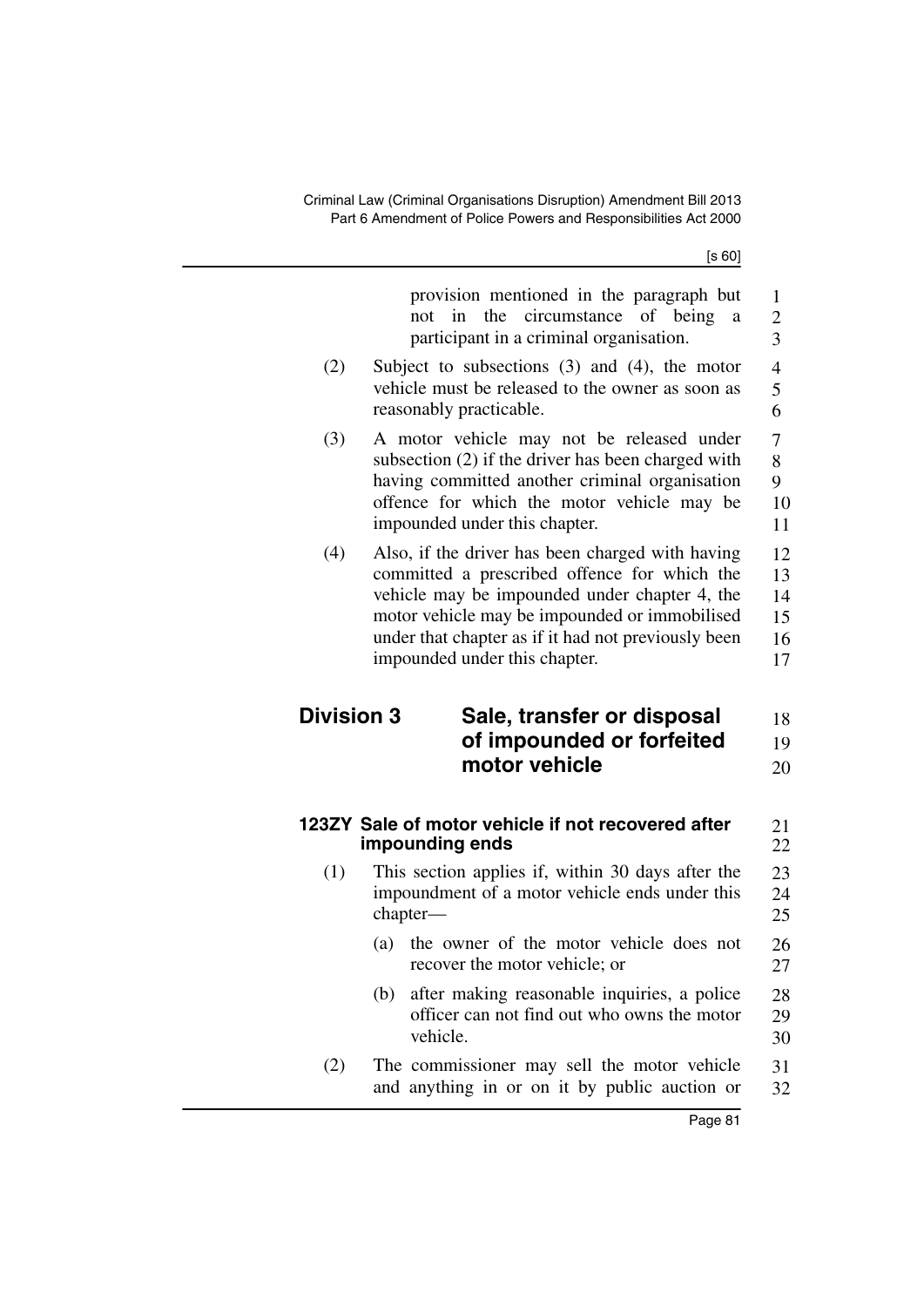provision mentioned in the paragraph but not in the circumstance of being a participant in a criminal organisation.

(2) Subject to subsections (3) and (4), the motor vehicle must be released to the owner as soon as reasonably practicable.

(3) A motor vehicle may not be released under subsection (2) if the driver has been charged with having committed another criminal organisation offence for which the motor vehicle may be impounded under this chapter.

(4) Also, if the driver has been charged with having committed a prescribed offence for which the vehicle may be impounded under chapter 4, the motor vehicle may be impounded or immobilised under that chapter as if it had not previously been impounded under this chapter.

## Division 3 Sale, transfer or disposal of impounded or forfeited motor vehicle

### 123ZY Sale of motor vehicle if not recovered after impounding ends

(1) This section applies if, within 30 days after the impoundment of a motor vehicle ends under this chapter—

(a) the owner of the motor vehicle does not recover the motor vehicle; or

(b) after making reasonable inquiries, a police officer can not find out who owns the motor vehicle.

(2) The commissioner may sell the motor vehicle and anything in or on it by public auction or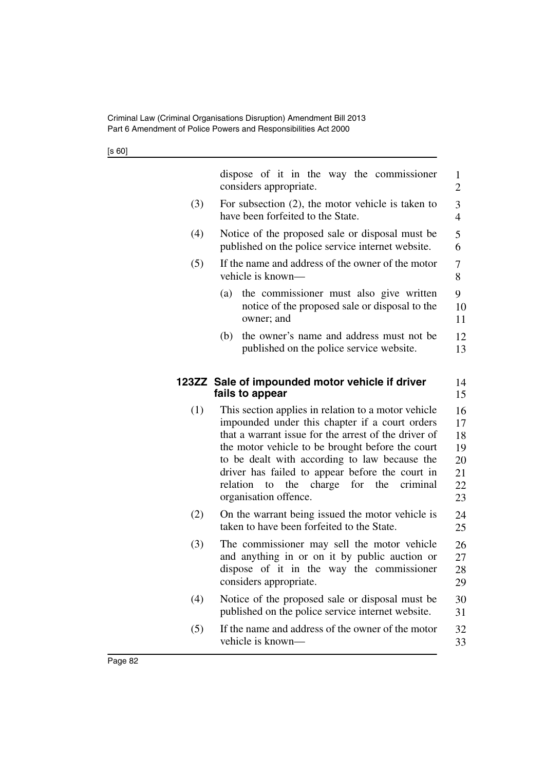dispose of it in the way the commissioner considers appropriate.

(3) For subsection (2), the motor vehicle is taken to have been forfeited to the State.

(4) Notice of the proposed sale or disposal must be published on the police service internet website.

(5) If the name and address of the owner of the motor vehicle is known—

(a) the commissioner must also give written notice of the proposed sale or disposal to the owner; and

(b) the owner's name and address must not be published on the police service website.

### 123ZZ Sale of impounded motor vehicle if driver fails to appear

(1) This section applies in relation to a motor vehicle impounded under this chapter if a court orders that a warrant issue for the arrest of the driver of the motor vehicle to be brought before the court to be dealt with according to law because the driver has failed to appear before the court in relation to the charge for the criminal organisation offence.

(2) On the warrant being issued the motor vehicle is taken to have been forfeited to the State.

(3) The commissioner may sell the motor vehicle and anything in or on it by public auction or dispose of it in the way the commissioner considers appropriate.

(4) Notice of the proposed sale or disposal must be published on the police service internet website.

(5) If the name and address of the owner of the motor vehicle is known—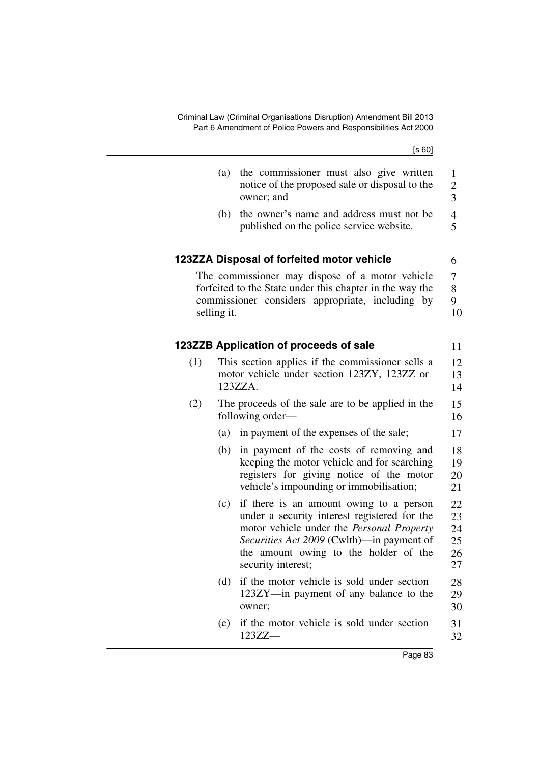(a) the commissioner must also give written notice of the proposed sale or disposal to the owner; and

(b) the owner's name and address must not be published on the police service website.

### 123ZZA Disposal of forfeited motor vehicle

The commissioner may dispose of a motor vehicle forfeited to the State under this chapter in the way the commissioner considers appropriate, including by selling it.

### 123ZZB Application of proceeds of sale

(1) This section applies if the commissioner sells a motor vehicle under section 123ZY, 123ZZ or 123ZZA.

(2) The proceeds of the sale are to be applied in the following order—

(a) in payment of the expenses of the sale;

(b) in payment of the costs of removing and keeping the motor vehicle and for searching registers for giving notice of the motor vehicle's impounding or immobilisation;

(c) if there is an amount owing to a person under a security interest registered for the motor vehicle under the *Personal Property Securities Act 2009* (Cwlth)—in payment of the amount owing to the holder of the security interest;

(d) if the motor vehicle is sold under section 123ZY—in payment of any balance to the owner;

(e) if the motor vehicle is sold under section 123ZZ—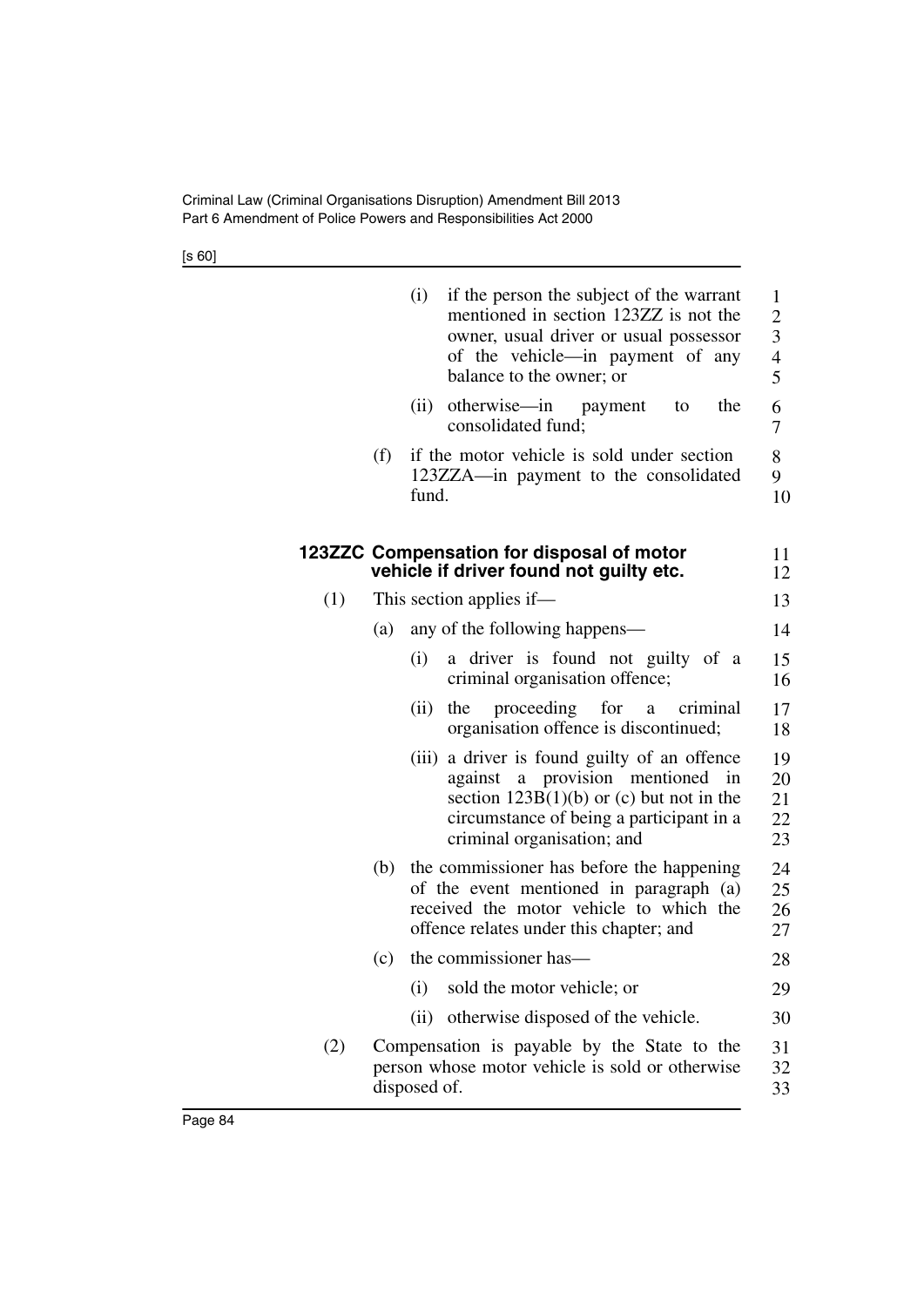(i) if the person the subject of the warrant mentioned in section 123ZZ is not the owner, usual driver or usual possessor of the vehicle—in payment of any balance to the owner; or

(ii) otherwise—in payment to the consolidated fund;

(f) if the motor vehicle is sold under section 123ZZA—in payment to the consolidated fund.

### 123ZZC Compensation for disposal of motor vehicle if driver found not guilty etc.

(1) This section applies if—

(a) any of the following happens—

(i) a driver is found not guilty of a criminal organisation offence;

(ii) the proceeding for a criminal organisation offence is discontinued;

(iii) a driver is found guilty of an offence against a provision mentioned in section 123B(1)(b) or (c) but not in the circumstance of being a participant in a criminal organisation; and

(b) the commissioner has before the happening of the event mentioned in paragraph (a) received the motor vehicle to which the offence relates under this chapter; and

(c) the commissioner has—

(i) sold the motor vehicle; or

(ii) otherwise disposed of the vehicle.

(2) Compensation is payable by the State to the person whose motor vehicle is sold or otherwise disposed of.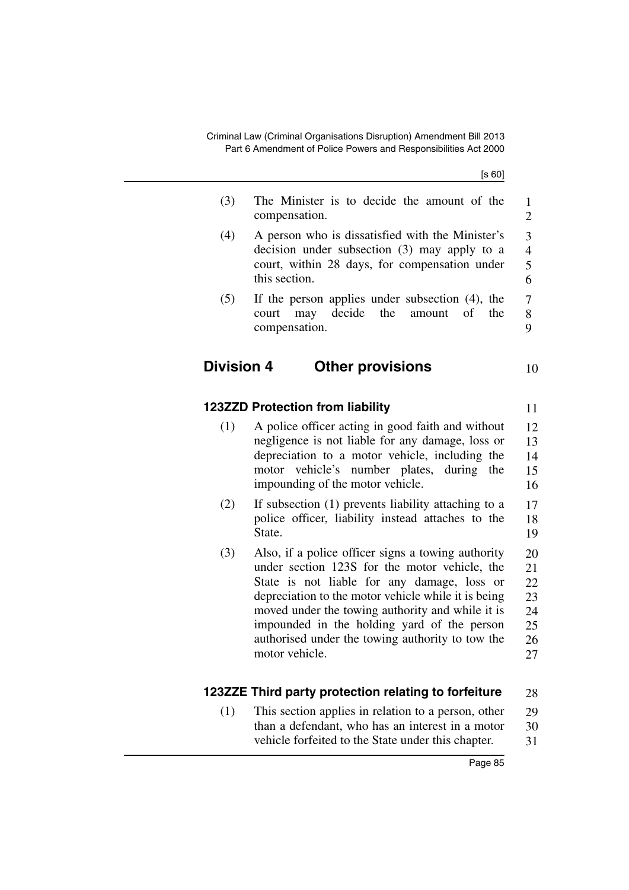(3) The Minister is to decide the amount of the compensation.

(4) A person who is dissatisfied with the Minister's decision under subsection (3) may apply to a court, within 28 days, for compensation under this section.

(5) If the person applies under subsection (4), the court may decide the amount of the compensation.

## Division 4 Other provisions

### 123ZZD Protection from liability

(1) A police officer acting in good faith and without negligence is not liable for any damage, loss or depreciation to a motor vehicle, including the motor vehicle's number plates, during the impounding of the motor vehicle.

(2) If subsection (1) prevents liability attaching to a police officer, liability instead attaches to the State.

(3) Also, if a police officer signs a towing authority under section 123S for the motor vehicle, the State is not liable for any damage, loss or depreciation to the motor vehicle while it is being moved under the towing authority and while it is impounded in the holding yard of the person authorised under the towing authority to tow the motor vehicle.

### 123ZZE Third party protection relating to forfeiture

(1) This section applies in relation to a person, other than a defendant, who has an interest in a motor vehicle forfeited to the State under this chapter.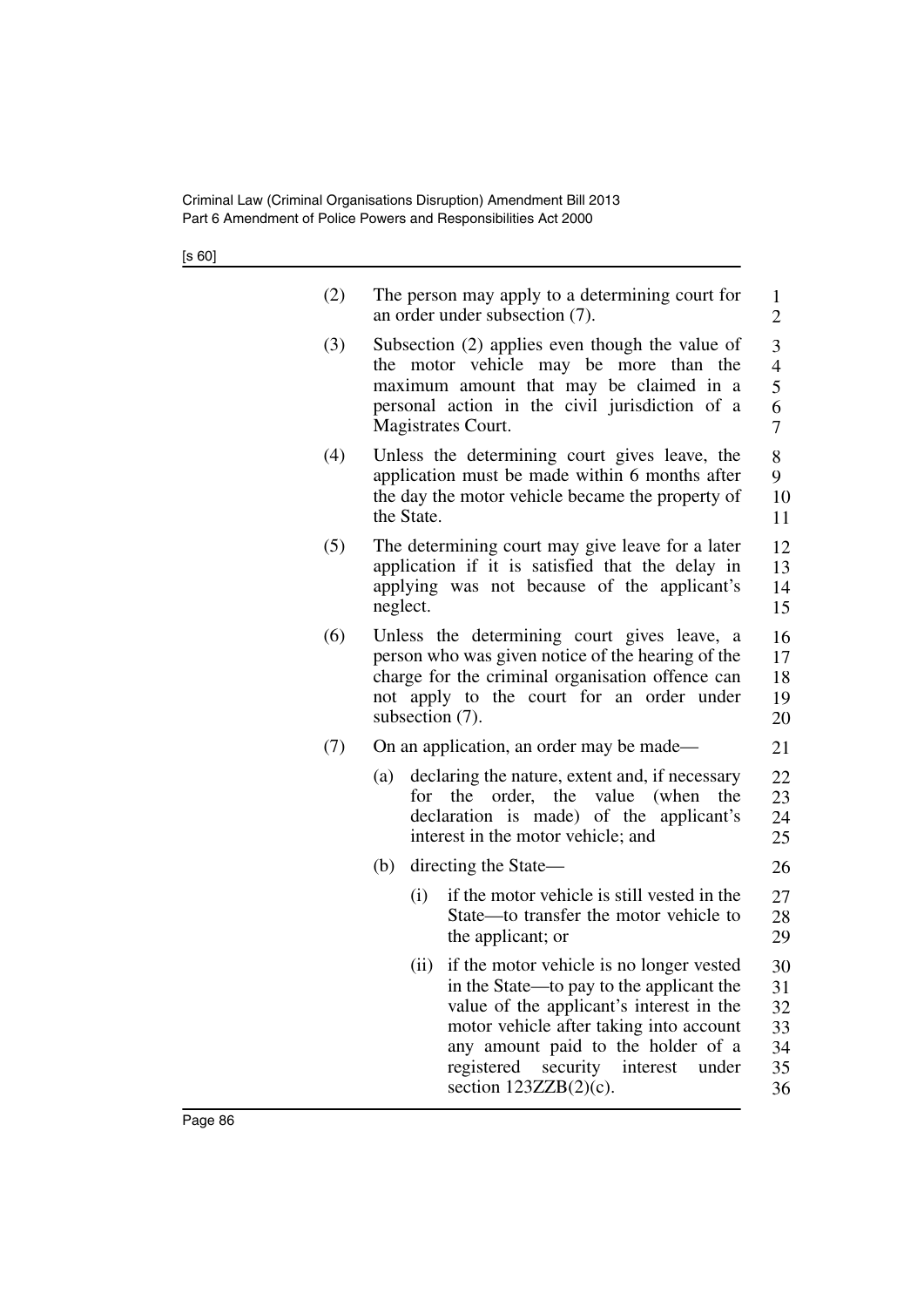(2) The person may apply to a determining court for an order under subsection (7).

(3) Subsection (2) applies even though the value of the motor vehicle may be more than the maximum amount that may be claimed in a personal action in the civil jurisdiction of a Magistrates Court.

(4) Unless the determining court gives leave, the application must be made within 6 months after the day the motor vehicle became the property of the State.

(5) The determining court may give leave for a later application if it is satisfied that the delay in applying was not because of the applicant's neglect.

(6) Unless the determining court gives leave, a person who was given notice of the hearing of the charge for the criminal organisation offence can not apply to the court for an order under subsection (7).

(7) On an application, an order may be made—

- (a) declaring the nature, extent and, if necessary for the order, the value (when the declaration is made) of the applicant's interest in the motor vehicle; and
- (b) directing the State—
  - (i) if the motor vehicle is still vested in the State—to transfer the motor vehicle to the applicant; or
  - (ii) if the motor vehicle is no longer vested in the State—to pay to the applicant the value of the applicant's interest in the motor vehicle after taking into account any amount paid to the holder of a registered security interest under section 123ZZB(2)(c).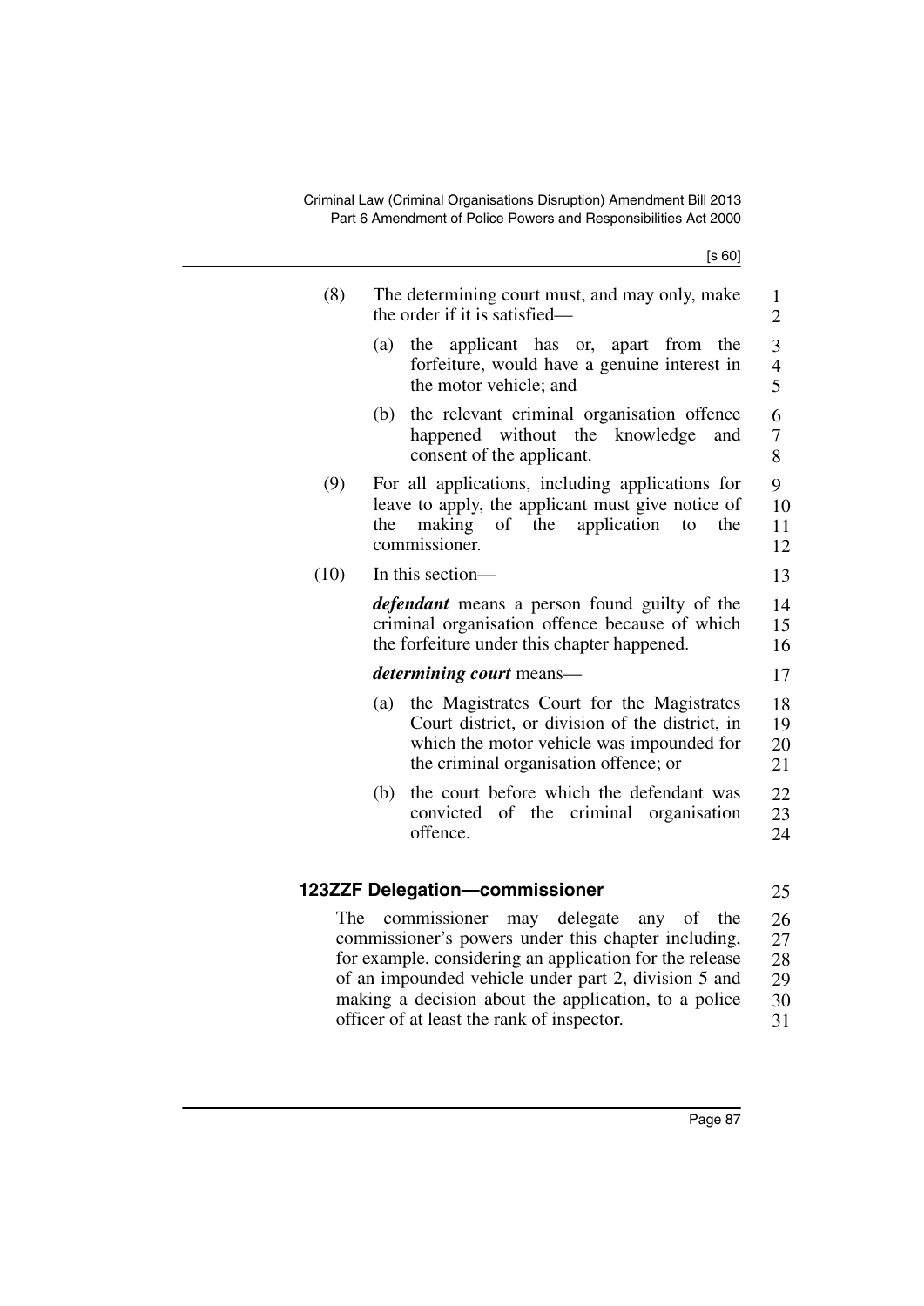(8) The determining court must, and may only, make the order if it is satisfied—

(a) the applicant has or, apart from the forfeiture, would have a genuine interest in the motor vehicle; and

(b) the relevant criminal organisation offence happened without the knowledge and consent of the applicant.

(9) For all applications, including applications for leave to apply, the applicant must give notice of the making of the application to the commissioner.

(10) In this section—

***defendant*** means a person found guilty of the criminal organisation offence because of which the forfeiture under this chapter happened.

***determining court*** means—

(a) the Magistrates Court for the Magistrates Court district, or division of the district, in which the motor vehicle was impounded for the criminal organisation offence; or

(b) the court before which the defendant was convicted of the criminal organisation offence.

### 123ZZF Delegation—commissioner

The commissioner may delegate any of the commissioner's powers under this chapter including, for example, considering an application for the release of an impounded vehicle under part 2, division 5 and making a decision about the application, to a police officer of at least the rank of inspector.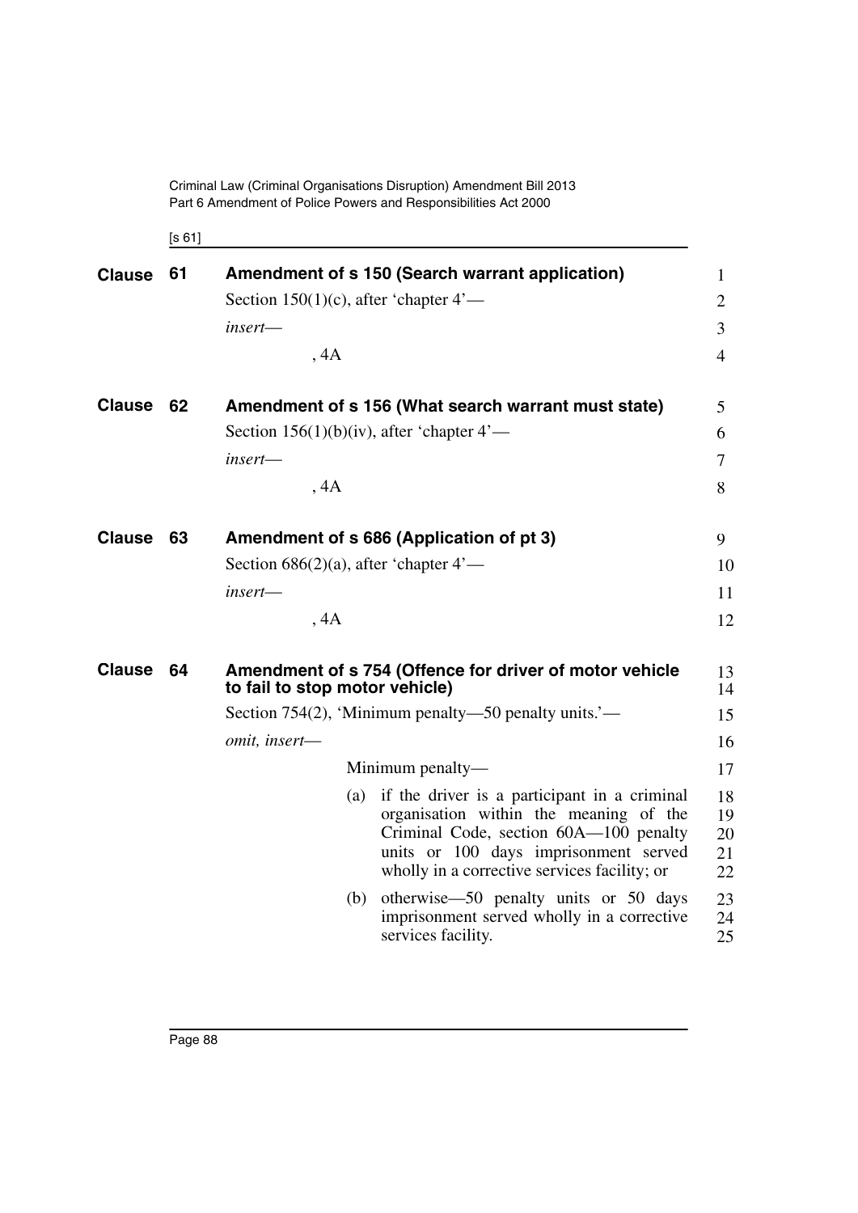**Clause 61 Amendment of s 150 (Search warrant application)**

Section 150(1)(c), after 'chapter 4'—

*insert*—

, 4A

**Clause 62 Amendment of s 156 (What search warrant must state)**

Section 156(1)(b)(iv), after 'chapter 4'—

*insert*—

, 4A

**Clause 63 Amendment of s 686 (Application of pt 3)**

Section 686(2)(a), after 'chapter 4'—

*insert*—

, 4A

**Clause 64 Amendment of s 754 (Offence for driver of motor vehicle to fail to stop motor vehicle)**

Section 754(2), 'Minimum penalty—50 penalty units.'—

*omit, insert*—

Minimum penalty—

(a) if the driver is a participant in a criminal organisation within the meaning of the Criminal Code, section 60A—100 penalty units or 100 days imprisonment served wholly in a corrective services facility; or

(b) otherwise—50 penalty units or 50 days imprisonment served wholly in a corrective services facility.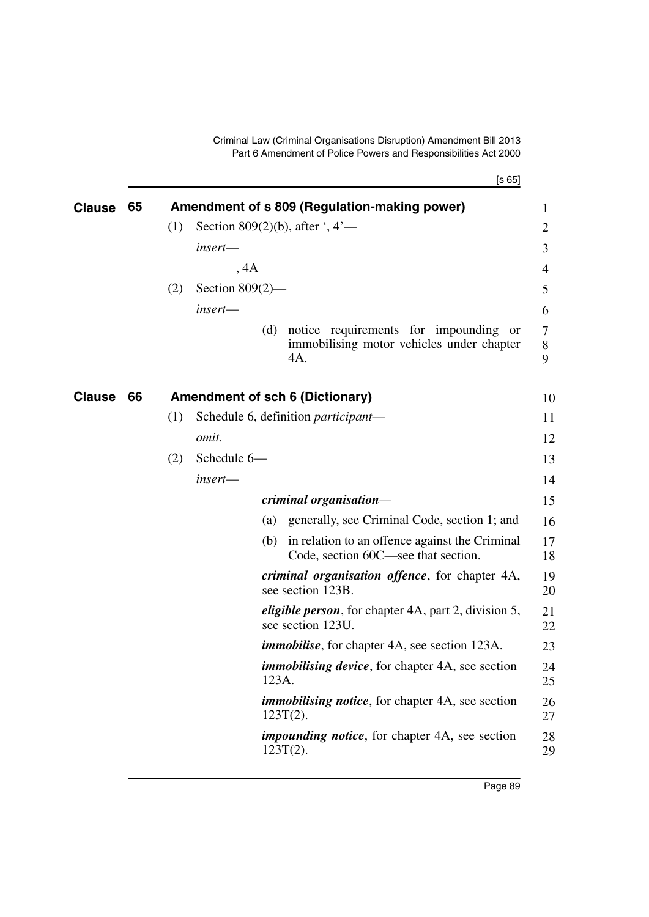## Clause 65 Amendment of s 809 (Regulation-making power)

(1) Section 809(2)(b), after ', 4'—

*insert*—

, 4A

(2) Section 809(2)—

*insert*—

(d) notice requirements for impounding or immobilising motor vehicles under chapter 4A.

## Clause 66 Amendment of sch 6 (Dictionary)

(1) Schedule 6, definition *participant*—

*omit.*

(2) Schedule 6—

*insert*—

***criminal organisation***—

(a) generally, see Criminal Code, section 1; and

(b) in relation to an offence against the Criminal Code, section 60C—see that section.

***criminal organisation offence***, for chapter 4A, see section 123B.

***eligible person***, for chapter 4A, part 2, division 5, see section 123U.

***immobilise***, for chapter 4A, see section 123A.

***immobilising device***, for chapter 4A, see section 123A.

***immobilising notice***, for chapter 4A, see section 123T(2).

***impounding notice***, for chapter 4A, see section 123T(2).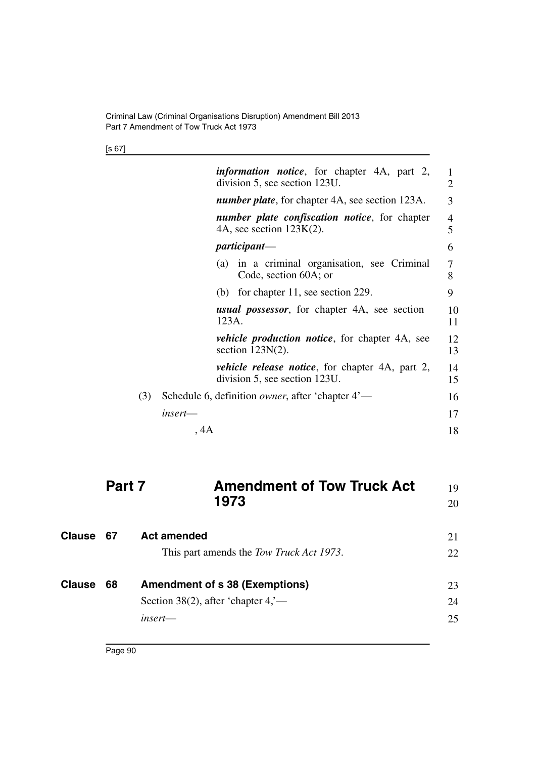***information notice***, for chapter 4A, part 2, division 5, see section 123U.

***number plate***, for chapter 4A, see section 123A.

***number plate confiscation notice***, for chapter 4A, see section 123K(2).

***participant***—

(a) in a criminal organisation, see Criminal Code, section 60A; or

(b) for chapter 11, see section 229.

***usual possessor***, for chapter 4A, see section 123A.

***vehicle production notice***, for chapter 4A, see section 123N(2).

***vehicle release notice***, for chapter 4A, part 2, division 5, see section 123U.

(3) Schedule 6, definition *owner*, after 'chapter 4'—

*insert*—

, 4A

# Part 7 Amendment of Tow Truck Act 1973

## Clause 67 Act amended

This part amends the *Tow Truck Act 1973*.

## Clause 68 Amendment of s 38 (Exemptions)

Section 38(2), after 'chapter 4,'—

*insert*—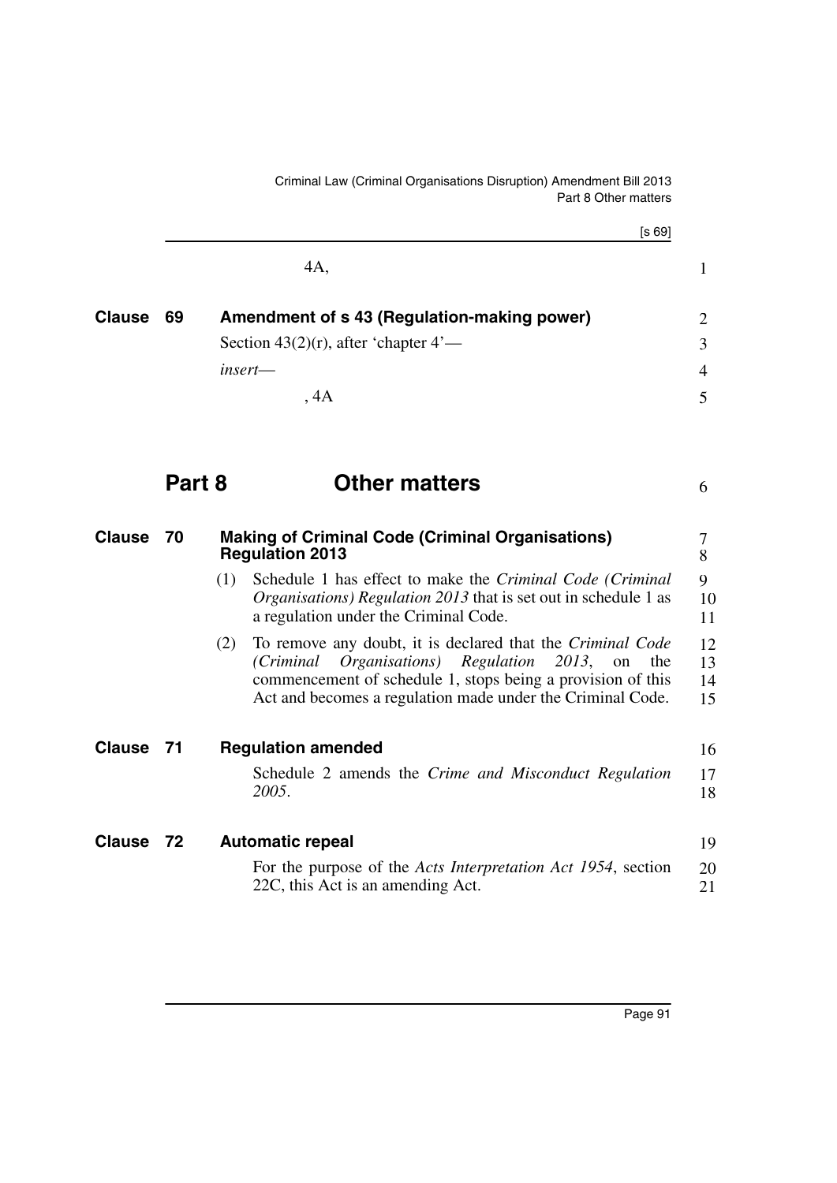4A,

### Clause 69 Amendment of s 43 (Regulation-making power)

Section 43(2)(r), after 'chapter 4'—

*insert*—

, 4A

## Part 8 Other matters

### Clause 70 Making of Criminal Code (Criminal Organisations) Regulation 2013

(1) Schedule 1 has effect to make the *Criminal Code (Criminal Organisations) Regulation 2013* that is set out in schedule 1 as a regulation under the Criminal Code.

(2) To remove any doubt, it is declared that the *Criminal Code (Criminal Organisations) Regulation 2013*, on the commencement of schedule 1, stops being a provision of this Act and becomes a regulation made under the Criminal Code.

### Clause 71 Regulation amended

Schedule 2 amends the *Crime and Misconduct Regulation 2005*.

### Clause 72 Automatic repeal

For the purpose of the *Acts Interpretation Act 1954*, section 22C, this Act is an amending Act.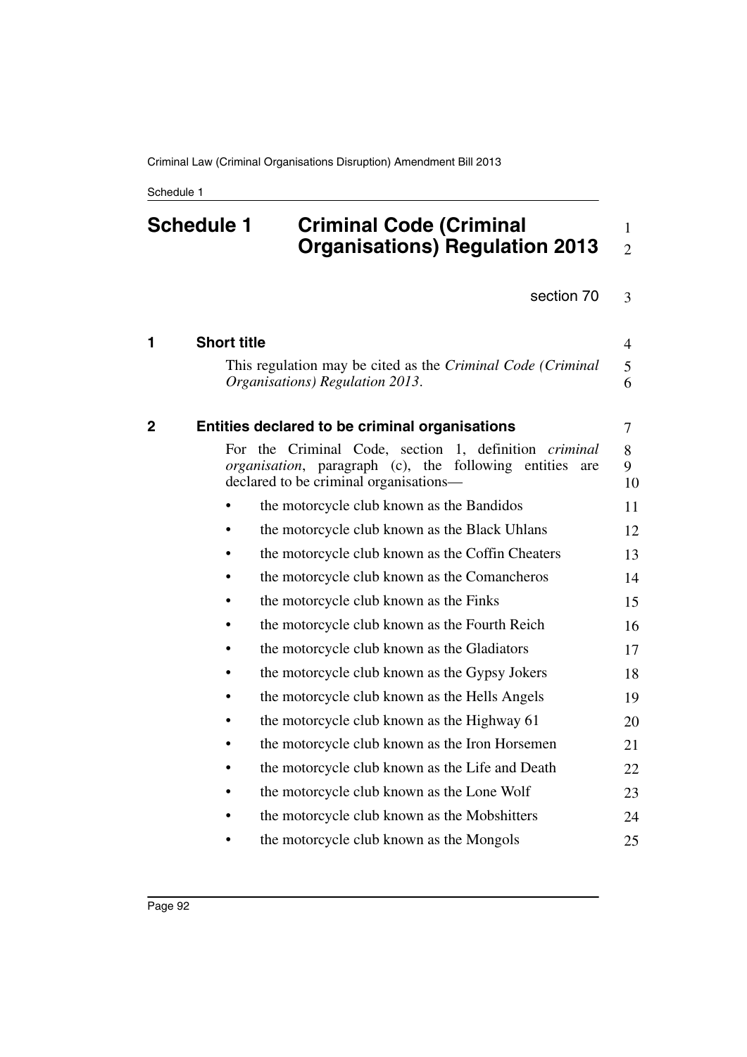# Schedule 1 Criminal Code (Criminal Organisations) Regulation 2013

section 70

## 1 Short title

This regulation may be cited as the *Criminal Code (Criminal Organisations) Regulation 2013*.

## 2 Entities declared to be criminal organisations

For the Criminal Code, section 1, definition *criminal organisation*, paragraph (c), the following entities are declared to be criminal organisations—

- the motorcycle club known as the Bandidos
- the motorcycle club known as the Black Uhlans
- the motorcycle club known as the Coffin Cheaters
- the motorcycle club known as the Comancheros
- the motorcycle club known as the Finks
- the motorcycle club known as the Fourth Reich
- the motorcycle club known as the Gladiators
- the motorcycle club known as the Gypsy Jokers
- the motorcycle club known as the Hells Angels
- the motorcycle club known as the Highway 61
- the motorcycle club known as the Iron Horsemen
- the motorcycle club known as the Life and Death
- the motorcycle club known as the Lone Wolf
- the motorcycle club known as the Mobshitters
- the motorcycle club known as the Mongols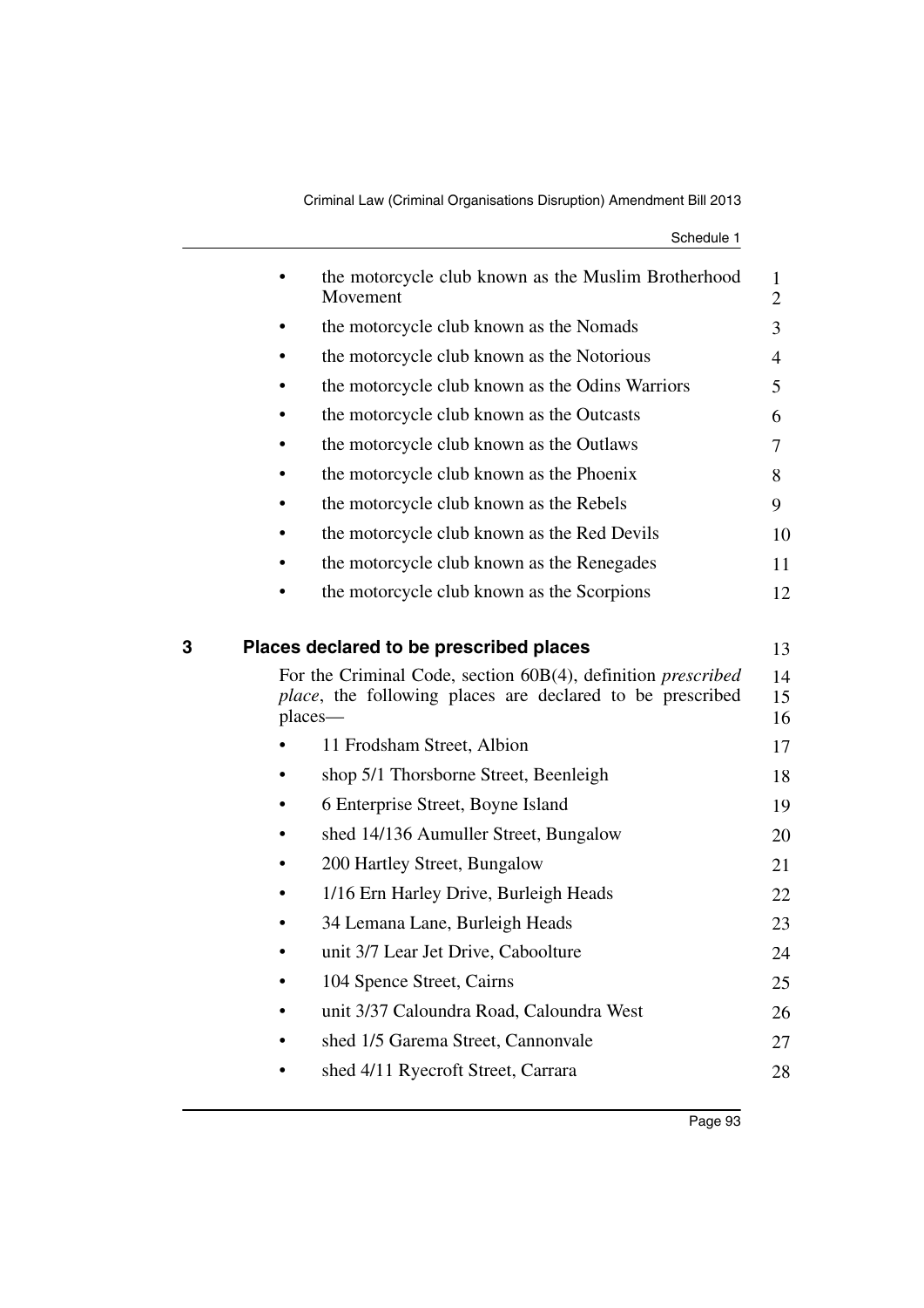- the motorcycle club known as the Muslim Brotherhood Movement
- the motorcycle club known as the Nomads
- the motorcycle club known as the Notorious
- the motorcycle club known as the Odins Warriors
- the motorcycle club known as the Outcasts
- the motorcycle club known as the Outlaws
- the motorcycle club known as the Phoenix
- the motorcycle club known as the Rebels
- the motorcycle club known as the Red Devils
- the motorcycle club known as the Renegades
- the motorcycle club known as the Scorpions

## 3 Places declared to be prescribed places

For the Criminal Code, section 60B(4), definition *prescribed place*, the following places are declared to be prescribed places—

- 11 Frodsham Street, Albion
- shop 5/1 Thorsborne Street, Beenleigh
- 6 Enterprise Street, Boyne Island
- shed 14/136 Aumuller Street, Bungalow
- 200 Hartley Street, Bungalow
- 1/16 Ern Harley Drive, Burleigh Heads
- 34 Lemana Lane, Burleigh Heads
- unit 3/7 Lear Jet Drive, Caboolture
- 104 Spence Street, Cairns
- unit 3/37 Caloundra Road, Caloundra West
- shed 1/5 Garema Street, Cannonvale
- shed 4/11 Ryecroft Street, Carrara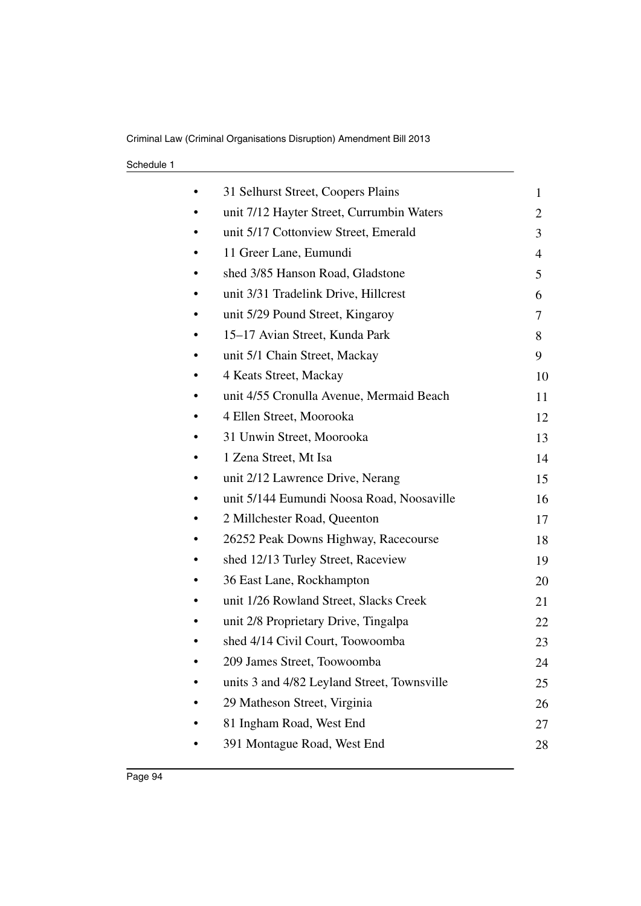- 31 Selhurst Street, Coopers Plains
- unit 7/12 Hayter Street, Currumbin Waters
- unit 5/17 Cottonview Street, Emerald
- 11 Greer Lane, Eumundi
- shed 3/85 Hanson Road, Gladstone
- unit 3/31 Tradelink Drive, Hillcrest
- unit 5/29 Pound Street, Kingaroy
- 15–17 Avian Street, Kunda Park
- unit 5/1 Chain Street, Mackay
- 4 Keats Street, Mackay
- unit 4/55 Cronulla Avenue, Mermaid Beach
- 4 Ellen Street, Moorooka
- 31 Unwin Street, Moorooka
- 1 Zena Street, Mt Isa
- unit 2/12 Lawrence Drive, Nerang
- unit 5/144 Eumundi Noosa Road, Noosaville
- 2 Millchester Road, Queenton
- 26252 Peak Downs Highway, Racecourse
- shed 12/13 Turley Street, Raceview
- 36 East Lane, Rockhampton
- unit 1/26 Rowland Street, Slacks Creek
- unit 2/8 Proprietary Drive, Tingalpa
- shed 4/14 Civil Court, Toowoomba
- 209 James Street, Toowoomba
- units 3 and 4/82 Leyland Street, Townsville
- 29 Matheson Street, Virginia
- 81 Ingham Road, West End
- 391 Montague Road, West End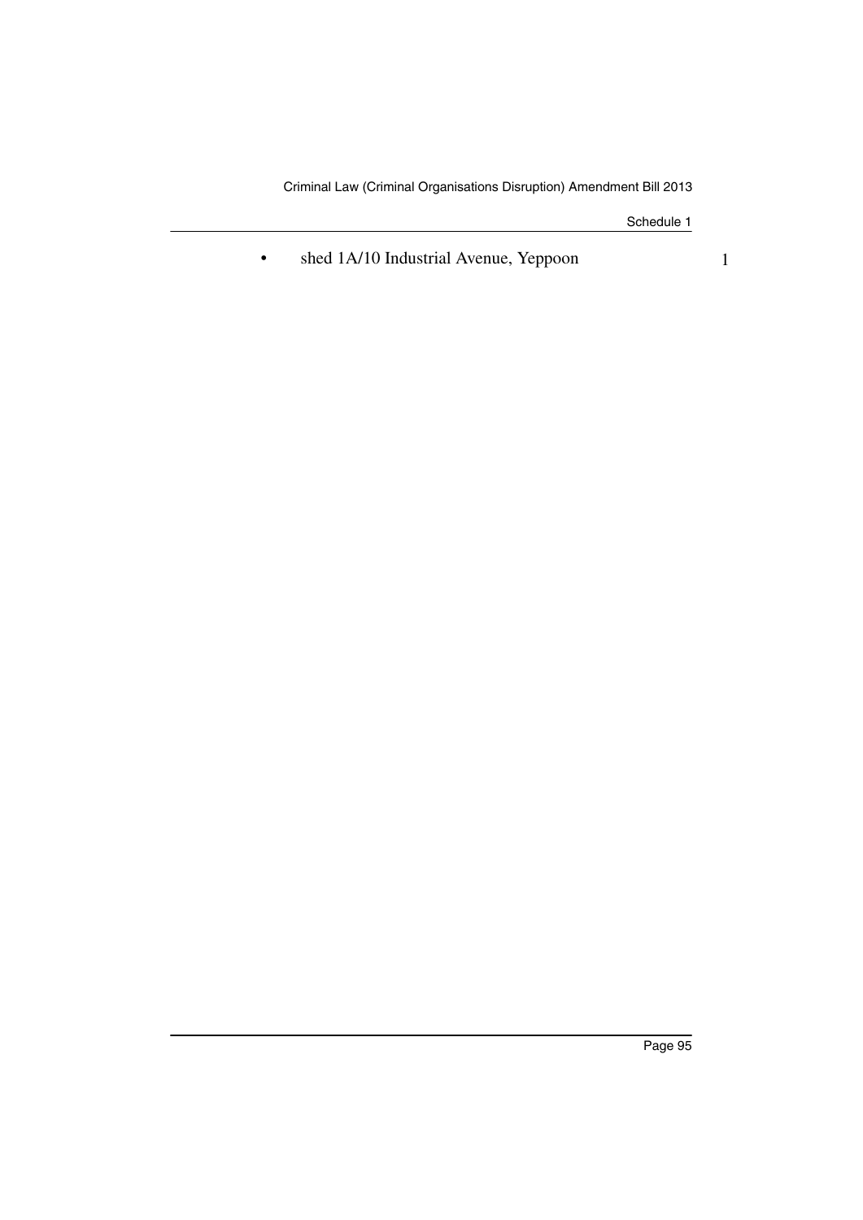- shed 1A/10 Industrial Avenue, Yeppoon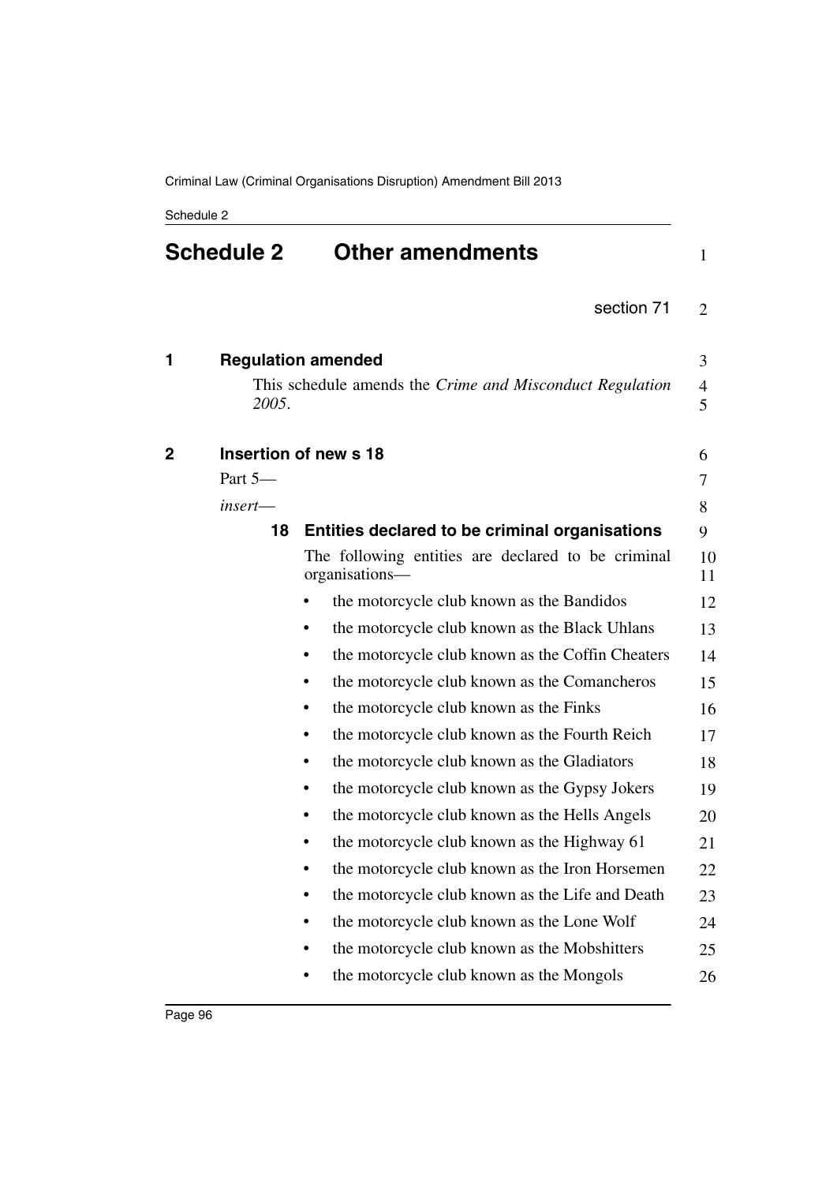# Schedule 2 Other amendments

section 71

## 1 Regulation amended

This schedule amends the *Crime and Misconduct Regulation 2005*.

## 2 Insertion of new s 18

Part 5—

*insert*—

### 18 Entities declared to be criminal organisations

The following entities are declared to be criminal organisations—

- the motorcycle club known as the Bandidos
- the motorcycle club known as the Black Uhlans
- the motorcycle club known as the Coffin Cheaters
- the motorcycle club known as the Comancheros
- the motorcycle club known as the Finks
- the motorcycle club known as the Fourth Reich
- the motorcycle club known as the Gladiators
- the motorcycle club known as the Gypsy Jokers
- the motorcycle club known as the Hells Angels
- the motorcycle club known as the Highway 61
- the motorcycle club known as the Iron Horsemen
- the motorcycle club known as the Life and Death
- the motorcycle club known as the Lone Wolf
- the motorcycle club known as the Mobshitters
- the motorcycle club known as the Mongols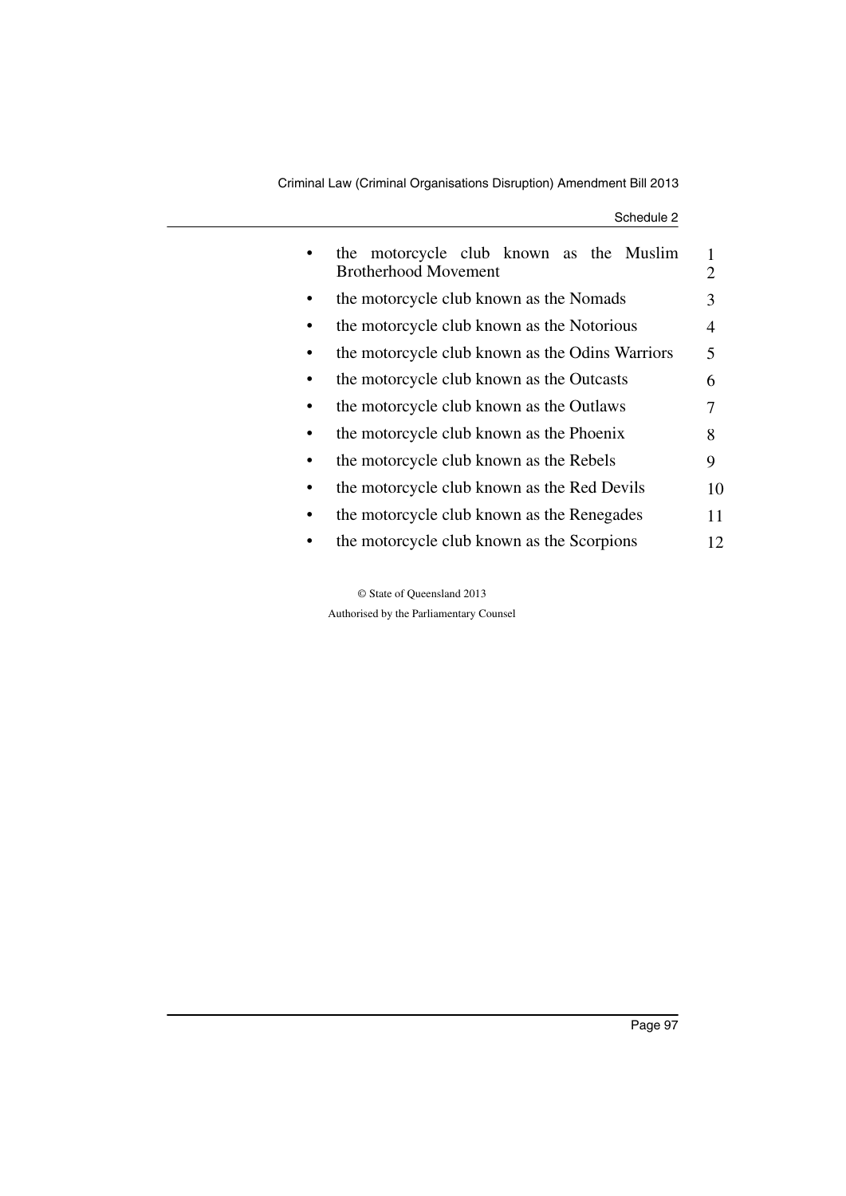- the motorcycle club known as the Muslim Brotherhood Movement
- the motorcycle club known as the Nomads
- the motorcycle club known as the Notorious
- the motorcycle club known as the Odins Warriors
- the motorcycle club known as the Outcasts
- the motorcycle club known as the Outlaws
- the motorcycle club known as the Phoenix
- the motorcycle club known as the Rebels
- the motorcycle club known as the Red Devils
- the motorcycle club known as the Renegades
- the motorcycle club known as the Scorpions

© State of Queensland 2013

Authorised by the Parliamentary Counsel